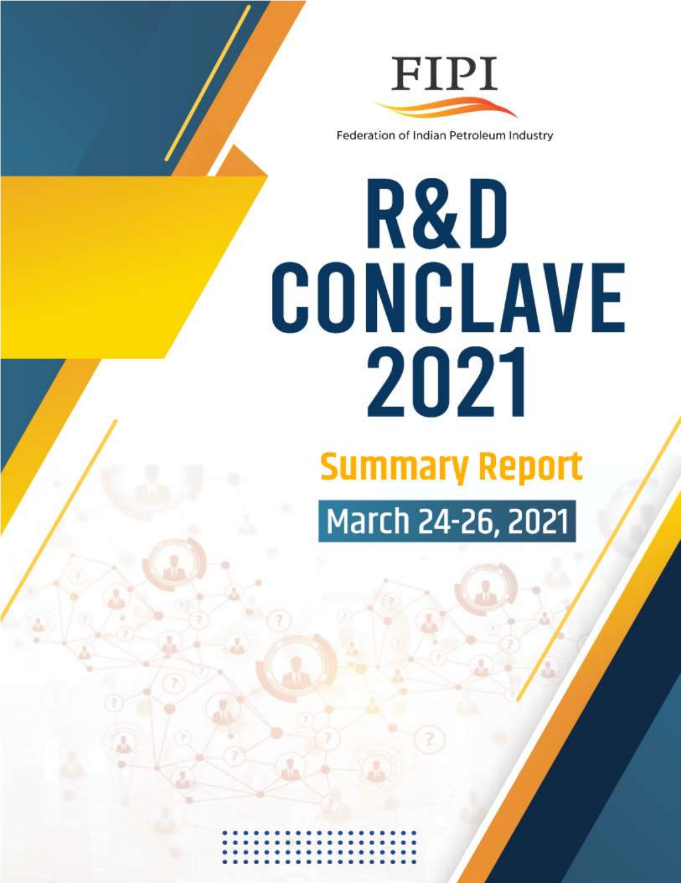FIPI

Federation of Indian Petroleum Industry

# R&D CONCLAVE 2021

## Summary Report

March 24-26, 2021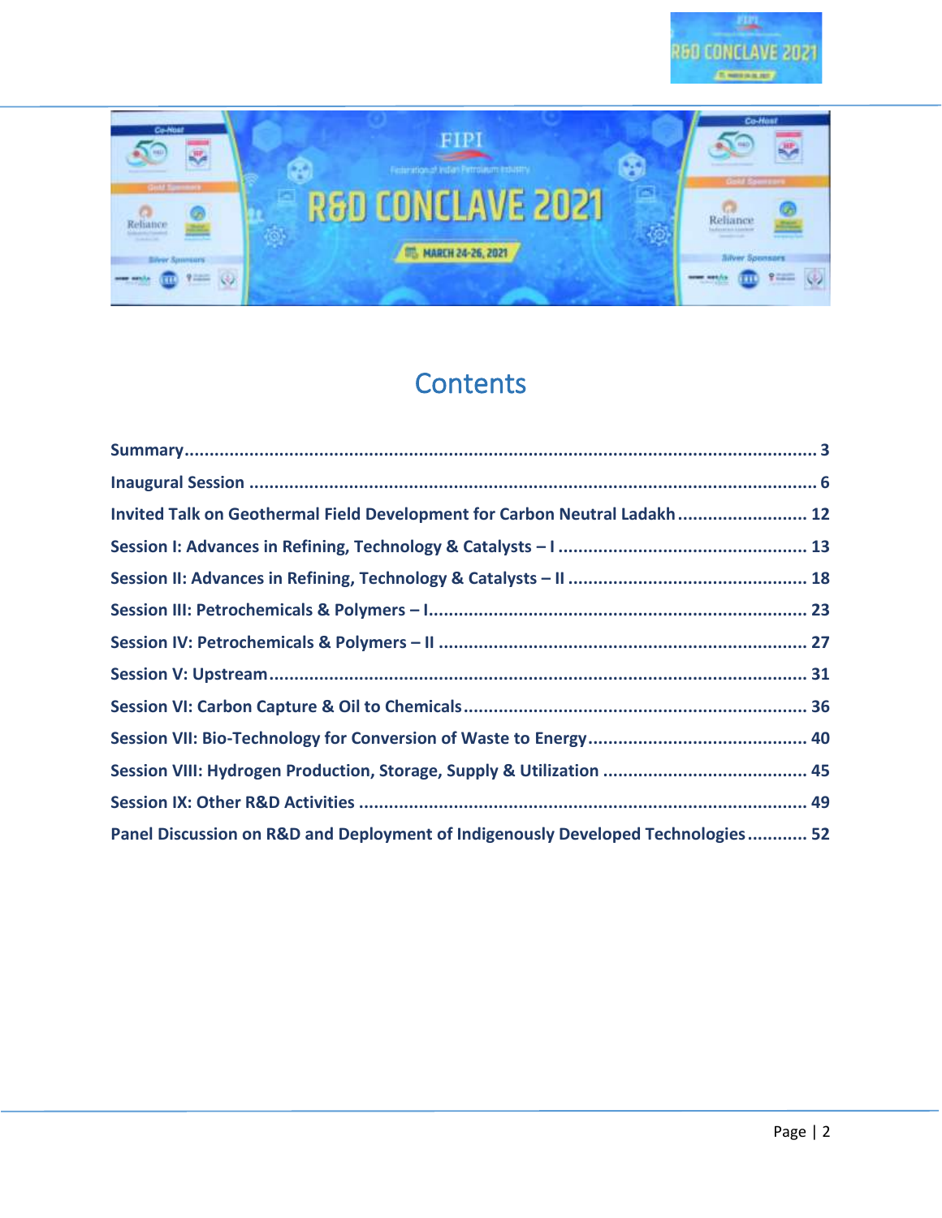# Contents

**Summary** ..... 3

**Inaugural Session** ..... 6

**Invited Talk on Geothermal Field Development for Carbon Neutral Ladakh** ..... 12

**Session I: Advances in Refining, Technology & Catalysts – I** ..... 13

**Session II: Advances in Refining, Technology & Catalysts – II** ..... 18

**Session III: Petrochemicals & Polymers – I** ..... 23

**Session IV: Petrochemicals & Polymers – II** ..... 27

**Session V: Upstream** ..... 31

**Session VI: Carbon Capture & Oil to Chemicals** ..... 36

**Session VII: Bio-Technology for Conversion of Waste to Energy** ..... 40

**Session VIII: Hydrogen Production, Storage, Supply & Utilization** ..... 45

**Session IX: Other R&D Activities** ..... 49

**Panel Discussion on R&D and Deployment of Indigenously Developed Technologies** ..... 52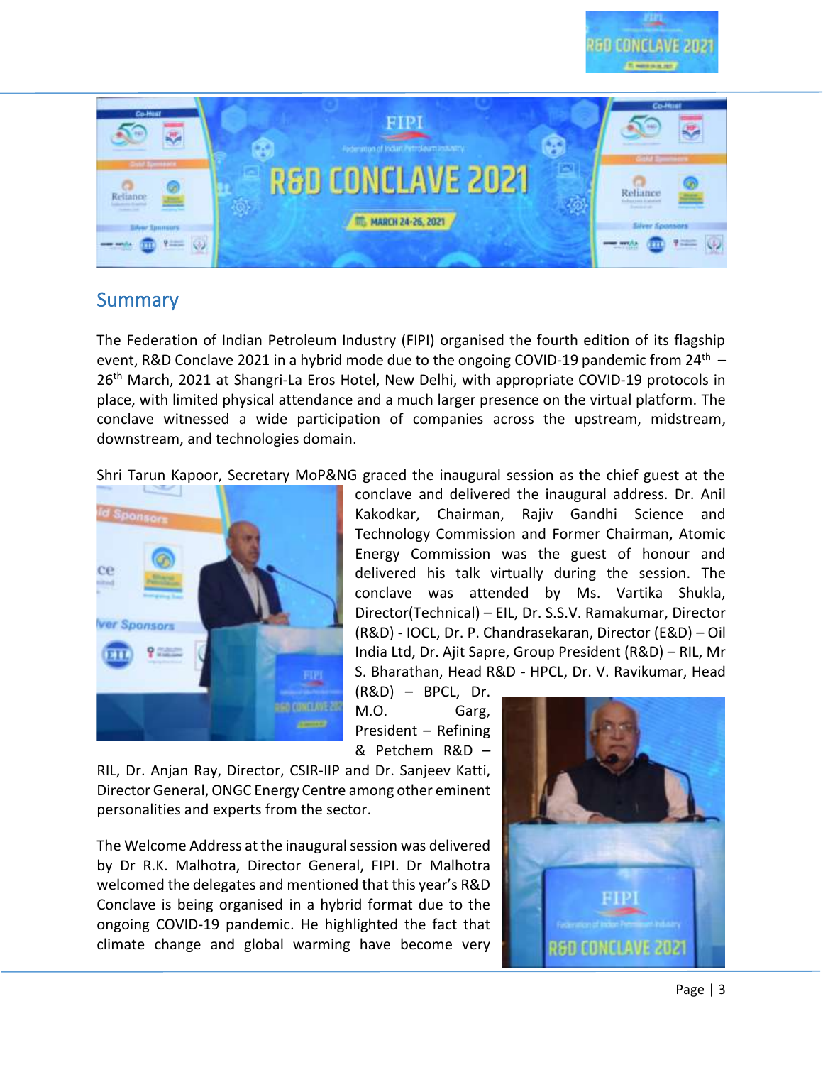## Summary

The Federation of Indian Petroleum Industry (FIPI) organised the fourth edition of its flagship event, R&D Conclave 2021 in a hybrid mode due to the ongoing COVID-19 pandemic from 24th – 26th March, 2021 at Shangri-La Eros Hotel, New Delhi, with appropriate COVID-19 protocols in place, with limited physical attendance and a much larger presence on the virtual platform. The conclave witnessed a wide participation of companies across the upstream, midstream, downstream, and technologies domain.

Shri Tarun Kapoor, Secretary MoP&NG graced the inaugural session as the chief guest at the conclave and delivered the inaugural address. Dr. Anil Kakodkar, Chairman, Rajiv Gandhi Science and Technology Commission and Former Chairman, Atomic Energy Commission was the guest of honour and delivered his talk virtually during the session. The conclave was attended by Ms. Vartika Shukla, Director(Technical) – EIL, Dr. S.S.V. Ramakumar, Director (R&D) - IOCL, Dr. P. Chandrasekaran, Director (E&D) – Oil India Ltd, Dr. Ajit Sapre, Group President (R&D) – RIL, Mr S. Bharathan, Head R&D - HPCL, Dr. V. Ravikumar, Head (R&D) – BPCL, Dr. M.O. Garg, President – Refining & Petchem R&D – RIL, Dr. Anjan Ray, Director, CSIR-IIP and Dr. Sanjeev Katti, Director General, ONGC Energy Centre among other eminent personalities and experts from the sector.

The Welcome Address at the inaugural session was delivered by Dr R.K. Malhotra, Director General, FIPI. Dr Malhotra welcomed the delegates and mentioned that this year's R&D Conclave is being organised in a hybrid format due to the ongoing COVID-19 pandemic. He highlighted the fact that climate change and global warming have become very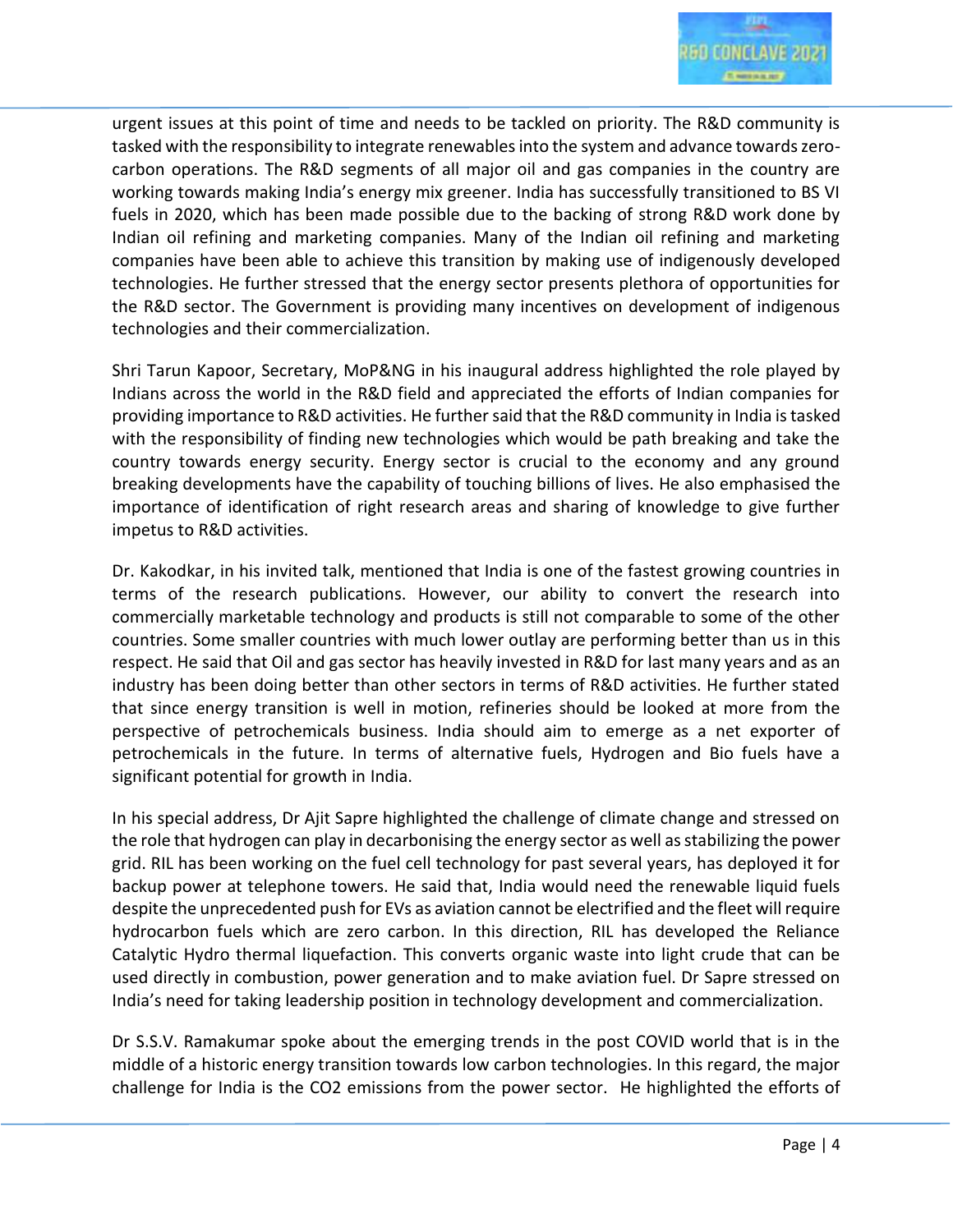urgent issues at this point of time and needs to be tackled on priority. The R&D community is tasked with the responsibility to integrate renewables into the system and advance towards zero-carbon operations. The R&D segments of all major oil and gas companies in the country are working towards making India's energy mix greener. India has successfully transitioned to BS VI fuels in 2020, which has been made possible due to the backing of strong R&D work done by Indian oil refining and marketing companies. Many of the Indian oil refining and marketing companies have been able to achieve this transition by making use of indigenously developed technologies. He further stressed that the energy sector presents plethora of opportunities for the R&D sector. The Government is providing many incentives on development of indigenous technologies and their commercialization.

Shri Tarun Kapoor, Secretary, MoP&NG in his inaugural address highlighted the role played by Indians across the world in the R&D field and appreciated the efforts of Indian companies for providing importance to R&D activities. He further said that the R&D community in India is tasked with the responsibility of finding new technologies which would be path breaking and take the country towards energy security. Energy sector is crucial to the economy and any ground breaking developments have the capability of touching billions of lives. He also emphasised the importance of identification of right research areas and sharing of knowledge to give further impetus to R&D activities.

Dr. Kakodkar, in his invited talk, mentioned that India is one of the fastest growing countries in terms of the research publications. However, our ability to convert the research into commercially marketable technology and products is still not comparable to some of the other countries. Some smaller countries with much lower outlay are performing better than us in this respect. He said that Oil and gas sector has heavily invested in R&D for last many years and as an industry has been doing better than other sectors in terms of R&D activities. He further stated that since energy transition is well in motion, refineries should be looked at more from the perspective of petrochemicals business. India should aim to emerge as a net exporter of petrochemicals in the future. In terms of alternative fuels, Hydrogen and Bio fuels have a significant potential for growth in India.

In his special address, Dr Ajit Sapre highlighted the challenge of climate change and stressed on the role that hydrogen can play in decarbonising the energy sector as well as stabilizing the power grid. RIL has been working on the fuel cell technology for past several years, has deployed it for backup power at telephone towers. He said that, India would need the renewable liquid fuels despite the unprecedented push for EVs as aviation cannot be electrified and the fleet will require hydrocarbon fuels which are zero carbon. In this direction, RIL has developed the Reliance Catalytic Hydro thermal liquefaction. This converts organic waste into light crude that can be used directly in combustion, power generation and to make aviation fuel. Dr Sapre stressed on India's need for taking leadership position in technology development and commercialization.

Dr S.S.V. Ramakumar spoke about the emerging trends in the post COVID world that is in the middle of a historic energy transition towards low carbon technologies. In this regard, the major challenge for India is the $CO_2$ emissions from the power sector. He highlighted the efforts of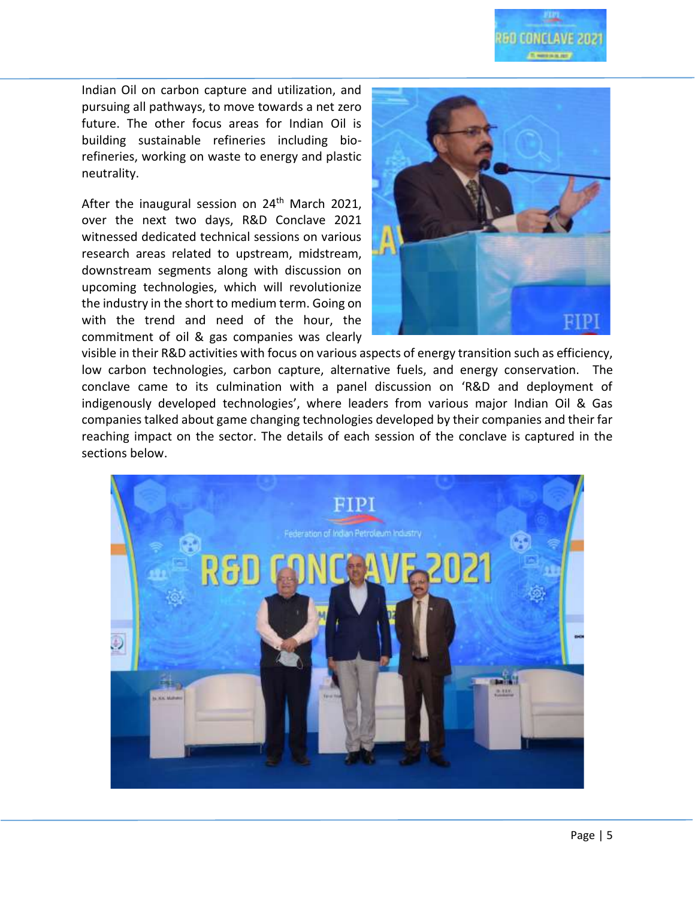Indian Oil on carbon capture and utilization, and pursuing all pathways, to move towards a net zero future. The other focus areas for Indian Oil is building sustainable refineries including bio-refineries, working on waste to energy and plastic neutrality.

After the inaugural session on 24th March 2021, over the next two days, R&D Conclave 2021 witnessed dedicated technical sessions on various research areas related to upstream, midstream, downstream segments along with discussion on upcoming technologies, which will revolutionize the industry in the short to medium term. Going on with the trend and need of the hour, the commitment of oil & gas companies was clearly visible in their R&D activities with focus on various aspects of energy transition such as efficiency, low carbon technologies, carbon capture, alternative fuels, and energy conservation. The conclave came to its culmination with a panel discussion on 'R&D and deployment of indigenously developed technologies', where leaders from various major Indian Oil & Gas companies talked about game changing technologies developed by their companies and their far reaching impact on the sector. The details of each session of the conclave is captured in the sections below.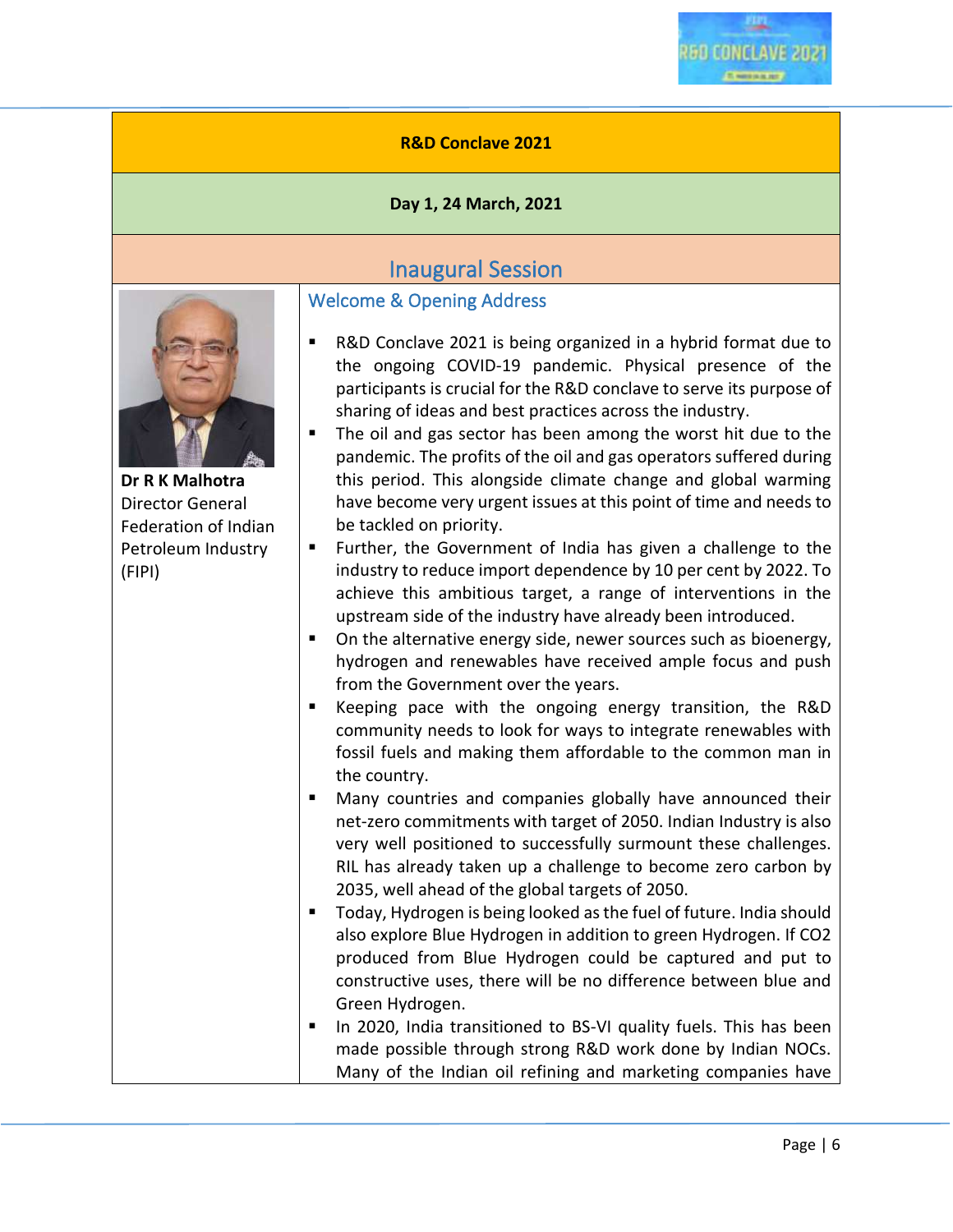**R&D Conclave 2021**

**Day 1, 24 March, 2021**

## Inaugural Session

**Dr R K Malhotra**
Director General
Federation of Indian Petroleum Industry (FIPI)

### Welcome & Opening Address

- R&D Conclave 2021 is being organized in a hybrid format due to the ongoing COVID-19 pandemic. Physical presence of the participants is crucial for the R&D conclave to serve its purpose of sharing of ideas and best practices across the industry.
- The oil and gas sector has been among the worst hit due to the pandemic. The profits of the oil and gas operators suffered during this period. This alongside climate change and global warming have become very urgent issues at this point of time and needs to be tackled on priority.
- Further, the Government of India has given a challenge to the industry to reduce import dependence by 10 per cent by 2022. To achieve this ambitious target, a range of interventions in the upstream side of the industry have already been introduced.
- On the alternative energy side, newer sources such as bioenergy, hydrogen and renewables have received ample focus and push from the Government over the years.
- Keeping pace with the ongoing energy transition, the R&D community needs to look for ways to integrate renewables with fossil fuels and making them affordable to the common man in the country.
- Many countries and companies globally have announced their net-zero commitments with target of 2050. Indian Industry is also very well positioned to successfully surmount these challenges. RIL has already taken up a challenge to become zero carbon by 2035, well ahead of the global targets of 2050.
- Today, Hydrogen is being looked as the fuel of future. India should also explore Blue Hydrogen in addition to green Hydrogen. If $CO_2$ produced from Blue Hydrogen could be captured and put to constructive uses, there will be no difference between blue and Green Hydrogen.
- In 2020, India transitioned to BS-VI quality fuels. This has been made possible through strong R&D work done by Indian NOCs. Many of the Indian oil refining and marketing companies have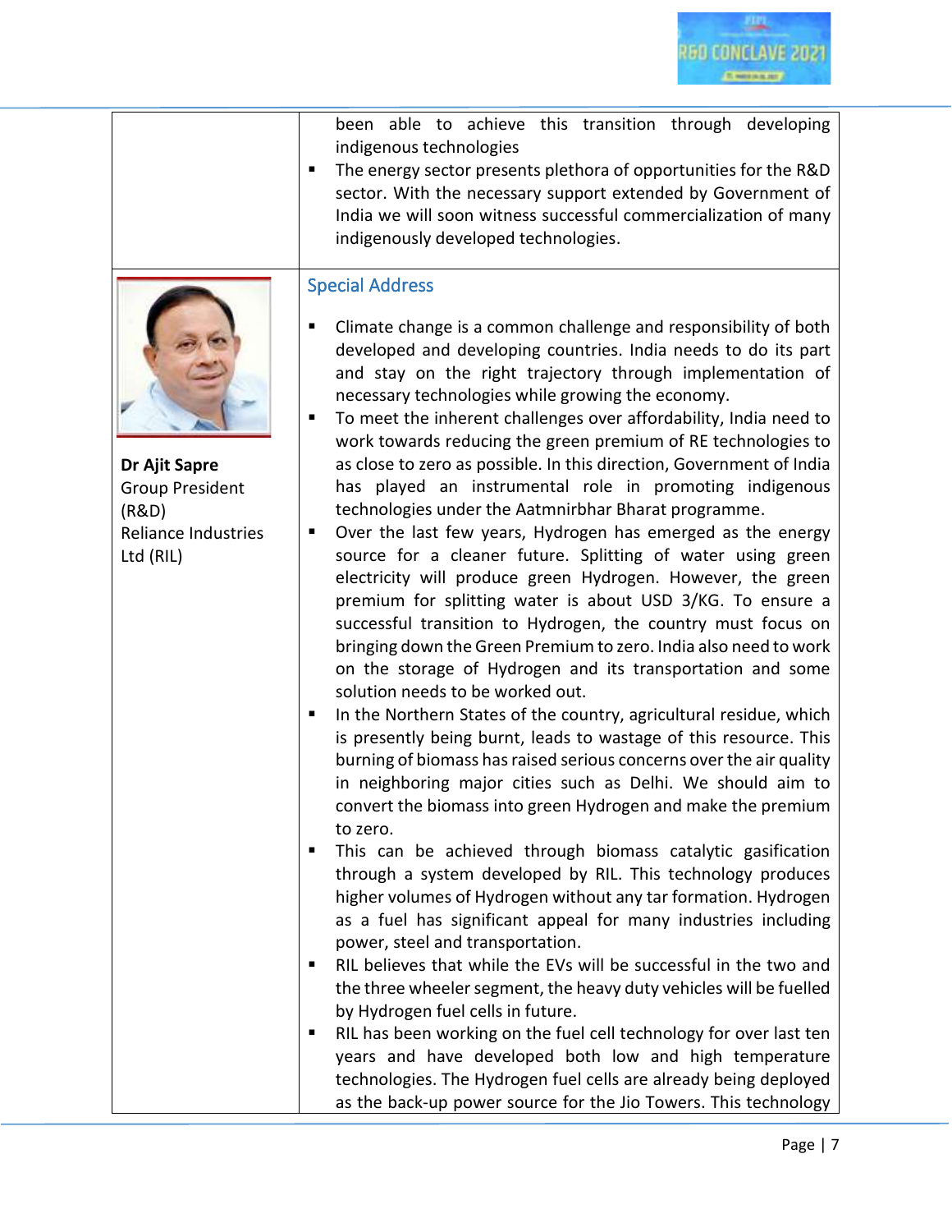|  |  |
| --- | --- |
|  | been able to achieve this transition through developing indigenous technologies<br>▪ The energy sector presents plethora of opportunities for the R&D sector. With the necessary support extended by Government of India we will soon witness successful commercialization of many indigenously developed technologies. |
| **Dr Ajit Sapre**<br>Group President (R&D)<br>Reliance Industries Ltd (RIL) | **Special Address**<br>▪ Climate change is a common challenge and responsibility of both developed and developing countries. India needs to do its part and stay on the right trajectory through implementation of necessary technologies while growing the economy.<br>▪ To meet the inherent challenges over affordability, India need to work towards reducing the green premium of RE technologies to as close to zero as possible. In this direction, Government of India has played an instrumental role in promoting indigenous technologies under the Aatmnirbhar Bharat programme.<br>▪ Over the last few years, Hydrogen has emerged as the energy source for a cleaner future. Splitting of water using green electricity will produce green Hydrogen. However, the green premium for splitting water is about USD 3/KG. To ensure a successful transition to Hydrogen, the country must focus on bringing down the Green Premium to zero. India also need to work on the storage of Hydrogen and its transportation and some solution needs to be worked out.<br>▪ In the Northern States of the country, agricultural residue, which is presently being burnt, leads to wastage of this resource. This burning of biomass has raised serious concerns over the air quality in neighboring major cities such as Delhi. We should aim to convert the biomass into green Hydrogen and make the premium to zero.<br>▪ This can be achieved through biomass catalytic gasification through a system developed by RIL. This technology produces higher volumes of Hydrogen without any tar formation. Hydrogen as a fuel has significant appeal for many industries including power, steel and transportation.<br>▪ RIL believes that while the EVs will be successful in the two and the three wheeler segment, the heavy duty vehicles will be fuelled by Hydrogen fuel cells in future.<br>▪ RIL has been working on the fuel cell technology for over last ten years and have developed both low and high temperature technologies. The Hydrogen fuel cells are already being deployed as the back-up power source for the Jio Towers. This technology |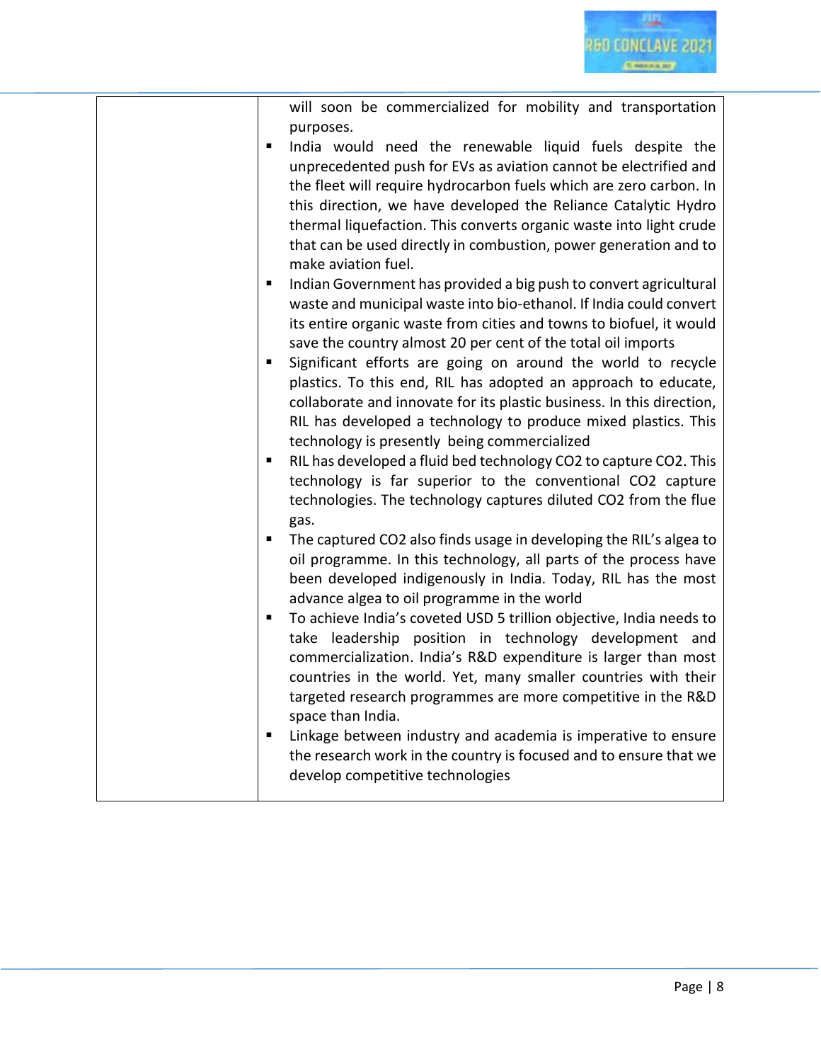| | |
|---|---|
| | will soon be commercialized for mobility and transportation purposes.<br>▪ India would need the renewable liquid fuels despite the unprecedented push for EVs as aviation cannot be electrified and the fleet will require hydrocarbon fuels which are zero carbon. In this direction, we have developed the Reliance Catalytic Hydro thermal liquefaction. This converts organic waste into light crude that can be used directly in combustion, power generation and to make aviation fuel.<br>▪ Indian Government has provided a big push to convert agricultural waste and municipal waste into bio-ethanol. If India could convert its entire organic waste from cities and towns to biofuel, it would save the country almost 20 per cent of the total oil imports<br>▪ Significant efforts are going on around the world to recycle plastics. To this end, RIL has adopted an approach to educate, collaborate and innovate for its plastic business. In this direction, RIL has developed a technology to produce mixed plastics. This technology is presently being commercialized<br>▪ RIL has developed a fluid bed technology $CO_2$ to capture $CO_2$. This technology is far superior to the conventional $CO_2$ capture technologies. The technology captures diluted $CO_2$ from the flue gas.<br>▪ The captured $CO_2$ also finds usage in developing the RIL's algea to oil programme. In this technology, all parts of the process have been developed indigenously in India. Today, RIL has the most advance algea to oil programme in the world<br>▪ To achieve India's coveted USD 5 trillion objective, India needs to take leadership position in technology development and commercialization. India's R&D expenditure is larger than most countries in the world. Yet, many smaller countries with their targeted research programmes are more competitive in the R&D space than India.<br>▪ Linkage between industry and academia is imperative to ensure the research work in the country is focused and to ensure that we develop competitive technologies |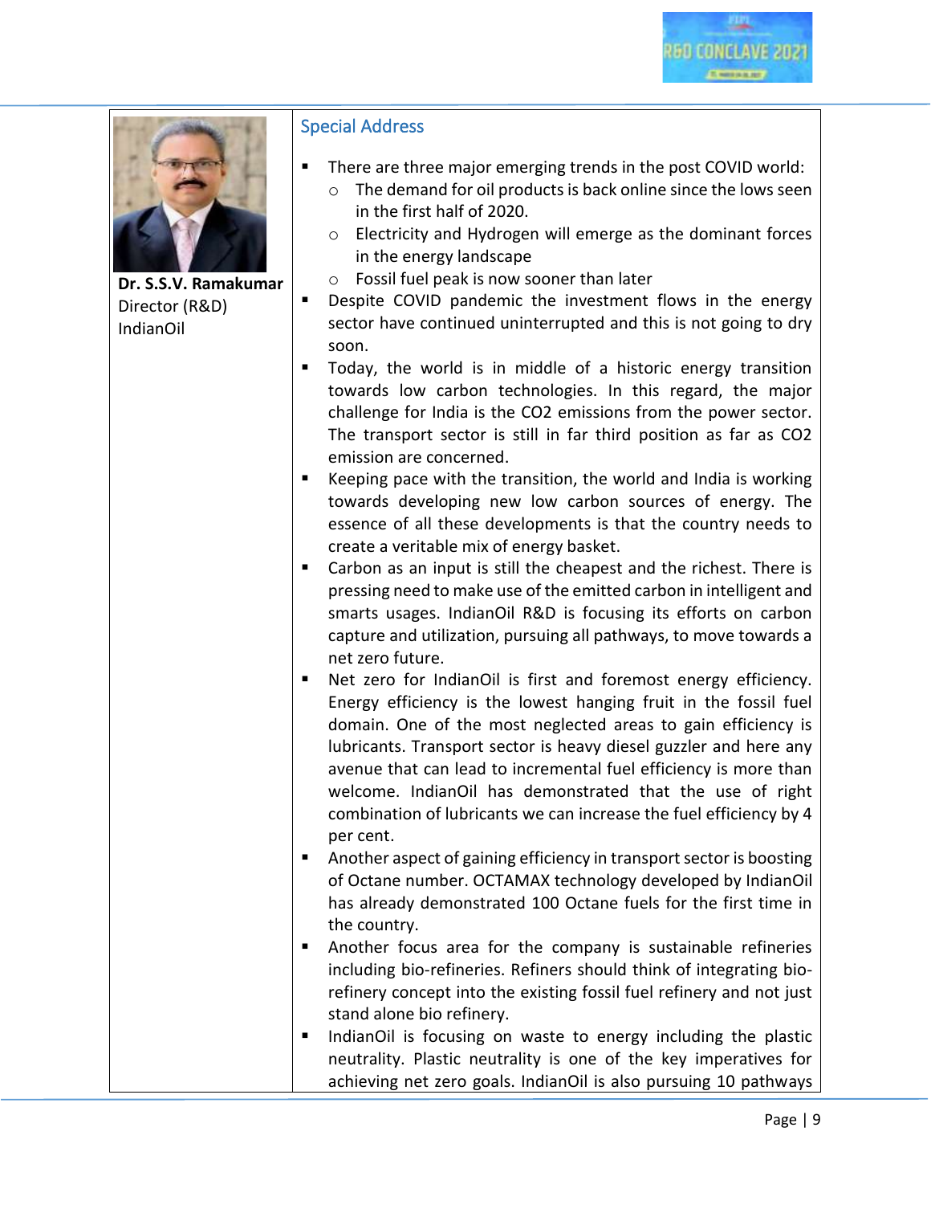**Dr. S.S.V. Ramakumar**
Director (R&D)
IndianOil

## Special Address

- There are three major emerging trends in the post COVID world:
  - The demand for oil products is back online since the lows seen in the first half of 2020.
  - Electricity and Hydrogen will emerge as the dominant forces in the energy landscape
  - Fossil fuel peak is now sooner than later
- Despite COVID pandemic the investment flows in the energy sector have continued uninterrupted and this is not going to dry soon.
- Today, the world is in middle of a historic energy transition towards low carbon technologies. In this regard, the major challenge for India is the CO2 emissions from the power sector. The transport sector is still in far third position as far as CO2 emission are concerned.
- Keeping pace with the transition, the world and India is working towards developing new low carbon sources of energy. The essence of all these developments is that the country needs to create a veritable mix of energy basket.
- Carbon as an input is still the cheapest and the richest. There is pressing need to make use of the emitted carbon in intelligent and smarts usages. IndianOil R&D is focusing its efforts on carbon capture and utilization, pursuing all pathways, to move towards a net zero future.
- Net zero for IndianOil is first and foremost energy efficiency. Energy efficiency is the lowest hanging fruit in the fossil fuel domain. One of the most neglected areas to gain efficiency is lubricants. Transport sector is heavy diesel guzzler and here any avenue that can lead to incremental fuel efficiency is more than welcome. IndianOil has demonstrated that the use of right combination of lubricants we can increase the fuel efficiency by 4 per cent.
- Another aspect of gaining efficiency in transport sector is boosting of Octane number. OCTAMAX technology developed by IndianOil has already demonstrated 100 Octane fuels for the first time in the country.
- Another focus area for the company is sustainable refineries including bio-refineries. Refiners should think of integrating bio-refinery concept into the existing fossil fuel refinery and not just stand alone bio refinery.
- IndianOil is focusing on waste to energy including the plastic neutrality. Plastic neutrality is one of the key imperatives for achieving net zero goals. IndianOil is also pursuing 10 pathways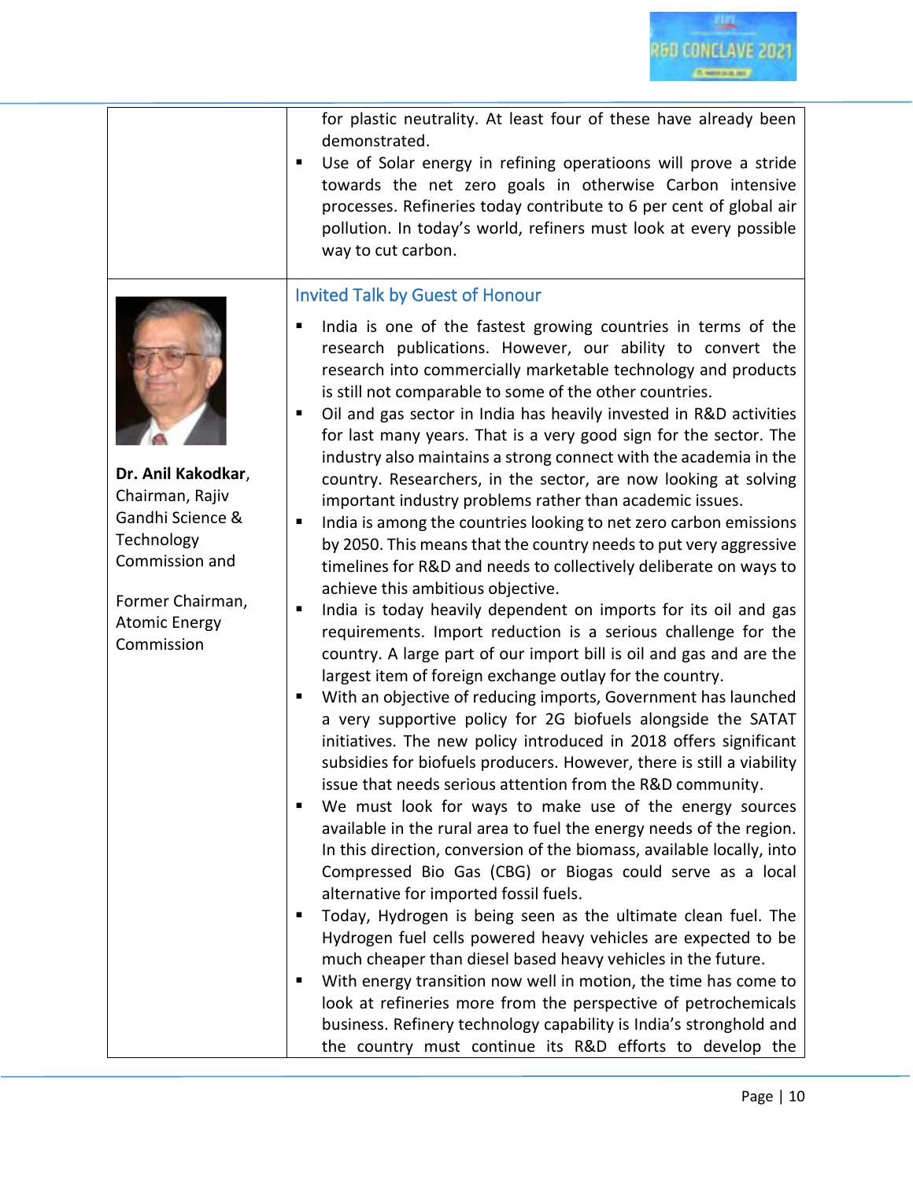for plastic neutrality. At least four of these have already been demonstrated.

- Use of Solar energy in refining operatioons will prove a stride towards the net zero goals in otherwise Carbon intensive processes. Refineries today contribute to 6 per cent of global air pollution. In today's world, refiners must look at every possible way to cut carbon.

**Dr. Anil Kakodkar**, Chairman, Rajiv Gandhi Science & Technology Commission and

Former Chairman, Atomic Energy Commission

### Invited Talk by Guest of Honour

- India is one of the fastest growing countries in terms of the research publications. However, our ability to convert the research into commercially marketable technology and products is still not comparable to some of the other countries.
- Oil and gas sector in India has heavily invested in R&D activities for last many years. That is a very good sign for the sector. The industry also maintains a strong connect with the academia in the country. Researchers, in the sector, are now looking at solving important industry problems rather than academic issues.
- India is among the countries looking to net zero carbon emissions by 2050. This means that the country needs to put very aggressive timelines for R&D and needs to collectively deliberate on ways to achieve this ambitious objective.
- India is today heavily dependent on imports for its oil and gas requirements. Import reduction is a serious challenge for the country. A large part of our import bill is oil and gas and are the largest item of foreign exchange outlay for the country.
- With an objective of reducing imports, Government has launched a very supportive policy for 2G biofuels alongside the SATAT initiatives. The new policy introduced in 2018 offers significant subsidies for biofuels producers. However, there is still a viability issue that needs serious attention from the R&D community.
- We must look for ways to make use of the energy sources available in the rural area to fuel the energy needs of the region. In this direction, conversion of the biomass, available locally, into Compressed Bio Gas (CBG) or Biogas could serve as a local alternative for imported fossil fuels.
- Today, Hydrogen is being seen as the ultimate clean fuel. The Hydrogen fuel cells powered heavy vehicles are expected to be much cheaper than diesel based heavy vehicles in the future.
- With energy transition now well in motion, the time has come to look at refineries more from the perspective of petrochemicals business. Refinery technology capability is India's stronghold and the country must continue its R&D efforts to develop the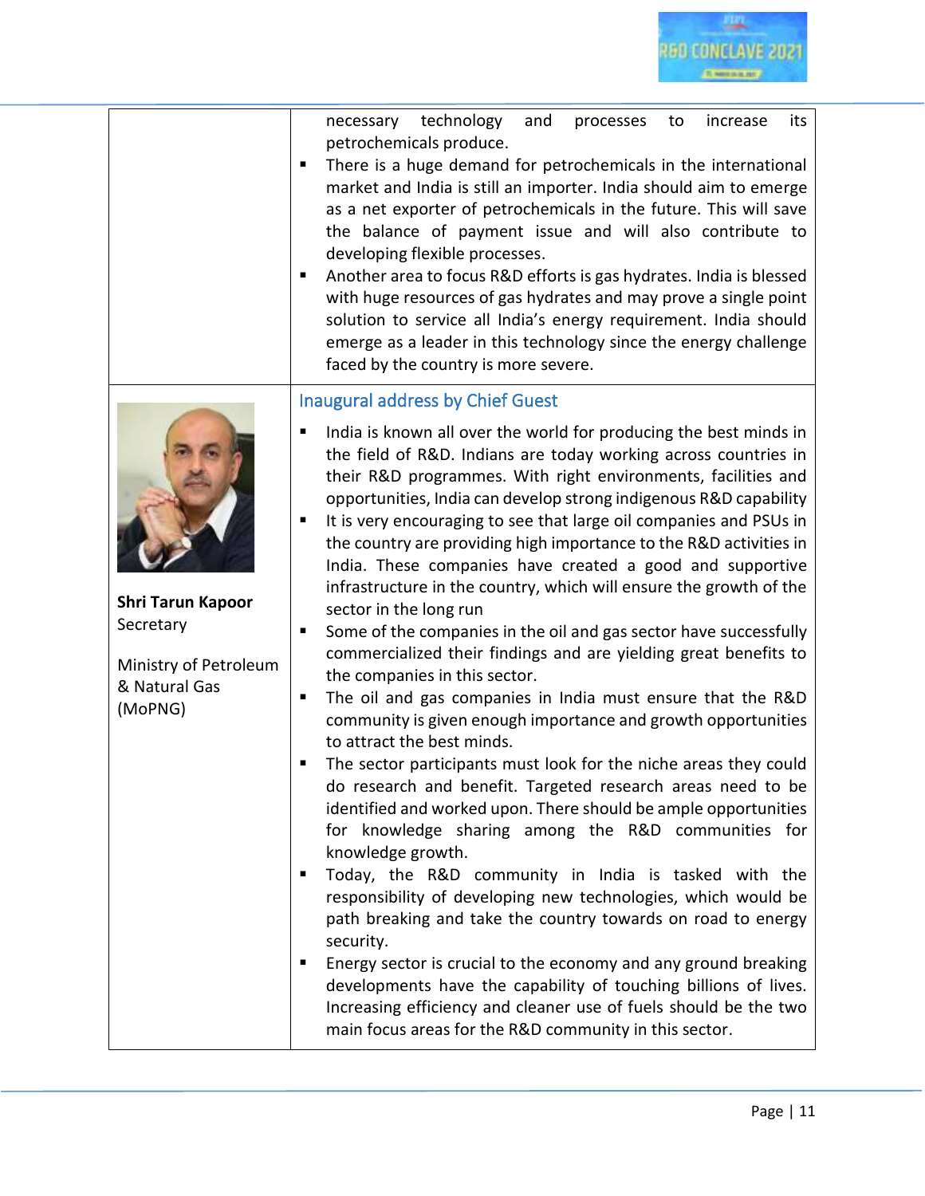| | |
|---|---|
| | necessary technology and processes to increase its petrochemicals produce.<br>▪ There is a huge demand for petrochemicals in the international market and India is still an importer. India should aim to emerge as a net exporter of petrochemicals in the future. This will save the balance of payment issue and will also contribute to developing flexible processes.<br>▪ Another area to focus R&D efforts is gas hydrates. India is blessed with huge resources of gas hydrates and may prove a single point solution to service all India's energy requirement. India should emerge as a leader in this technology since the energy challenge faced by the country is more severe. |
| **Shri Tarun Kapoor**<br>Secretary<br><br>Ministry of Petroleum & Natural Gas (MoPNG) | **Inaugural address by Chief Guest**<br>▪ India is known all over the world for producing the best minds in the field of R&D. Indians are today working across countries in their R&D programmes. With right environments, facilities and opportunities, India can develop strong indigenous R&D capability<br>▪ It is very encouraging to see that large oil companies and PSUs in the country are providing high importance to the R&D activities in India. These companies have created a good and supportive infrastructure in the country, which will ensure the growth of the sector in the long run<br>▪ Some of the companies in the oil and gas sector have successfully commercialized their findings and are yielding great benefits to the companies in this sector.<br>▪ The oil and gas companies in India must ensure that the R&D community is given enough importance and growth opportunities to attract the best minds.<br>▪ The sector participants must look for the niche areas they could do research and benefit. Targeted research areas need to be identified and worked upon. There should be ample opportunities for knowledge sharing among the R&D communities for knowledge growth.<br>▪ Today, the R&D community in India is tasked with the responsibility of developing new technologies, which would be path breaking and take the country towards on road to energy security.<br>▪ Energy sector is crucial to the economy and any ground breaking developments have the capability of touching billions of lives. Increasing efficiency and cleaner use of fuels should be the two main focus areas for the R&D community in this sector. |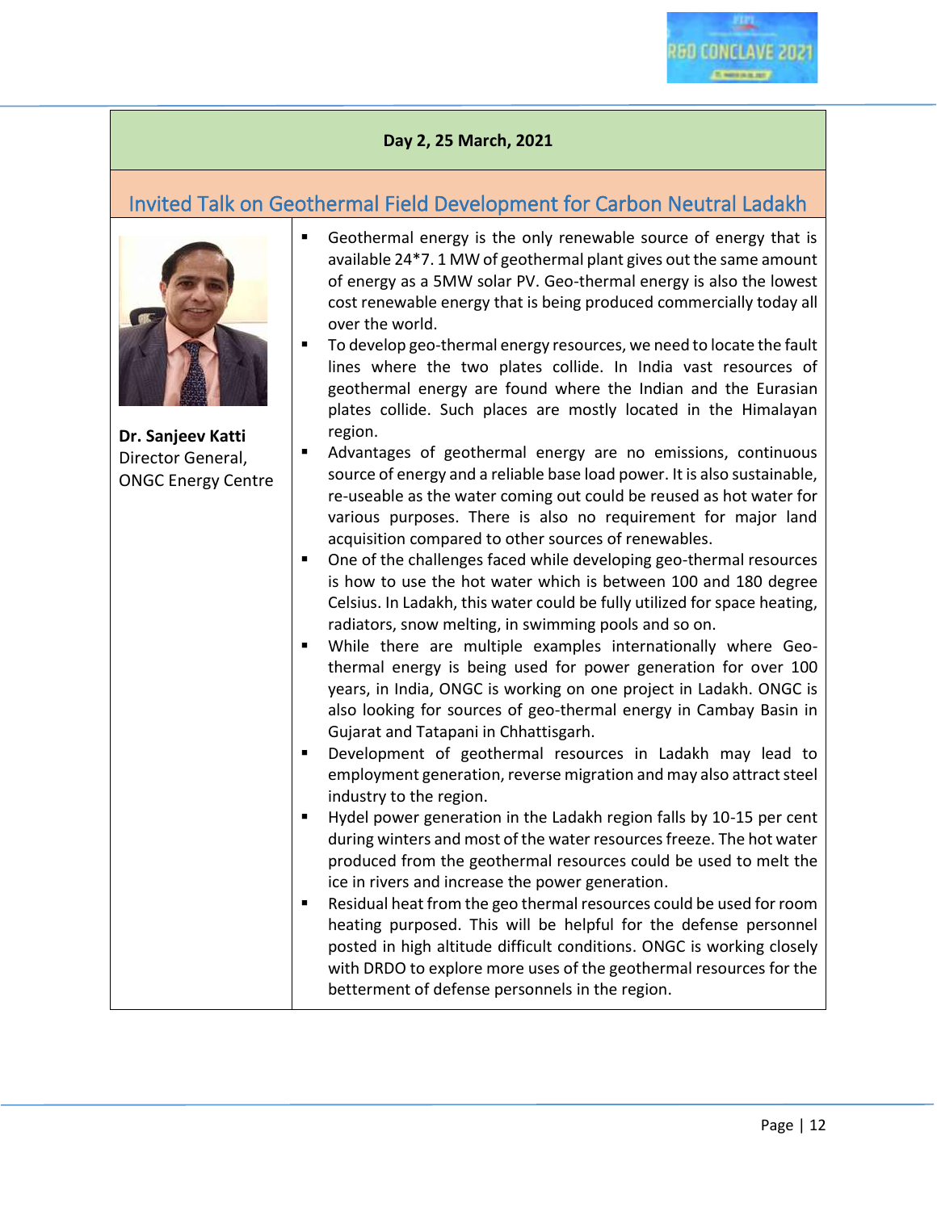**Day 2, 25 March, 2021**

## Invited Talk on Geothermal Field Development for Carbon Neutral Ladakh

**Dr. Sanjeev Katti**
Director General,
ONGC Energy Centre

- Geothermal energy is the only renewable source of energy that is available 24*7. 1 MW of geothermal plant gives out the same amount of energy as a 5MW solar PV. Geo-thermal energy is also the lowest cost renewable energy that is being produced commercially today all over the world.
- To develop geo-thermal energy resources, we need to locate the fault lines where the two plates collide. In India vast resources of geothermal energy are found where the Indian and the Eurasian plates collide. Such places are mostly located in the Himalayan region.
- Advantages of geothermal energy are no emissions, continuous source of energy and a reliable base load power. It is also sustainable, re-useable as the water coming out could be reused as hot water for various purposes. There is also no requirement for major land acquisition compared to other sources of renewables.
- One of the challenges faced while developing geo-thermal resources is how to use the hot water which is between 100 and 180 degree Celsius. In Ladakh, this water could be fully utilized for space heating, radiators, snow melting, in swimming pools and so on.
- While there are multiple examples internationally where Geo-thermal energy is being used for power generation for over 100 years, in India, ONGC is working on one project in Ladakh. ONGC is also looking for sources of geo-thermal energy in Cambay Basin in Gujarat and Tatapani in Chhattisgarh.
- Development of geothermal resources in Ladakh may lead to employment generation, reverse migration and may also attract steel industry to the region.
- Hydel power generation in the Ladakh region falls by 10-15 per cent during winters and most of the water resources freeze. The hot water produced from the geothermal resources could be used to melt the ice in rivers and increase the power generation.
- Residual heat from the geo thermal resources could be used for room heating purposed. This will be helpful for the defense personnel posted in high altitude difficult conditions. ONGC is working closely with DRDO to explore more uses of the geothermal resources for the betterment of defense personnels in the region.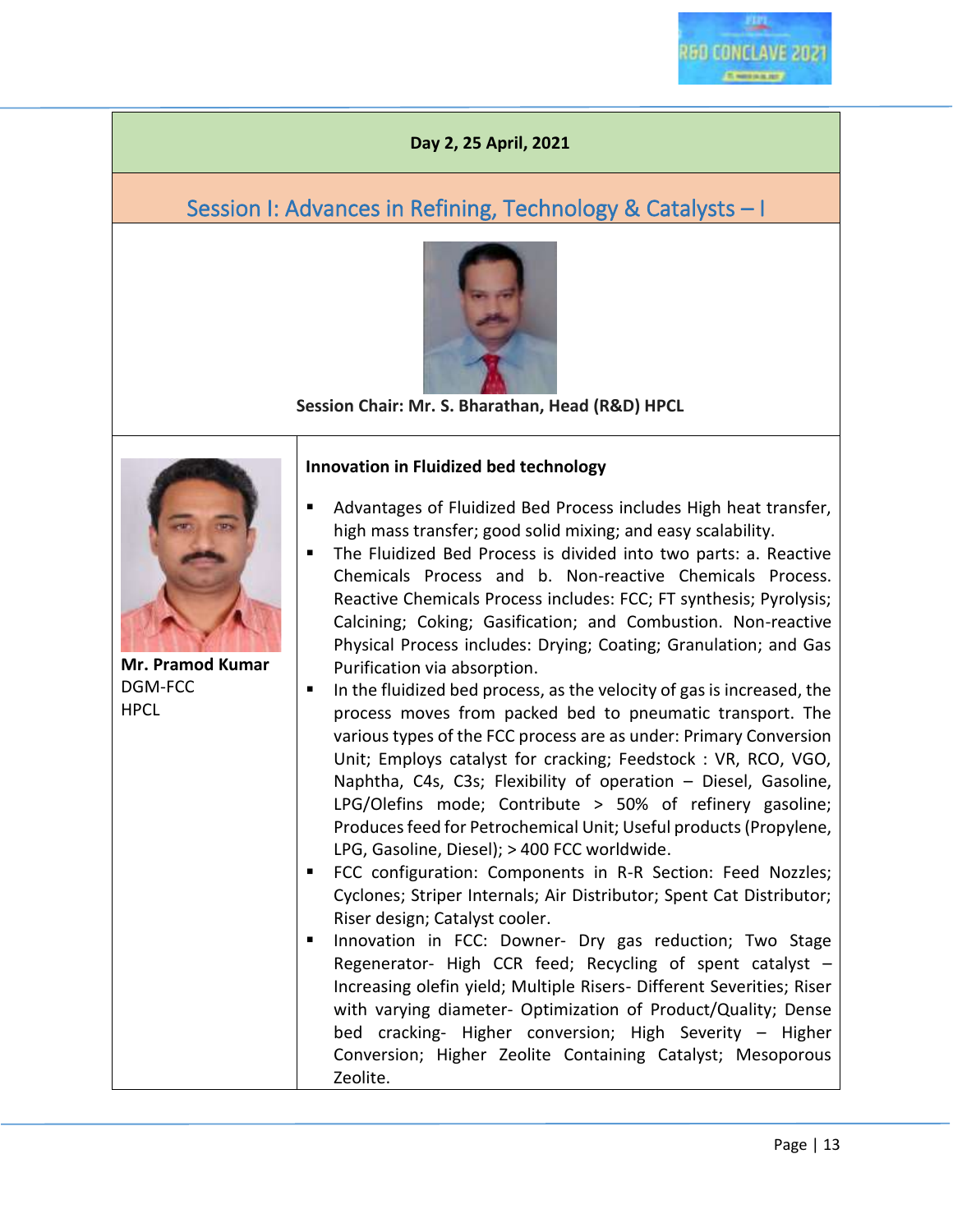**Day 2, 25 April, 2021**

## Session I: Advances in Refining, Technology & Catalysts – I

**Session Chair: Mr. S. Bharathan, Head (R&D) HPCL**

**Mr. Pramod Kumar**
DGM-FCC
HPCL

### Innovation in Fluidized bed technology

- Advantages of Fluidized Bed Process includes High heat transfer, high mass transfer; good solid mixing; and easy scalability.
- The Fluidized Bed Process is divided into two parts: a. Reactive Chemicals Process and b. Non-reactive Chemicals Process. Reactive Chemicals Process includes: FCC; FT synthesis; Pyrolysis; Calcining; Coking; Gasification; and Combustion. Non-reactive Physical Process includes: Drying; Coating; Granulation; and Gas Purification via absorption.
- In the fluidized bed process, as the velocity of gas is increased, the process moves from packed bed to pneumatic transport. The various types of the FCC process are as under: Primary Conversion Unit; Employs catalyst for cracking; Feedstock : VR, RCO, VGO, Naphtha, C4s, C3s; Flexibility of operation – Diesel, Gasoline, LPG/Olefins mode; Contribute > 50% of refinery gasoline; Produces feed for Petrochemical Unit; Useful products (Propylene, LPG, Gasoline, Diesel); > 400 FCC worldwide.
- FCC configuration: Components in R-R Section: Feed Nozzles; Cyclones; Striper Internals; Air Distributor; Spent Cat Distributor; Riser design; Catalyst cooler.
- Innovation in FCC: Downer- Dry gas reduction; Two Stage Regenerator- High CCR feed; Recycling of spent catalyst – Increasing olefin yield; Multiple Risers- Different Severities; Riser with varying diameter- Optimization of Product/Quality; Dense bed cracking- Higher conversion; High Severity – Higher Conversion; Higher Zeolite Containing Catalyst; Mesoporous Zeolite.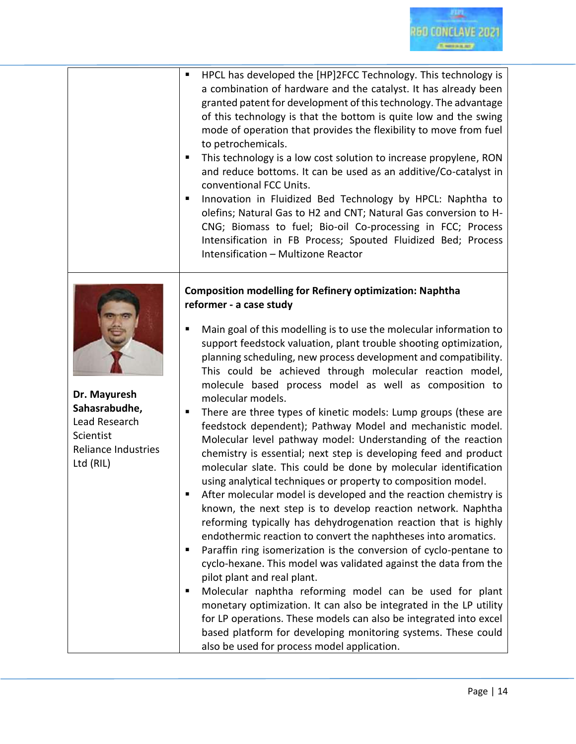- HPCL has developed the [HP]2FCC Technology. This technology is a combination of hardware and the catalyst. It has already been granted patent for development of this technology. The advantage of this technology is that the bottom is quite low and the swing mode of operation that provides the flexibility to move from fuel to petrochemicals.
- This technology is a low cost solution to increase propylene, RON and reduce bottoms. It can be used as an additive/Co-catalyst in conventional FCC Units.
- Innovation in Fluidized Bed Technology by HPCL: Naphtha to olefins; Natural Gas to H2 and CNT; Natural Gas conversion to H-CNG; Biomass to fuel; Bio-oil Co-processing in FCC; Process Intensification in FB Process; Spouted Fluidized Bed; Process Intensification – Multizone Reactor

**Dr. Mayuresh Sahasrabudhe,**
Lead Research Scientist
Reliance Industries Ltd (RIL)

**Composition modelling for Refinery optimization: Naphtha reformer - a case study**

- Main goal of this modelling is to use the molecular information to support feedstock valuation, plant trouble shooting optimization, planning scheduling, new process development and compatibility. This could be achieved through molecular reaction model, molecule based process model as well as composition to molecular models.
- There are three types of kinetic models: Lump groups (these are feedstock dependent); Pathway Model and mechanistic model. Molecular level pathway model: Understanding of the reaction chemistry is essential; next step is developing feed and product molecular slate. This could be done by molecular identification using analytical techniques or property to composition model.
- After molecular model is developed and the reaction chemistry is known, the next step is to develop reaction network. Naphtha reforming typically has dehydrogenation reaction that is highly endothermic reaction to convert the naphtheses into aromatics.
- Paraffin ring isomerization is the conversion of cyclo-pentane to cyclo-hexane. This model was validated against the data from the pilot plant and real plant.
- Molecular naphtha reforming model can be used for plant monetary optimization. It can also be integrated in the LP utility for LP operations. These models can also be integrated into excel based platform for developing monitoring systems. These could also be used for process model application.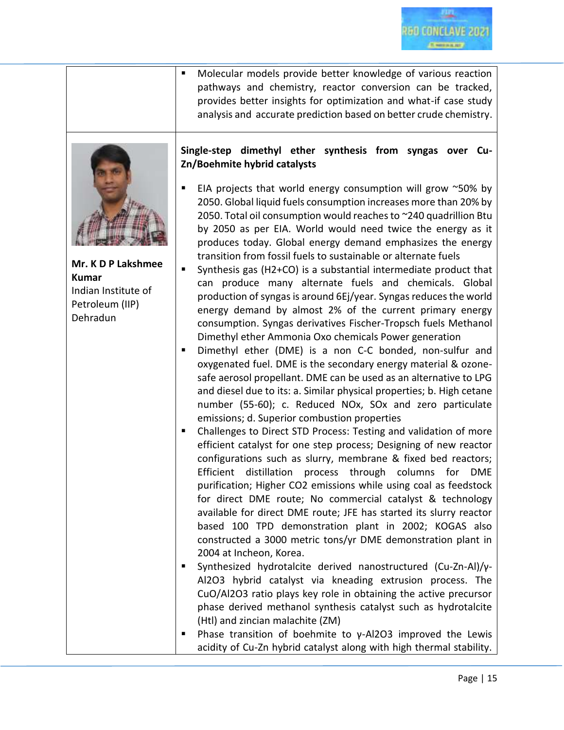- Molecular models provide better knowledge of various reaction pathways and chemistry, reactor conversion can be tracked, provides better insights for optimization and what-if case study analysis and accurate prediction based on better crude chemistry.

**Mr. K D P Lakshmee Kumar**
Indian Institute of Petroleum (IIP)
Dehradun

**Single-step dimethyl ether synthesis from syngas over Cu-Zn/Boehmite hybrid catalysts**

- EIA projects that world energy consumption will grow ~50% by 2050. Global liquid fuels consumption increases more than 20% by 2050. Total oil consumption would reaches to ~240 quadrillion Btu by 2050 as per EIA. World would need twice the energy as it produces today. Global energy demand emphasizes the energy transition from fossil fuels to sustainable or alternate fuels
- Synthesis gas ($H_2$+CO) is a substantial intermediate product that can produce many alternate fuels and chemicals. Global production of syngas is around 6Ej/year. Syngas reduces the world energy demand by almost 2% of the current primary energy consumption. Syngas derivatives Fischer-Tropsch fuels Methanol Dimethyl ether Ammonia Oxo chemicals Power generation
- Dimethyl ether (DME) is a non C-C bonded, non-sulfur and oxygenated fuel. DME is the secondary energy material & ozone-safe aerosol propellant. DME can be used as an alternative to LPG and diesel due to its: a. Similar physical properties; b. High cetane number (55-60); c. Reduced NOx, SOx and zero particulate emissions; d. Superior combustion properties
- Challenges to Direct STD Process: Testing and validation of more efficient catalyst for one step process; Designing of new reactor configurations such as slurry, membrane & fixed bed reactors; Efficient distillation process through columns for DME purification; Higher $CO_2$ emissions while using coal as feedstock for direct DME route; No commercial catalyst & technology available for direct DME route; JFE has started its slurry reactor based 100 TPD demonstration plant in 2002; KOGAS also constructed a 3000 metric tons/yr DME demonstration plant in 2004 at Incheon, Korea.
- Synthesized hydrotalcite derived nanostructured (Cu-Zn-Al)/γ-$Al_2O_3$ hybrid catalyst via kneading extrusion process. The CuO/$Al_2O_3$ ratio plays key role in obtaining the active precursor phase derived methanol synthesis catalyst such as hydrotalcite (Htl) and zincian malachite (ZM)
- Phase transition of boehmite to γ-$Al_2O_3$ improved the Lewis acidity of Cu-Zn hybrid catalyst along with high thermal stability.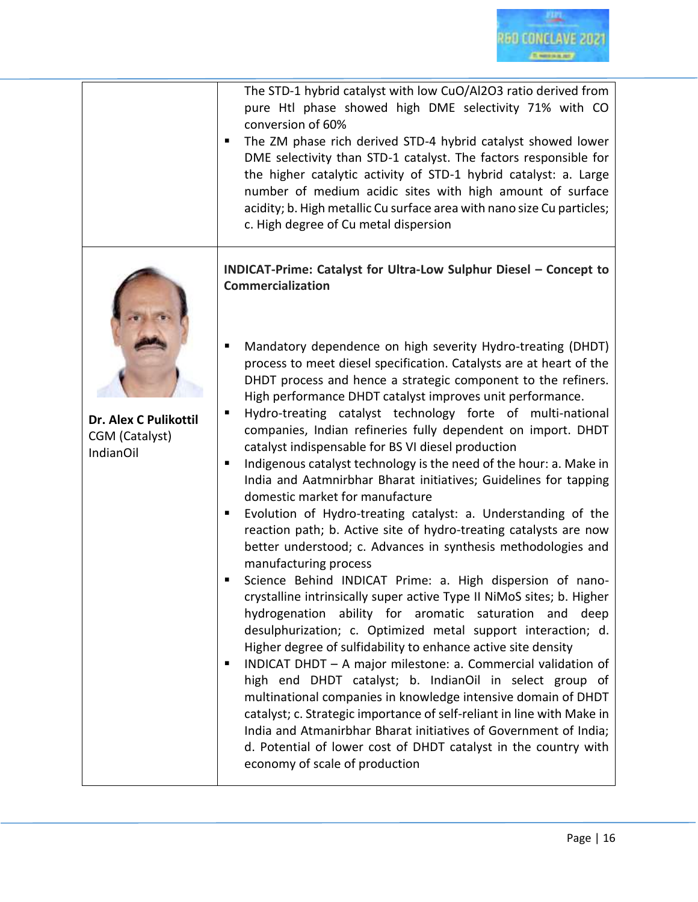| | |
|---|---|
| | The STD-1 hybrid catalyst with low $CuO/Al_2O_3$ ratio derived from pure Htl phase showed high DME selectivity 71% with CO conversion of 60%<br>▪ The ZM phase rich derived STD-4 hybrid catalyst showed lower DME selectivity than STD-1 catalyst. The factors responsible for the higher catalytic activity of STD-1 hybrid catalyst: a. Large number of medium acidic sites with high amount of surface acidity; b. High metallic Cu surface area with nano size Cu particles; c. High degree of Cu metal dispersion |
| **Dr. Alex C Pulikottil**<br>CGM (Catalyst)<br>IndianOil | **INDICAT-Prime: Catalyst for Ultra-Low Sulphur Diesel – Concept to Commercialization**<br><br>▪ Mandatory dependence on high severity Hydro-treating (DHDT) process to meet diesel specification. Catalysts are at heart of the DHDT process and hence a strategic component to the refiners. High performance DHDT catalyst improves unit performance.<br>▪ Hydro-treating catalyst technology forte of multi-national companies, Indian refineries fully dependent on import. DHDT catalyst indispensable for BS VI diesel production<br>▪ Indigenous catalyst technology is the need of the hour: a. Make in India and Aatmnirbhar Bharat initiatives; Guidelines for tapping domestic market for manufacture<br>▪ Evolution of Hydro-treating catalyst: a. Understanding of the reaction path; b. Active site of hydro-treating catalysts are now better understood; c. Advances in synthesis methodologies and manufacturing process<br>▪ Science Behind INDICAT Prime: a. High dispersion of nano-crystalline intrinsically super active Type II NiMoS sites; b. Higher hydrogenation ability for aromatic saturation and deep desulphurization; c. Optimized metal support interaction; d. Higher degree of sulfidability to enhance active site density<br>▪ INDICAT DHDT – A major milestone: a. Commercial validation of high end DHDT catalyst; b. IndianOil in select group of multinational companies in knowledge intensive domain of DHDT catalyst; c. Strategic importance of self-reliant in line with Make in India and Atmanirbhar Bharat initiatives of Government of India; d. Potential of lower cost of DHDT catalyst in the country with economy of scale of production |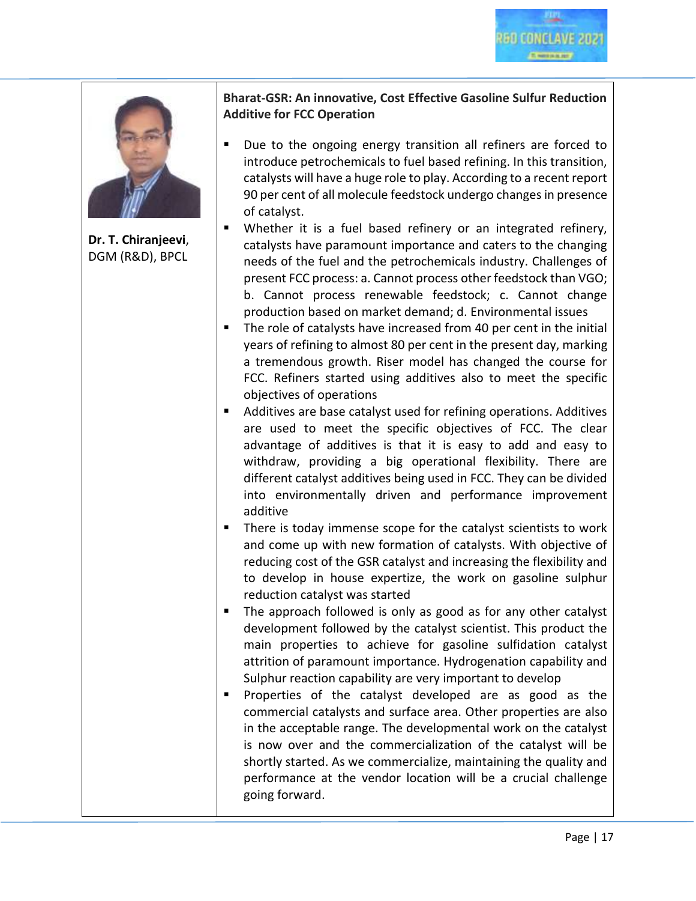**Dr. T. Chiranjeevi**, DGM (R&D), BPCL

**Bharat-GSR: An innovative, Cost Effective Gasoline Sulfur Reduction Additive for FCC Operation**

- Due to the ongoing energy transition all refiners are forced to introduce petrochemicals to fuel based refining. In this transition, catalysts will have a huge role to play. According to a recent report 90 per cent of all molecule feedstock undergo changes in presence of catalyst.
- Whether it is a fuel based refinery or an integrated refinery, catalysts have paramount importance and caters to the changing needs of the fuel and the petrochemicals industry. Challenges of present FCC process: a. Cannot process other feedstock than VGO; b. Cannot process renewable feedstock; c. Cannot change production based on market demand; d. Environmental issues
- The role of catalysts have increased from 40 per cent in the initial years of refining to almost 80 per cent in the present day, marking a tremendous growth. Riser model has changed the course for FCC. Refiners started using additives also to meet the specific objectives of operations
- Additives are base catalyst used for refining operations. Additives are used to meet the specific objectives of FCC. The clear advantage of additives is that it is easy to add and easy to withdraw, providing a big operational flexibility. There are different catalyst additives being used in FCC. They can be divided into environmentally driven and performance improvement additive
- There is today immense scope for the catalyst scientists to work and come up with new formation of catalysts. With objective of reducing cost of the GSR catalyst and increasing the flexibility and to develop in house expertize, the work on gasoline sulphur reduction catalyst was started
- The approach followed is only as good as for any other catalyst development followed by the catalyst scientist. This product the main properties to achieve for gasoline sulfidation catalyst attrition of paramount importance. Hydrogenation capability and Sulphur reaction capability are very important to develop
- Properties of the catalyst developed are as good as the commercial catalysts and surface area. Other properties are also in the acceptable range. The developmental work on the catalyst is now over and the commercialization of the catalyst will be shortly started. As we commercialize, maintaining the quality and performance at the vendor location will be a crucial challenge going forward.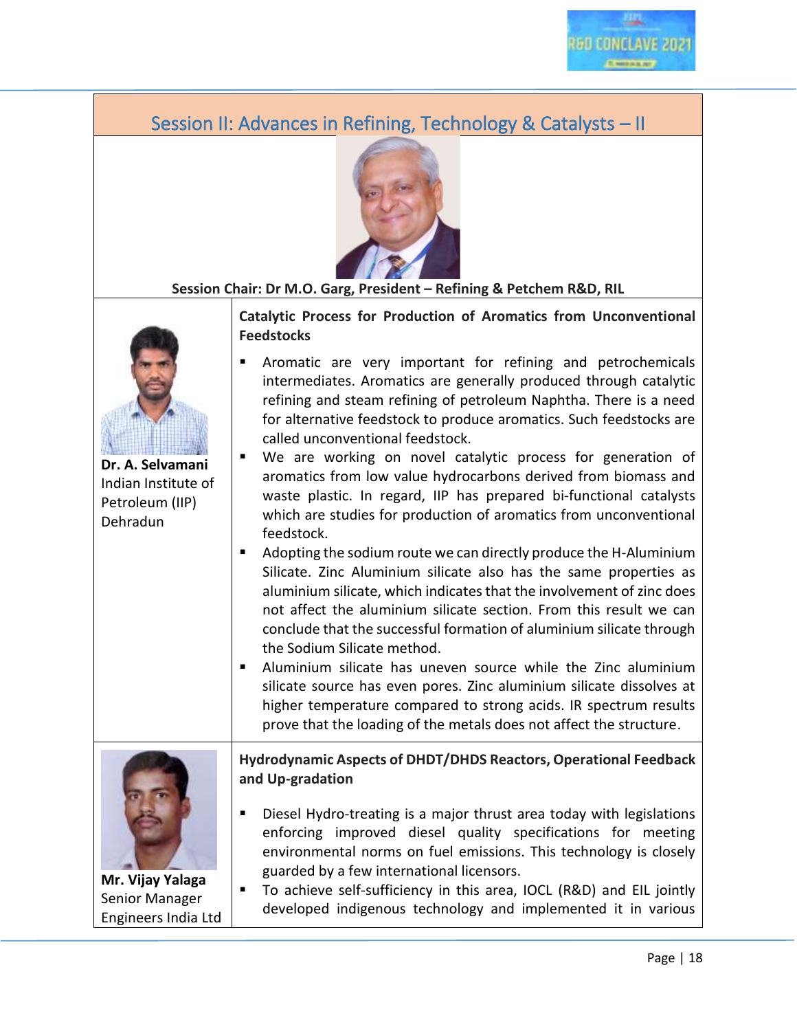## Session II: Advances in Refining, Technology & Catalysts – II

**Session Chair: Dr M.O. Garg, President – Refining & Petchem R&D, RIL**

| | |
|---|---|
| **Dr. A. Selvamani** Indian Institute of Petroleum (IIP) Dehradun | **Catalytic Process for Production of Aromatics from Unconventional Feedstocks** <br>▪ Aromatic are very important for refining and petrochemicals intermediates. Aromatics are generally produced through catalytic refining and steam refining of petroleum Naphtha. There is a need for alternative feedstock to produce aromatics. Such feedstocks are called unconventional feedstock. <br>▪ We are working on novel catalytic process for generation of aromatics from low value hydrocarbons derived from biomass and waste plastic. In regard, IIP has prepared bi-functional catalysts which are studies for production of aromatics from unconventional feedstock. <br>▪ Adopting the sodium route we can directly produce the H-Aluminium Silicate. Zinc Aluminium silicate also has the same properties as aluminium silicate, which indicates that the involvement of zinc does not affect the aluminium silicate section. From this result we can conclude that the successful formation of aluminium silicate through the Sodium Silicate method. <br>▪ Aluminium silicate has uneven source while the Zinc aluminium silicate source has even pores. Zinc aluminium silicate dissolves at higher temperature compared to strong acids. IR spectrum results prove that the loading of the metals does not affect the structure. |
| **Mr. Vijay Yalaga** Senior Manager Engineers India Ltd | **Hydrodynamic Aspects of DHDT/DHDS Reactors, Operational Feedback and Up-gradation** <br>▪ Diesel Hydro-treating is a major thrust area today with legislations enforcing improved diesel quality specifications for meeting environmental norms on fuel emissions. This technology is closely guarded by a few international licensors. <br>▪ To achieve self-sufficiency in this area, IOCL (R&D) and EIL jointly developed indigenous technology and implemented it in various |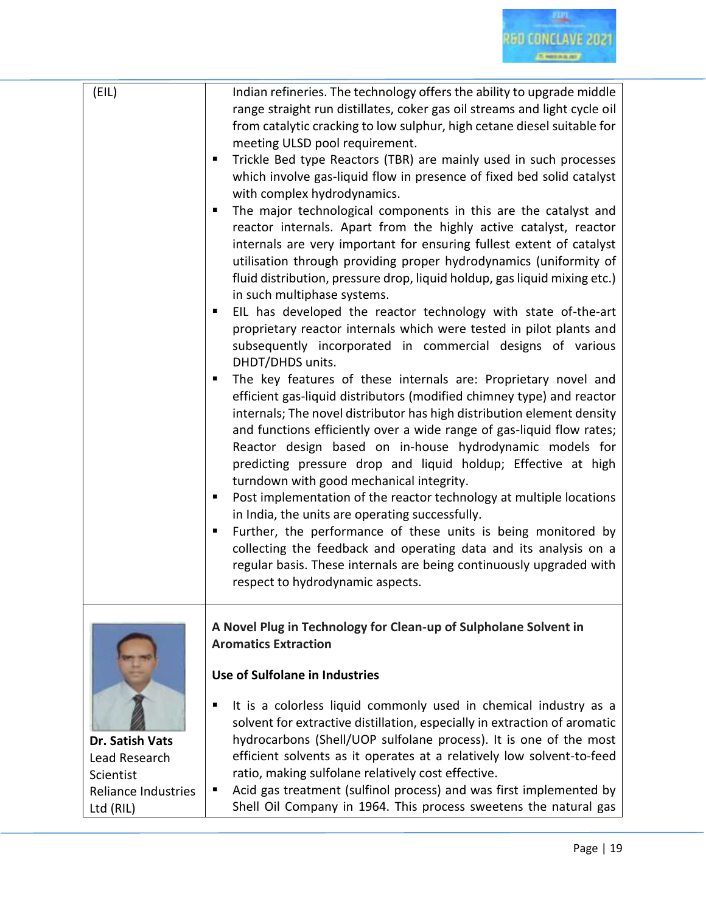| | |
|---|---|
| (EIL) | Indian refineries. The technology offers the ability to upgrade middle range straight run distillates, coker gas oil streams and light cycle oil from catalytic cracking to low sulphur, high cetane diesel suitable for meeting ULSD pool requirement.<br>▪ Trickle Bed type Reactors (TBR) are mainly used in such processes which involve gas-liquid flow in presence of fixed bed solid catalyst with complex hydrodynamics.<br>▪ The major technological components in this are the catalyst and reactor internals. Apart from the highly active catalyst, reactor internals are very important for ensuring fullest extent of catalyst utilisation through providing proper hydrodynamics (uniformity of fluid distribution, pressure drop, liquid holdup, gas liquid mixing etc.) in such multiphase systems.<br>▪ EIL has developed the reactor technology with state of-the-art proprietary reactor internals which were tested in pilot plants and subsequently incorporated in commercial designs of various DHDT/DHDS units.<br>▪ The key features of these internals are: Proprietary novel and efficient gas-liquid distributors (modified chimney type) and reactor internals; The novel distributor has high distribution element density and functions efficiently over a wide range of gas-liquid flow rates; Reactor design based on in-house hydrodynamic models for predicting pressure drop and liquid holdup; Effective at high turndown with good mechanical integrity.<br>▪ Post implementation of the reactor technology at multiple locations in India, the units are operating successfully.<br>▪ Further, the performance of these units is being monitored by collecting the feedback and operating data and its analysis on a regular basis. These internals are being continuously upgraded with respect to hydrodynamic aspects. |
| **Dr. Satish Vats**<br>Lead Research Scientist<br>Reliance Industries Ltd (RIL) | **A Novel Plug in Technology for Clean-up of Sulpholane Solvent in Aromatics Extraction**<br><br>**Use of Sulfolane in Industries**<br><br>▪ It is a colorless liquid commonly used in chemical industry as a solvent for extractive distillation, especially in extraction of aromatic hydrocarbons (Shell/UOP sulfolane process). It is one of the most efficient solvents as it operates at a relatively low solvent-to-feed ratio, making sulfolane relatively cost effective.<br>▪ Acid gas treatment (sulfinol process) and was first implemented by Shell Oil Company in 1964. This process sweetens the natural gas |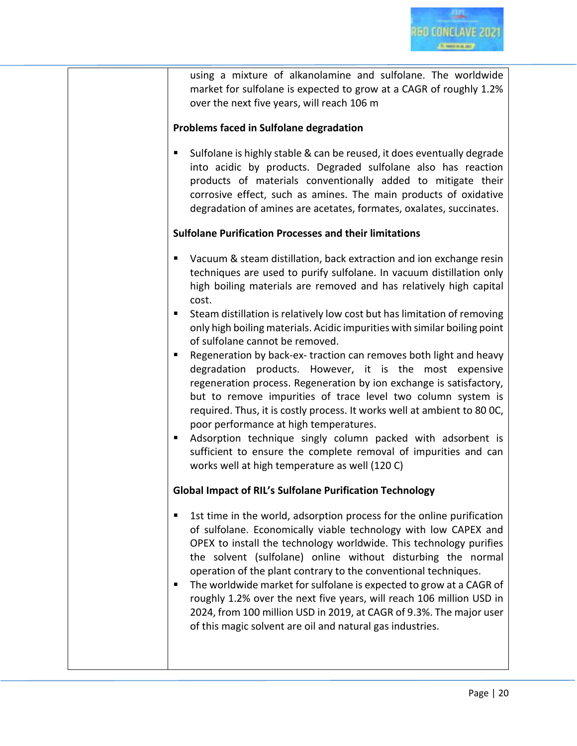using a mixture of alkanolamine and sulfolane. The worldwide market for sulfolane is expected to grow at a CAGR of roughly 1.2% over the next five years, will reach 106 m

**Problems faced in Sulfolane degradation**

- Sulfolane is highly stable & can be reused, it does eventually degrade into acidic by products. Degraded sulfolane also has reaction products of materials conventionally added to mitigate their corrosive effect, such as amines. The main products of oxidative degradation of amines are acetates, formates, oxalates, succinates.

**Sulfolane Purification Processes and their limitations**

- Vacuum & steam distillation, back extraction and ion exchange resin techniques are used to purify sulfolane. In vacuum distillation only high boiling materials are removed and has relatively high capital cost.
- Steam distillation is relatively low cost but has limitation of removing only high boiling materials. Acidic impurities with similar boiling point of sulfolane cannot be removed.
- Regeneration by back-ex- traction can removes both light and heavy degradation products. However, it is the most expensive regeneration process. Regeneration by ion exchange is satisfactory, but to remove impurities of trace level two column system is required. Thus, it is costly process. It works well at ambient to 80 0C, poor performance at high temperatures.
- Adsorption technique singly column packed with adsorbent is sufficient to ensure the complete removal of impurities and can works well at high temperature as well (120 C)

**Global Impact of RIL's Sulfolane Purification Technology**

- 1st time in the world, adsorption process for the online purification of sulfolane. Economically viable technology with low CAPEX and OPEX to install the technology worldwide. This technology purifies the solvent (sulfolane) online without disturbing the normal operation of the plant contrary to the conventional techniques.
- The worldwide market for sulfolane is expected to grow at a CAGR of roughly 1.2% over the next five years, will reach 106 million USD in 2024, from 100 million USD in 2019, at CAGR of 9.3%. The major user of this magic solvent are oil and natural gas industries.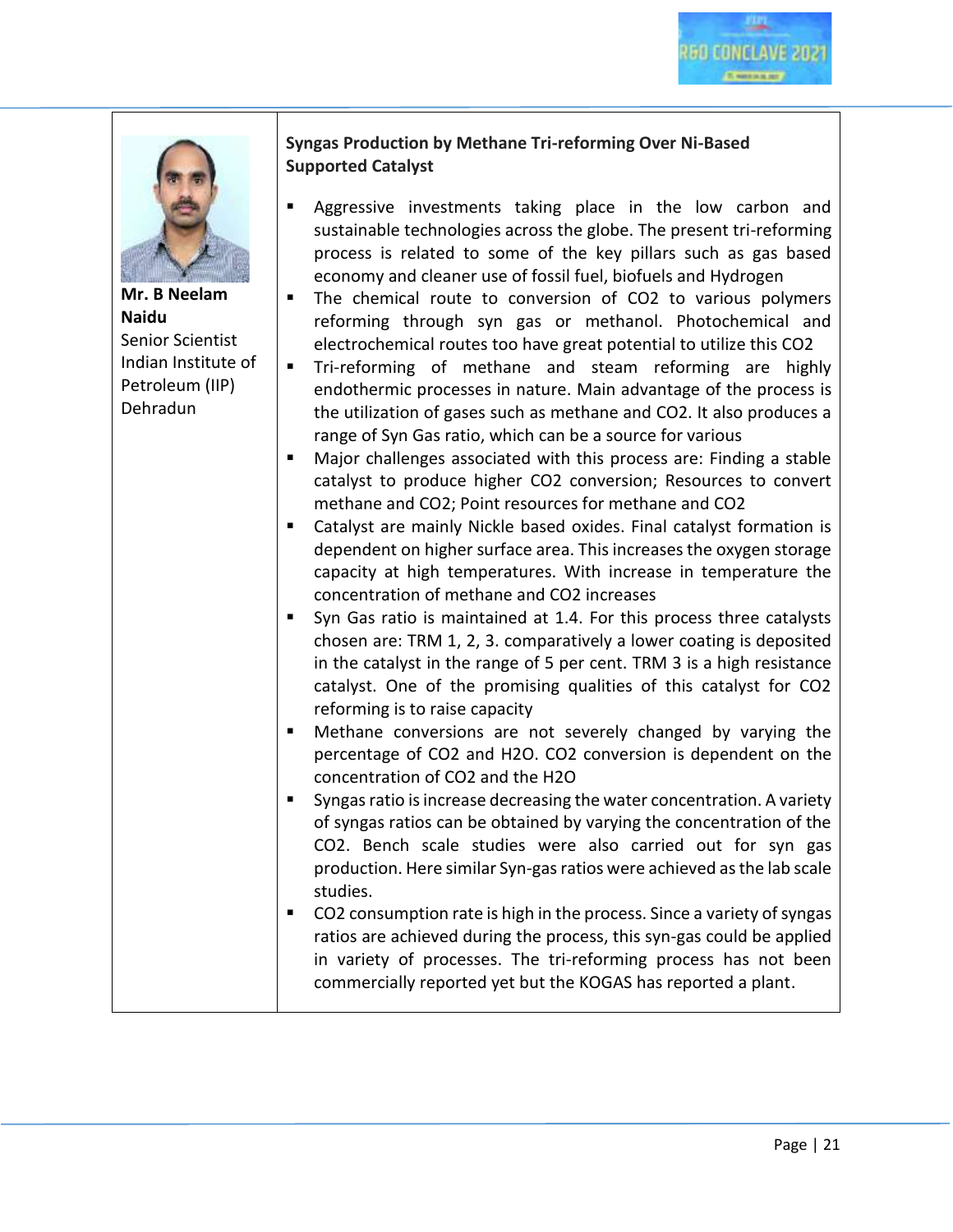**Mr. B Neelam Naidu**
Senior Scientist
Indian Institute of Petroleum (IIP)
Dehradun

**Syngas Production by Methane Tri-reforming Over Ni-Based Supported Catalyst**

- Aggressive investments taking place in the low carbon and sustainable technologies across the globe. The present tri-reforming process is related to some of the key pillars such as gas based economy and cleaner use of fossil fuel, biofuels and Hydrogen
- The chemical route to conversion of $CO_2$ to various polymers reforming through syn gas or methanol. Photochemical and electrochemical routes too have great potential to utilize this $CO_2$
- Tri-reforming of methane and steam reforming are highly endothermic processes in nature. Main advantage of the process is the utilization of gases such as methane and $CO_2$. It also produces a range of Syn Gas ratio, which can be a source for various
- Major challenges associated with this process are: Finding a stable catalyst to produce higher $CO_2$ conversion; Resources to convert methane and $CO_2$; Point resources for methane and $CO_2$
- Catalyst are mainly Nickle based oxides. Final catalyst formation is dependent on higher surface area. This increases the oxygen storage capacity at high temperatures. With increase in temperature the concentration of methane and $CO_2$ increases
- Syn Gas ratio is maintained at 1.4. For this process three catalysts chosen are: TRM 1, 2, 3. comparatively a lower coating is deposited in the catalyst in the range of 5 per cent. TRM 3 is a high resistance catalyst. One of the promising qualities of this catalyst for $CO_2$ reforming is to raise capacity
- Methane conversions are not severely changed by varying the percentage of $CO_2$ and $H_2O$. $CO_2$ conversion is dependent on the concentration of $CO_2$ and the $H_2O$
- Syngas ratio is increase decreasing the water concentration. A variety of syngas ratios can be obtained by varying the concentration of the $CO_2$. Bench scale studies were also carried out for syn gas production. Here similar Syn-gas ratios were achieved as the lab scale studies.
- $CO_2$ consumption rate is high in the process. Since a variety of syngas ratios are achieved during the process, this syn-gas could be applied in variety of processes. The tri-reforming process has not been commercially reported yet but the KOGAS has reported a plant.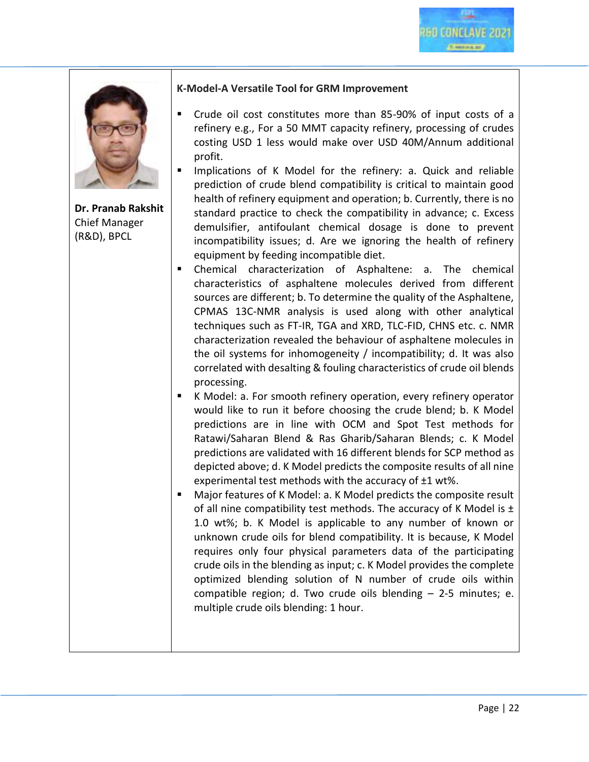**Dr. Pranab Rakshit**
Chief Manager (R&D), BPCL

**K-Model-A Versatile Tool for GRM Improvement**

- Crude oil cost constitutes more than 85-90% of input costs of a refinery e.g., For a 50 MMT capacity refinery, processing of crudes costing USD 1 less would make over USD 40M/Annum additional profit.
- Implications of K Model for the refinery: a. Quick and reliable prediction of crude blend compatibility is critical to maintain good health of refinery equipment and operation; b. Currently, there is no standard practice to check the compatibility in advance; c. Excess demulsifier, antifoulant chemical dosage is done to prevent incompatibility issues; d. Are we ignoring the health of refinery equipment by feeding incompatible diet.
- Chemical characterization of Asphaltene: a. The chemical characteristics of asphaltene molecules derived from different sources are different; b. To determine the quality of the Asphaltene, CPMAS 13C-NMR analysis is used along with other analytical techniques such as FT-IR, TGA and XRD, TLC-FID, CHNS etc. c. NMR characterization revealed the behaviour of asphaltene molecules in the oil systems for inhomogeneity / incompatibility; d. It was also correlated with desalting & fouling characteristics of crude oil blends processing.
- K Model: a. For smooth refinery operation, every refinery operator would like to run it before choosing the crude blend; b. K Model predictions are in line with OCM and Spot Test methods for Ratawi/Saharan Blend & Ras Gharib/Saharan Blends; c. K Model predictions are validated with 16 different blends for SCP method as depicted above; d. K Model predicts the composite results of all nine experimental test methods with the accuracy of ±1 wt%.
- Major features of K Model: a. K Model predicts the composite result of all nine compatibility test methods. The accuracy of K Model is ± 1.0 wt%; b. K Model is applicable to any number of known or unknown crude oils for blend compatibility. It is because, K Model requires only four physical parameters data of the participating crude oils in the blending as input; c. K Model provides the complete optimized blending solution of N number of crude oils within compatible region; d. Two crude oils blending – 2-5 minutes; e. multiple crude oils blending: 1 hour.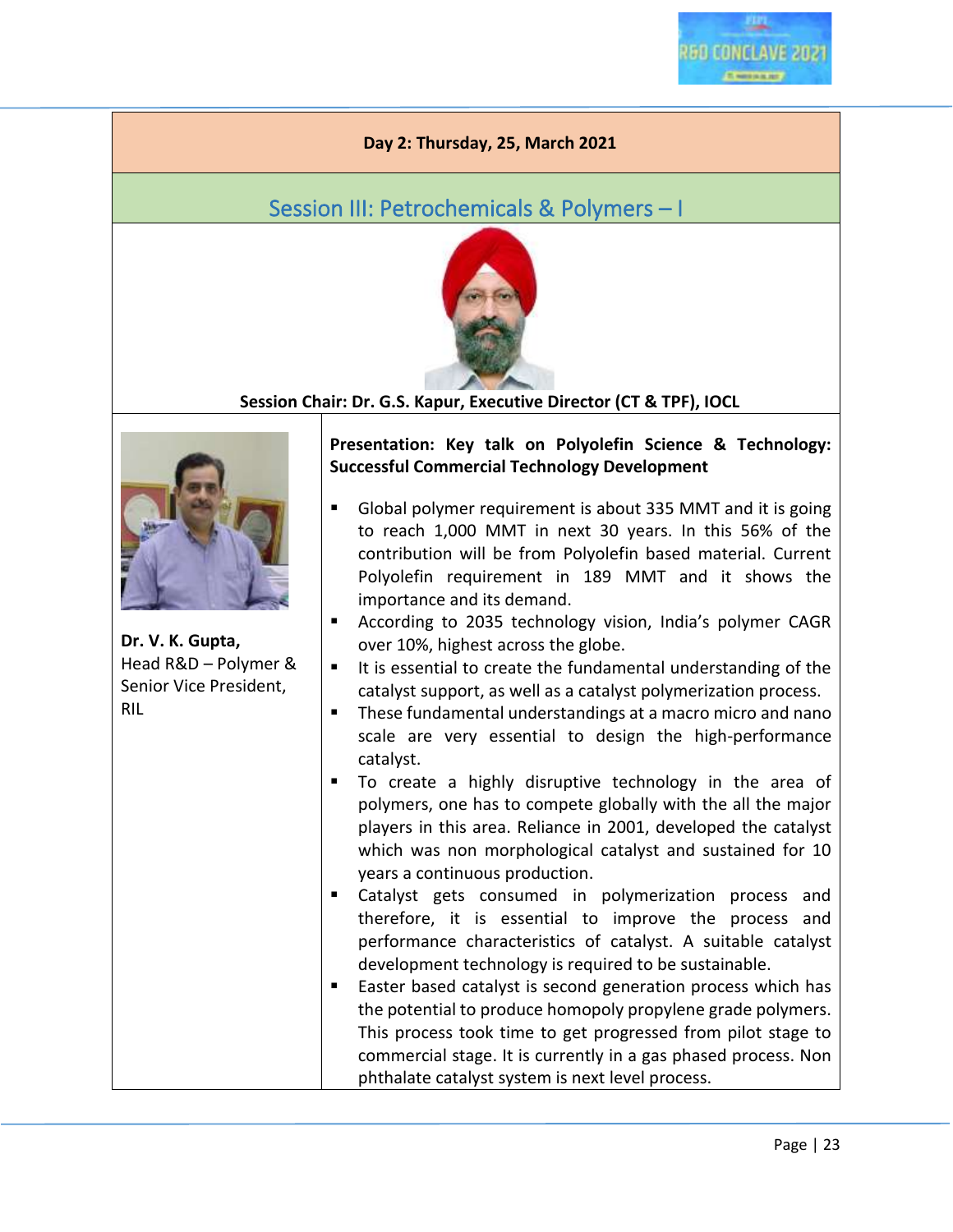**Day 2: Thursday, 25, March 2021**

## Session III: Petrochemicals & Polymers – I

**Session Chair: Dr. G.S. Kapur, Executive Director (CT & TPF), IOCL**

**Dr. V. K. Gupta,**
Head R&D – Polymer & Senior Vice President, RIL

**Presentation: Key talk on Polyolefin Science & Technology: Successful Commercial Technology Development**

- Global polymer requirement is about 335 MMT and it is going to reach 1,000 MMT in next 30 years. In this 56% of the contribution will be from Polyolefin based material. Current Polyolefin requirement in 189 MMT and it shows the importance and its demand.
- According to 2035 technology vision, India's polymer CAGR over 10%, highest across the globe.
- It is essential to create the fundamental understanding of the catalyst support, as well as a catalyst polymerization process.
- These fundamental understandings at a macro micro and nano scale are very essential to design the high-performance catalyst.
- To create a highly disruptive technology in the area of polymers, one has to compete globally with the all the major players in this area. Reliance in 2001, developed the catalyst which was non morphological catalyst and sustained for 10 years a continuous production.
- Catalyst gets consumed in polymerization process and therefore, it is essential to improve the process and performance characteristics of catalyst. A suitable catalyst development technology is required to be sustainable.
- Easter based catalyst is second generation process which has the potential to produce homopoly propylene grade polymers. This process took time to get progressed from pilot stage to commercial stage. It is currently in a gas phased process. Non phthalate catalyst system is next level process.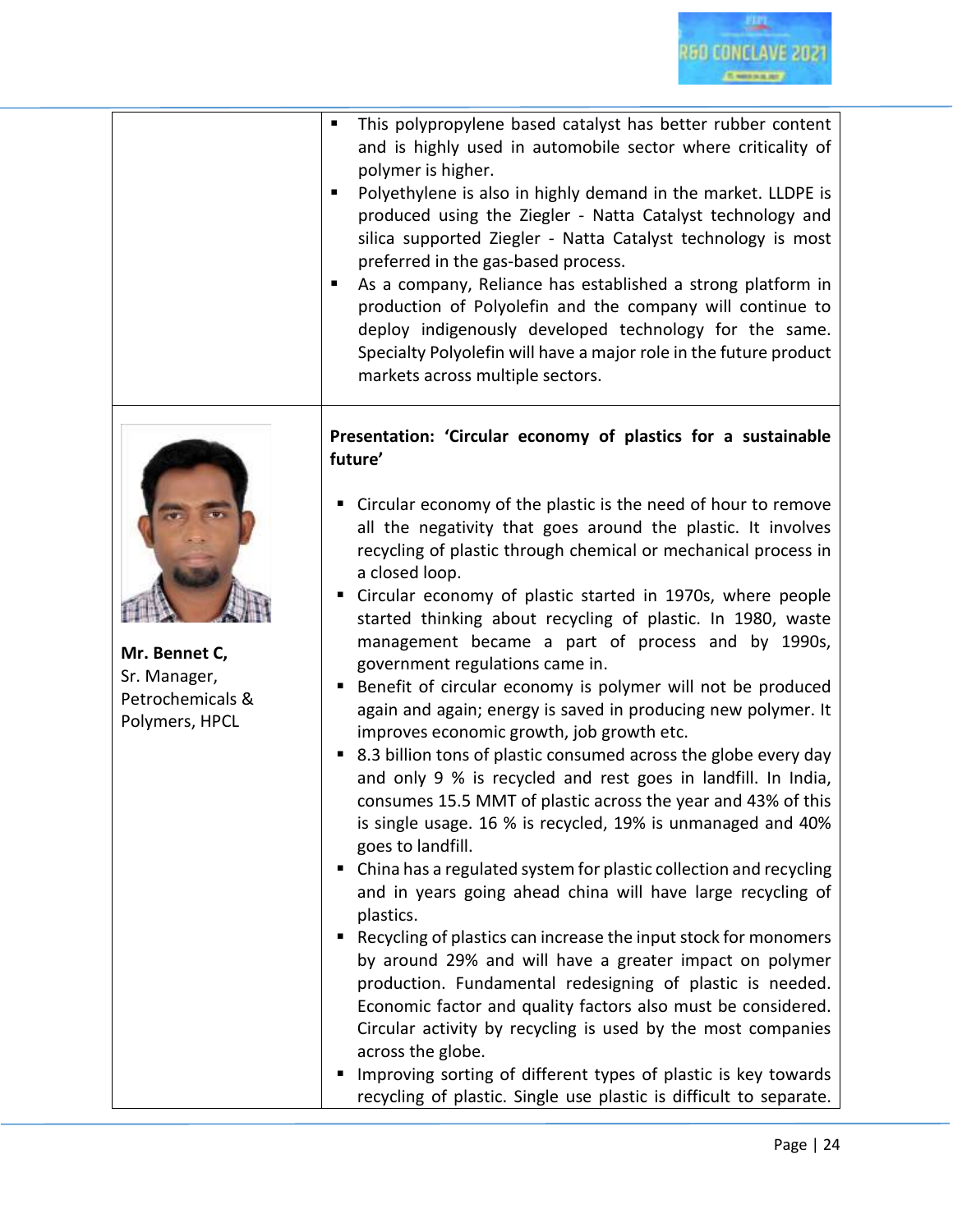| | |
|---|---|
| | ▪ This polypropylene based catalyst has better rubber content and is highly used in automobile sector where criticality of polymer is higher.<br>▪ Polyethylene is also in highly demand in the market. LLDPE is produced using the Ziegler - Natta Catalyst technology and silica supported Ziegler - Natta Catalyst technology is most preferred in the gas-based process.<br>▪ As a company, Reliance has established a strong platform in production of Polyolefin and the company will continue to deploy indigenously developed technology for the same. Specialty Polyolefin will have a major role in the future product markets across multiple sectors. |
| **Mr. Bennet C,**<br>Sr. Manager,<br>Petrochemicals & Polymers, HPCL | **Presentation: 'Circular economy of plastics for a sustainable future'**<br><br>▪ Circular economy of the plastic is the need of hour to remove all the negativity that goes around the plastic. It involves recycling of plastic through chemical or mechanical process in a closed loop.<br>▪ Circular economy of plastic started in 1970s, where people started thinking about recycling of plastic. In 1980, waste management became a part of process and by 1990s, government regulations came in.<br>▪ Benefit of circular economy is polymer will not be produced again and again; energy is saved in producing new polymer. It improves economic growth, job growth etc.<br>▪ 8.3 billion tons of plastic consumed across the globe every day and only 9 % is recycled and rest goes in landfill. In India, consumes 15.5 MMT of plastic across the year and 43% of this is single usage. 16 % is recycled, 19% is unmanaged and 40% goes to landfill.<br>▪ China has a regulated system for plastic collection and recycling and in years going ahead china will have large recycling of plastics.<br>▪ Recycling of plastics can increase the input stock for monomers by around 29% and will have a greater impact on polymer production. Fundamental redesigning of plastic is needed. Economic factor and quality factors also must be considered. Circular activity by recycling is used by the most companies across the globe.<br>▪ Improving sorting of different types of plastic is key towards recycling of plastic. Single use plastic is difficult to separate. |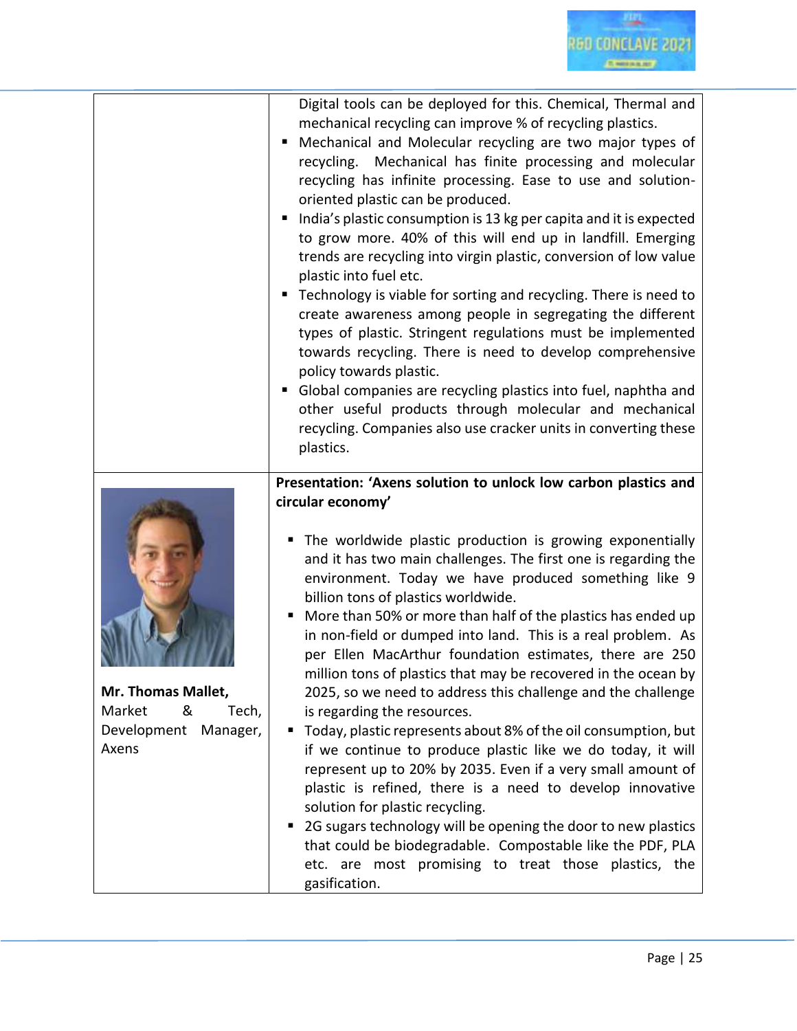| | |
|---|---|
| | Digital tools can be deployed for this. Chemical, Thermal and mechanical recycling can improve % of recycling plastics.<br>▪ Mechanical and Molecular recycling are two major types of recycling. Mechanical has finite processing and molecular recycling has infinite processing. Ease to use and solution-oriented plastic can be produced.<br>▪ India's plastic consumption is 13 kg per capita and it is expected to grow more. 40% of this will end up in landfill. Emerging trends are recycling into virgin plastic, conversion of low value plastic into fuel etc.<br>▪ Technology is viable for sorting and recycling. There is need to create awareness among people in segregating the different types of plastic. Stringent regulations must be implemented towards recycling. There is need to develop comprehensive policy towards plastic.<br>▪ Global companies are recycling plastics into fuel, naphtha and other useful products through molecular and mechanical recycling. Companies also use cracker units in converting these plastics. |
| **Mr. Thomas Mallet,** Market & Tech, Development Manager, Axens | **Presentation: 'Axens solution to unlock low carbon plastics and circular economy'**<br>▪ The worldwide plastic production is growing exponentially and it has two main challenges. The first one is regarding the environment. Today we have produced something like 9 billion tons of plastics worldwide.<br>▪ More than 50% or more than half of the plastics has ended up in non-field or dumped into land. This is a real problem. As per Ellen MacArthur foundation estimates, there are 250 million tons of plastics that may be recovered in the ocean by 2025, so we need to address this challenge and the challenge is regarding the resources.<br>▪ Today, plastic represents about 8% of the oil consumption, but if we continue to produce plastic like we do today, it will represent up to 20% by 2035. Even if a very small amount of plastic is refined, there is a need to develop innovative solution for plastic recycling.<br>▪ 2G sugars technology will be opening the door to new plastics that could be biodegradable. Compostable like the PDF, PLA etc. are most promising to treat those plastics, the gasification. |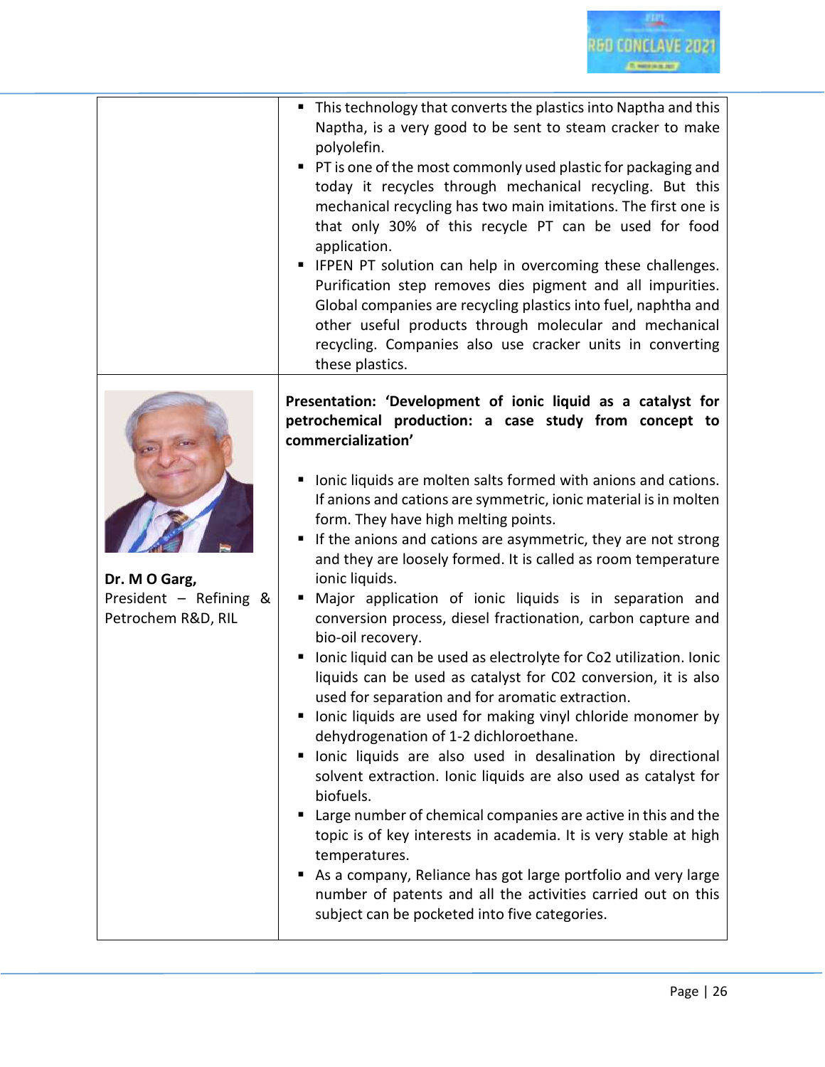| | |
|---|---|
| | ▪ This technology that converts the plastics into Naptha and this Naptha, is a very good to be sent to steam cracker to make polyolefin.<br>▪ PT is one of the most commonly used plastic for packaging and today it recycles through mechanical recycling. But this mechanical recycling has two main imitations. The first one is that only 30% of this recycle PT can be used for food application.<br>▪ IFPEN PT solution can help in overcoming these challenges. Purification step removes dies pigment and all impurities. Global companies are recycling plastics into fuel, naphtha and other useful products through molecular and mechanical recycling. Companies also use cracker units in converting these plastics. |
| **Dr. M O Garg,**<br>President – Refining & Petrochem R&D, RIL | **Presentation: 'Development of ionic liquid as a catalyst for petrochemical production: a case study from concept to commercialization'**<br><br>▪ Ionic liquids are molten salts formed with anions and cations. If anions and cations are symmetric, ionic material is in molten form. They have high melting points.<br>▪ If the anions and cations are asymmetric, they are not strong and they are loosely formed. It is called as room temperature ionic liquids.<br>▪ Major application of ionic liquids is in separation and conversion process, diesel fractionation, carbon capture and bio-oil recovery.<br>▪ Ionic liquid can be used as electrolyte for Co2 utilization. Ionic liquids can be used as catalyst for C02 conversion, it is also used for separation and for aromatic extraction.<br>▪ Ionic liquids are used for making vinyl chloride monomer by dehydrogenation of 1-2 dichloroethane.<br>▪ Ionic liquids are also used in desalination by directional solvent extraction. Ionic liquids are also used as catalyst for biofuels.<br>▪ Large number of chemical companies are active in this and the topic is of key interests in academia. It is very stable at high temperatures.<br>▪ As a company, Reliance has got large portfolio and very large number of patents and all the activities carried out on this subject can be pocketed into five categories. |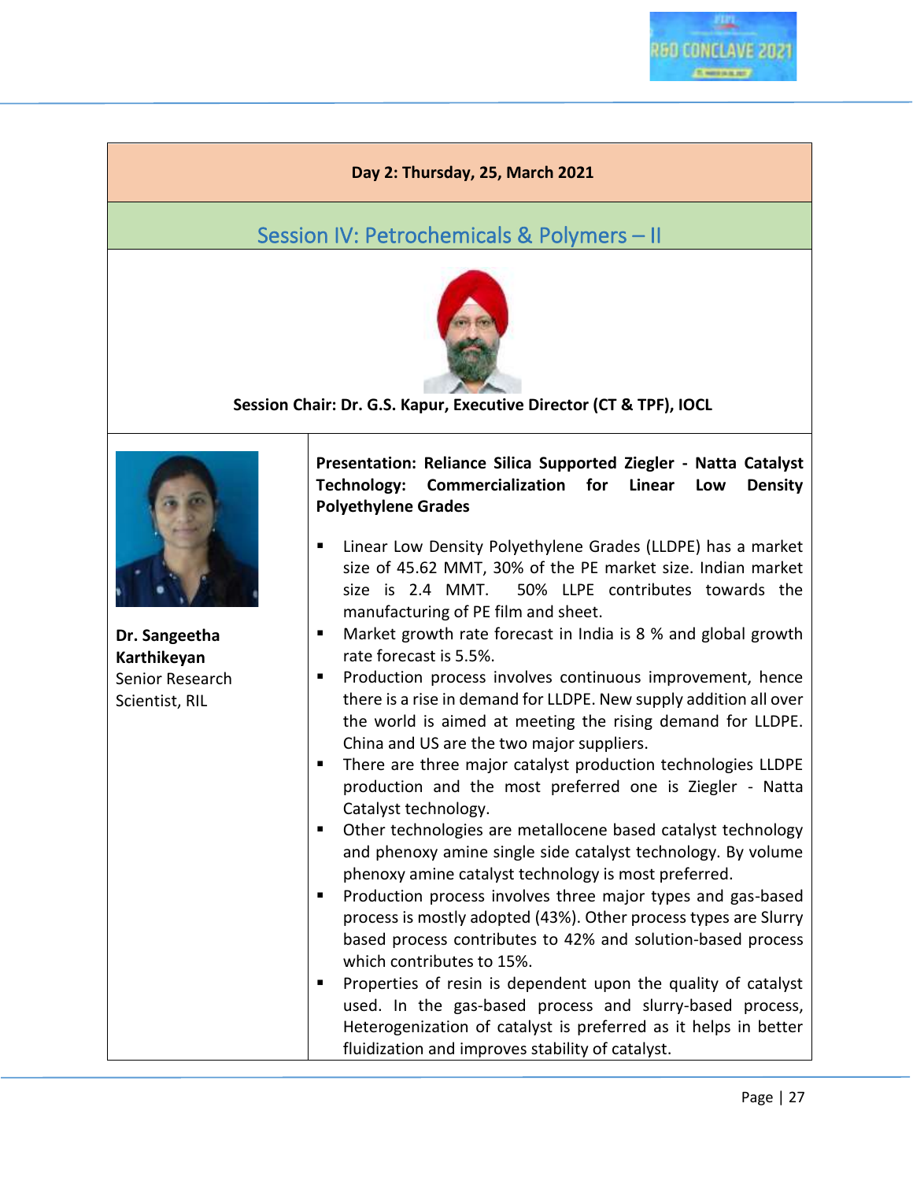**Day 2: Thursday, 25, March 2021**

## Session IV: Petrochemicals & Polymers – II

**Session Chair: Dr. G.S. Kapur, Executive Director (CT & TPF), IOCL**

**Dr. Sangeetha Karthikeyan**
Senior Research Scientist, RIL

**Presentation: Reliance Silica Supported Ziegler - Natta Catalyst Technology: Commercialization for Linear Low Density Polyethylene Grades**

- Linear Low Density Polyethylene Grades (LLDPE) has a market size of 45.62 MMT, 30% of the PE market size. Indian market size is 2.4 MMT. 50% LLPE contributes towards the manufacturing of PE film and sheet.
- Market growth rate forecast in India is 8 % and global growth rate forecast is 5.5%.
- Production process involves continuous improvement, hence there is a rise in demand for LLDPE. New supply addition all over the world is aimed at meeting the rising demand for LLDPE. China and US are the two major suppliers.
- There are three major catalyst production technologies LLDPE production and the most preferred one is Ziegler - Natta Catalyst technology.
- Other technologies are metallocene based catalyst technology and phenoxy amine single side catalyst technology. By volume phenoxy amine catalyst technology is most preferred.
- Production process involves three major types and gas-based process is mostly adopted (43%). Other process types are Slurry based process contributes to 42% and solution-based process which contributes to 15%.
- Properties of resin is dependent upon the quality of catalyst used. In the gas-based process and slurry-based process, Heterogenization of catalyst is preferred as it helps in better fluidization and improves stability of catalyst.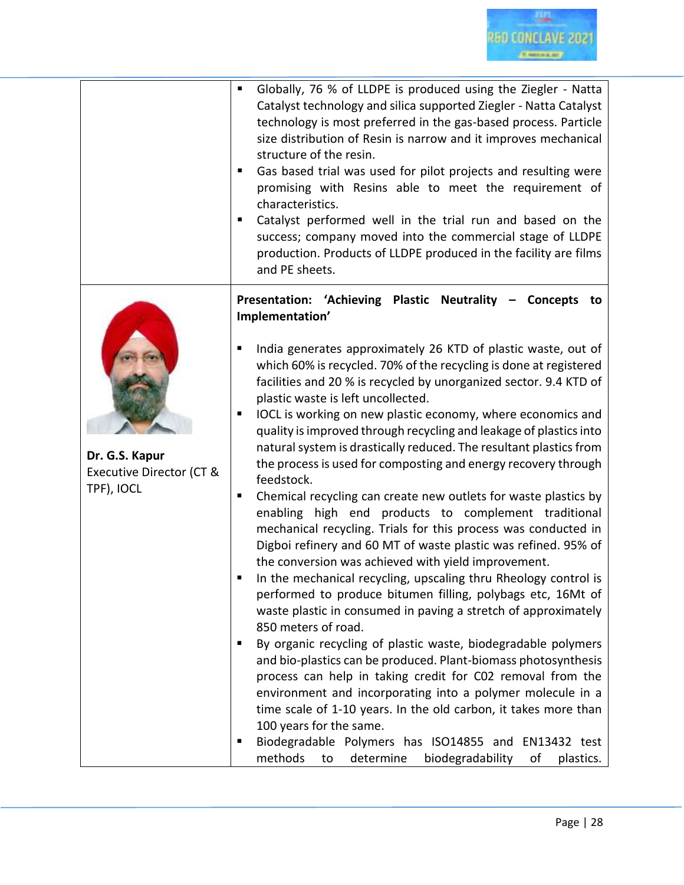| | |
|---|---|
| | ▪ Globally, 76 % of LLDPE is produced using the Ziegler - Natta Catalyst technology and silica supported Ziegler - Natta Catalyst technology is most preferred in the gas-based process. Particle size distribution of Resin is narrow and it improves mechanical structure of the resin.<br>▪ Gas based trial was used for pilot projects and resulting were promising with Resins able to meet the requirement of characteristics.<br>▪ Catalyst performed well in the trial run and based on the success; company moved into the commercial stage of LLDPE production. Products of LLDPE produced in the facility are films and PE sheets. |
| **Dr. G.S. Kapur**<br>Executive Director (CT & TPF), IOCL | **Presentation: 'Achieving Plastic Neutrality – Concepts to Implementation'**<br><br>▪ India generates approximately 26 KTD of plastic waste, out of which 60% is recycled. 70% of the recycling is done at registered facilities and 20 % is recycled by unorganized sector. 9.4 KTD of plastic waste is left uncollected.<br>▪ IOCL is working on new plastic economy, where economics and quality is improved through recycling and leakage of plastics into natural system is drastically reduced. The resultant plastics from the process is used for composting and energy recovery through feedstock.<br>▪ Chemical recycling can create new outlets for waste plastics by enabling high end products to complement traditional mechanical recycling. Trials for this process was conducted in Digboi refinery and 60 MT of waste plastic was refined. 95% of the conversion was achieved with yield improvement.<br>▪ In the mechanical recycling, upscaling thru Rheology control is performed to produce bitumen filling, polybags etc, 16Mt of waste plastic in consumed in paving a stretch of approximately 850 meters of road.<br>▪ By organic recycling of plastic waste, biodegradable polymers and bio-plastics can be produced. Plant-biomass photosynthesis process can help in taking credit for C02 removal from the environment and incorporating into a polymer molecule in a time scale of 1-10 years. In the old carbon, it takes more than 100 years for the same.<br>▪ Biodegradable Polymers has ISO14855 and EN13432 test methods to determine biodegradability of plastics. |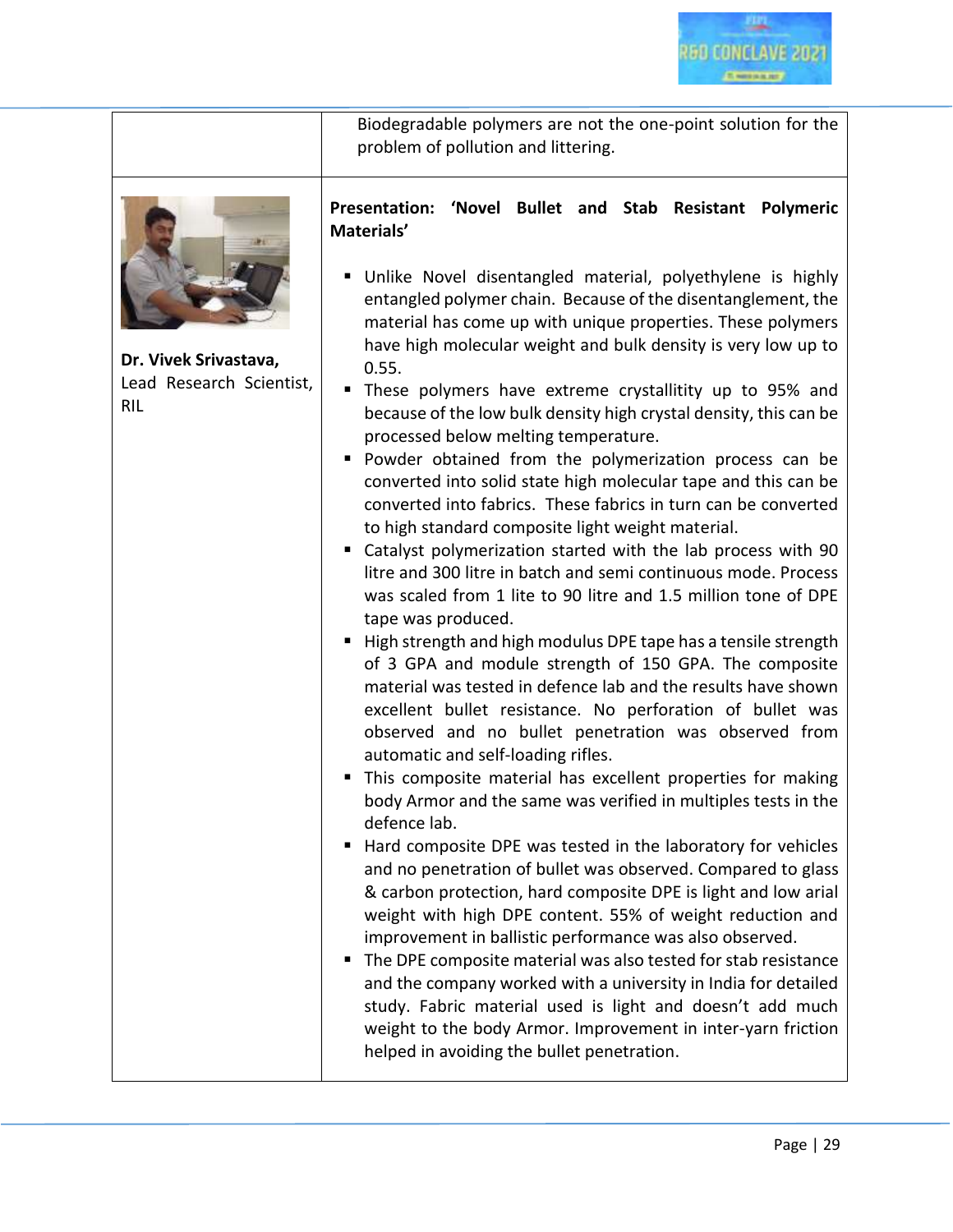| | |
|---|---|
| | Biodegradable polymers are not the one-point solution for the problem of pollution and littering. |
| **Dr. Vivek Srivastava,** Lead Research Scientist, RIL | **Presentation: 'Novel Bullet and Stab Resistant Polymeric Materials'**<br><br>▪ Unlike Novel disentangled material, polyethylene is highly entangled polymer chain. Because of the disentanglement, the material has come up with unique properties. These polymers have high molecular weight and bulk density is very low up to 0.55.<br>▪ These polymers have extreme crystallitity up to 95% and because of the low bulk density high crystal density, this can be processed below melting temperature.<br>▪ Powder obtained from the polymerization process can be converted into solid state high molecular tape and this can be converted into fabrics. These fabrics in turn can be converted to high standard composite light weight material.<br>▪ Catalyst polymerization started with the lab process with 90 litre and 300 litre in batch and semi continuous mode. Process was scaled from 1 lite to 90 litre and 1.5 million tone of DPE tape was produced.<br>▪ High strength and high modulus DPE tape has a tensile strength of 3 GPA and module strength of 150 GPA. The composite material was tested in defence lab and the results have shown excellent bullet resistance. No perforation of bullet was observed and no bullet penetration was observed from automatic and self-loading rifles.<br>▪ This composite material has excellent properties for making body Armor and the same was verified in multiples tests in the defence lab.<br>▪ Hard composite DPE was tested in the laboratory for vehicles and no penetration of bullet was observed. Compared to glass & carbon protection, hard composite DPE is light and low arial weight with high DPE content. 55% of weight reduction and improvement in ballistic performance was also observed.<br>▪ The DPE composite material was also tested for stab resistance and the company worked with a university in India for detailed study. Fabric material used is light and doesn't add much weight to the body Armor. Improvement in inter-yarn friction helped in avoiding the bullet penetration. |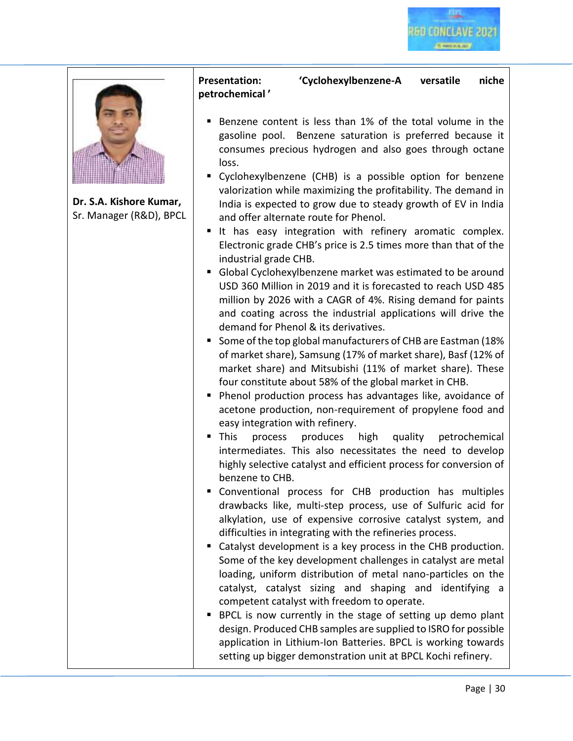**Dr. S.A. Kishore Kumar,**
Sr. Manager (R&D), BPCL

**Presentation: 'Cyclohexylbenzene-A versatile niche petrochemical '**

- Benzene content is less than 1% of the total volume in the gasoline pool. Benzene saturation is preferred because it consumes precious hydrogen and also goes through octane loss.
- Cyclohexylbenzene (CHB) is a possible option for benzene valorization while maximizing the profitability. The demand in India is expected to grow due to steady growth of EV in India and offer alternate route for Phenol.
- It has easy integration with refinery aromatic complex. Electronic grade CHB's price is 2.5 times more than that of the industrial grade CHB.
- Global Cyclohexylbenzene market was estimated to be around USD 360 Million in 2019 and it is forecasted to reach USD 485 million by 2026 with a CAGR of 4%. Rising demand for paints and coating across the industrial applications will drive the demand for Phenol & its derivatives.
- Some of the top global manufacturers of CHB are Eastman (18% of market share), Samsung (17% of market share), Basf (12% of market share) and Mitsubishi (11% of market share). These four constitute about 58% of the global market in CHB.
- Phenol production process has advantages like, avoidance of acetone production, non-requirement of propylene food and easy integration with refinery.
- This process produces high quality petrochemical intermediates. This also necessitates the need to develop highly selective catalyst and efficient process for conversion of benzene to CHB.
- Conventional process for CHB production has multiples drawbacks like, multi-step process, use of Sulfuric acid for alkylation, use of expensive corrosive catalyst system, and difficulties in integrating with the refineries process.
- Catalyst development is a key process in the CHB production. Some of the key development challenges in catalyst are metal loading, uniform distribution of metal nano-particles on the catalyst, catalyst sizing and shaping and identifying a competent catalyst with freedom to operate.
- BPCL is now currently in the stage of setting up demo plant design. Produced CHB samples are supplied to ISRO for possible application in Lithium-Ion Batteries. BPCL is working towards setting up bigger demonstration unit at BPCL Kochi refinery.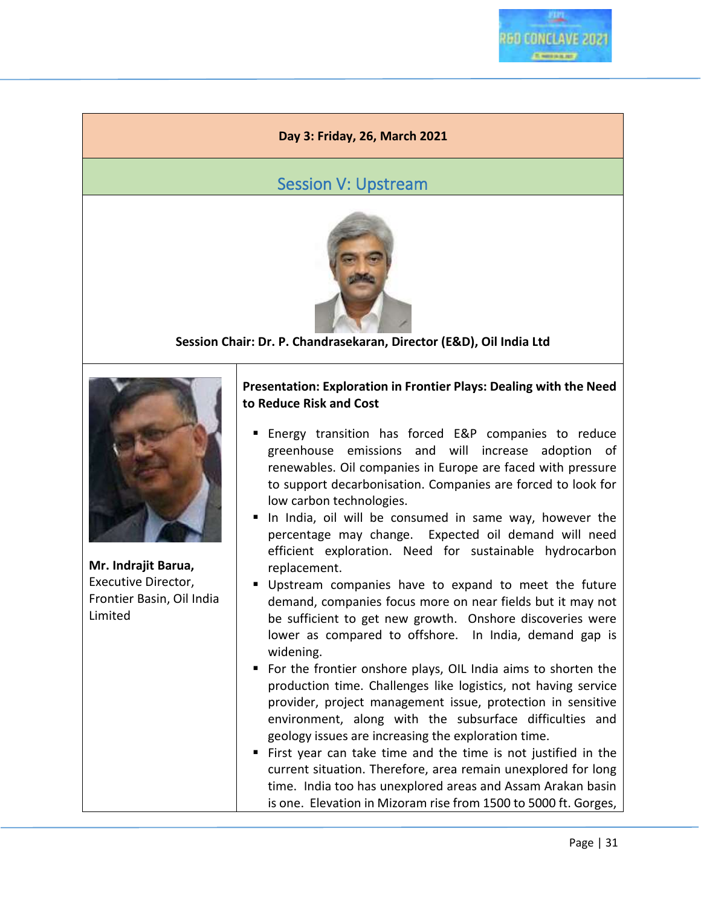**Day 3: Friday, 26, March 2021**

## Session V: Upstream

**Session Chair: Dr. P. Chandrasekaran, Director (E&D), Oil India Ltd**

**Mr. Indrajit Barua,**
Executive Director, Frontier Basin, Oil India Limited

**Presentation: Exploration in Frontier Plays: Dealing with the Need to Reduce Risk and Cost**

- Energy transition has forced E&P companies to reduce greenhouse emissions and will increase adoption of renewables. Oil companies in Europe are faced with pressure to support decarbonisation. Companies are forced to look for low carbon technologies.
- In India, oil will be consumed in same way, however the percentage may change. Expected oil demand will need efficient exploration. Need for sustainable hydrocarbon replacement.
- Upstream companies have to expand to meet the future demand, companies focus more on near fields but it may not be sufficient to get new growth. Onshore discoveries were lower as compared to offshore. In India, demand gap is widening.
- For the frontier onshore plays, OIL India aims to shorten the production time. Challenges like logistics, not having service provider, project management issue, protection in sensitive environment, along with the subsurface difficulties and geology issues are increasing the exploration time.
- First year can take time and the time is not justified in the current situation. Therefore, area remain unexplored for long time. India too has unexplored areas and Assam Arakan basin is one. Elevation in Mizoram rise from 1500 to 5000 ft. Gorges,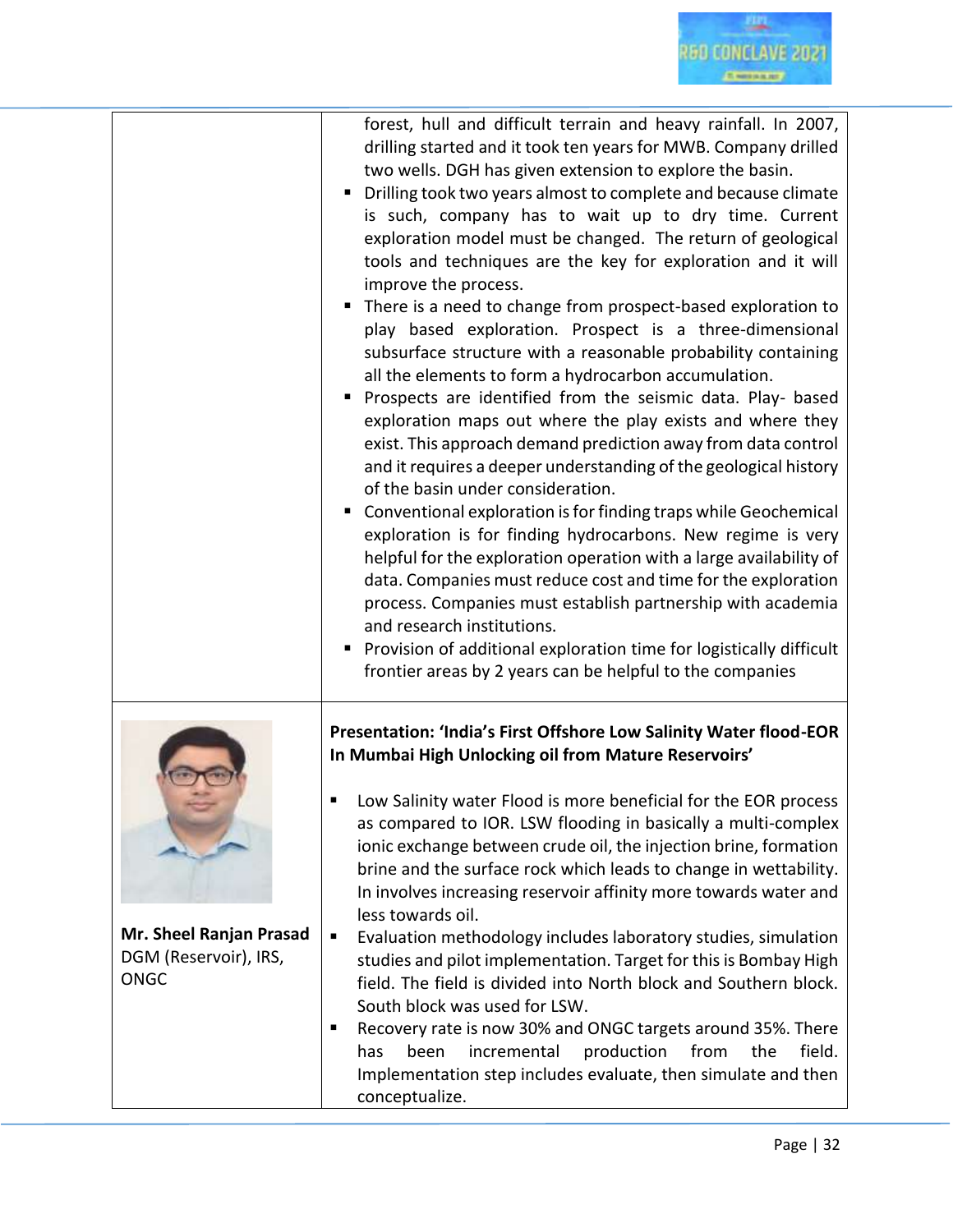| | |
|---|---|
| | forest, hull and difficult terrain and heavy rainfall. In 2007, drilling started and it took ten years for MWB. Company drilled two wells. DGH has given extension to explore the basin.<br>▪ Drilling took two years almost to complete and because climate is such, company has to wait up to dry time. Current exploration model must be changed. The return of geological tools and techniques are the key for exploration and it will improve the process.<br>▪ There is a need to change from prospect-based exploration to play based exploration. Prospect is a three-dimensional subsurface structure with a reasonable probability containing all the elements to form a hydrocarbon accumulation.<br>▪ Prospects are identified from the seismic data. Play- based exploration maps out where the play exists and where they exist. This approach demand prediction away from data control and it requires a deeper understanding of the geological history of the basin under consideration.<br>▪ Conventional exploration is for finding traps while Geochemical exploration is for finding hydrocarbons. New regime is very helpful for the exploration operation with a large availability of data. Companies must reduce cost and time for the exploration process. Companies must establish partnership with academia and research institutions.<br>▪ Provision of additional exploration time for logistically difficult frontier areas by 2 years can be helpful to the companies |
| **Mr. Sheel Ranjan Prasad**<br>DGM (Reservoir), IRS, ONGC | **Presentation: 'India's First Offshore Low Salinity Water flood-EOR In Mumbai High Unlocking oil from Mature Reservoirs'**<br>▪ Low Salinity water Flood is more beneficial for the EOR process as compared to IOR. LSW flooding in basically a multi-complex ionic exchange between crude oil, the injection brine, formation brine and the surface rock which leads to change in wettability. In involves increasing reservoir affinity more towards water and less towards oil.<br>▪ Evaluation methodology includes laboratory studies, simulation studies and pilot implementation. Target for this is Bombay High field. The field is divided into North block and Southern block. South block was used for LSW.<br>▪ Recovery rate is now 30% and ONGC targets around 35%. There has been incremental production from the field. Implementation step includes evaluate, then simulate and then conceptualize. |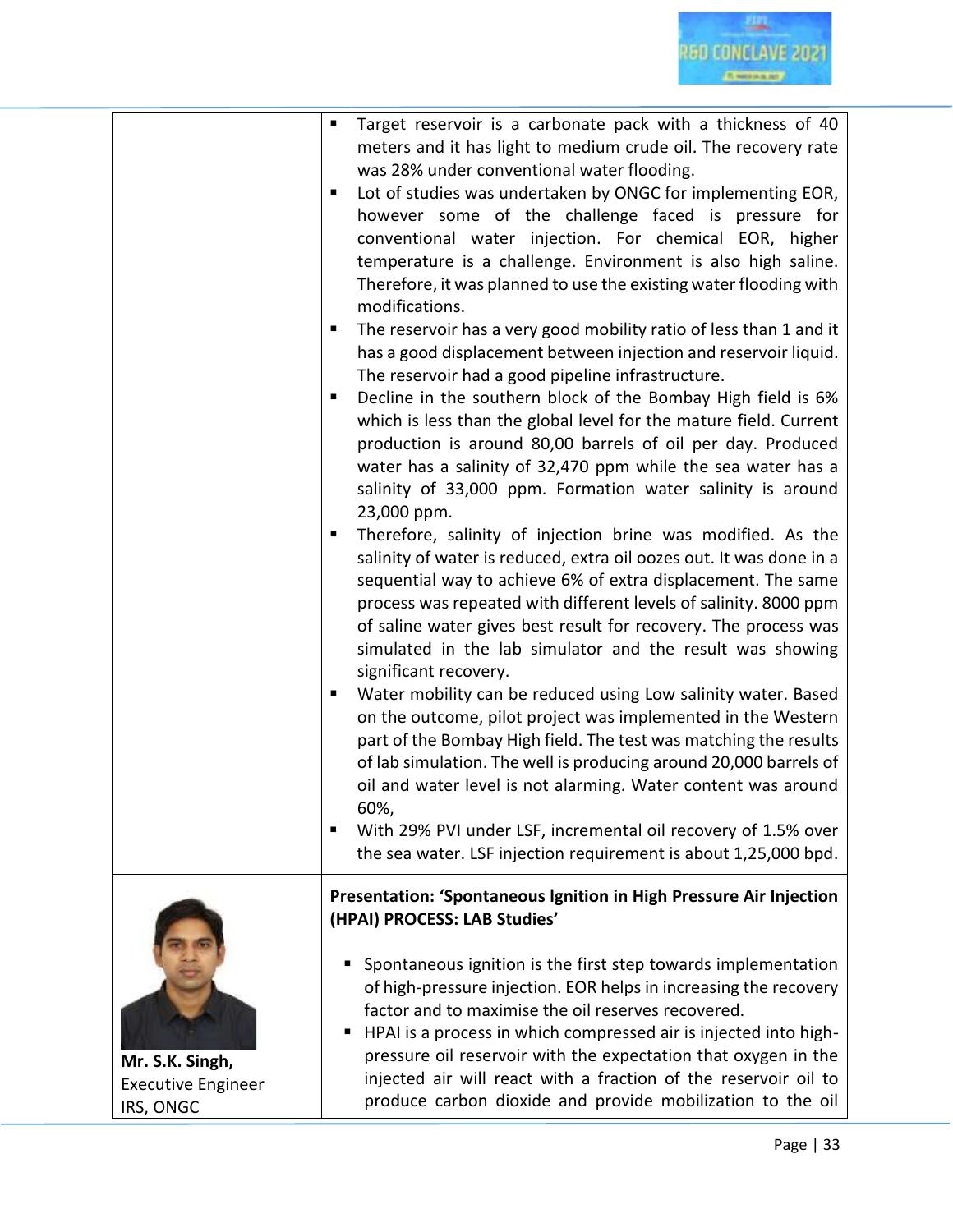- Target reservoir is a carbonate pack with a thickness of 40 meters and it has light to medium crude oil. The recovery rate was 28% under conventional water flooding.
- Lot of studies was undertaken by ONGC for implementing EOR, however some of the challenge faced is pressure for conventional water injection. For chemical EOR, higher temperature is a challenge. Environment is also high saline. Therefore, it was planned to use the existing water flooding with modifications.
- The reservoir has a very good mobility ratio of less than 1 and it has a good displacement between injection and reservoir liquid. The reservoir had a good pipeline infrastructure.
- Decline in the southern block of the Bombay High field is 6% which is less than the global level for the mature field. Current production is around 80,00 barrels of oil per day. Produced water has a salinity of 32,470 ppm while the sea water has a salinity of 33,000 ppm. Formation water salinity is around 23,000 ppm.
- Therefore, salinity of injection brine was modified. As the salinity of water is reduced, extra oil oozes out. It was done in a sequential way to achieve 6% of extra displacement. The same process was repeated with different levels of salinity. 8000 ppm of saline water gives best result for recovery. The process was simulated in the lab simulator and the result was showing significant recovery.
- Water mobility can be reduced using Low salinity water. Based on the outcome, pilot project was implemented in the Western part of the Bombay High field. The test was matching the results of lab simulation. The well is producing around 20,000 barrels of oil and water level is not alarming. Water content was around 60%,
- With 29% PVI under LSF, incremental oil recovery of 1.5% over the sea water. LSF injection requirement is about 1,25,000 bpd.

**Mr. S.K. Singh,**
Executive Engineer
IRS, ONGC

**Presentation: 'Spontaneous Ignition in High Pressure Air Injection (HPAI) PROCESS: LAB Studies'**

- Spontaneous ignition is the first step towards implementation of high-pressure injection. EOR helps in increasing the recovery factor and to maximise the oil reserves recovered.
- HPAI is a process in which compressed air is injected into high-pressure oil reservoir with the expectation that oxygen in the injected air will react with a fraction of the reservoir oil to produce carbon dioxide and provide mobilization to the oil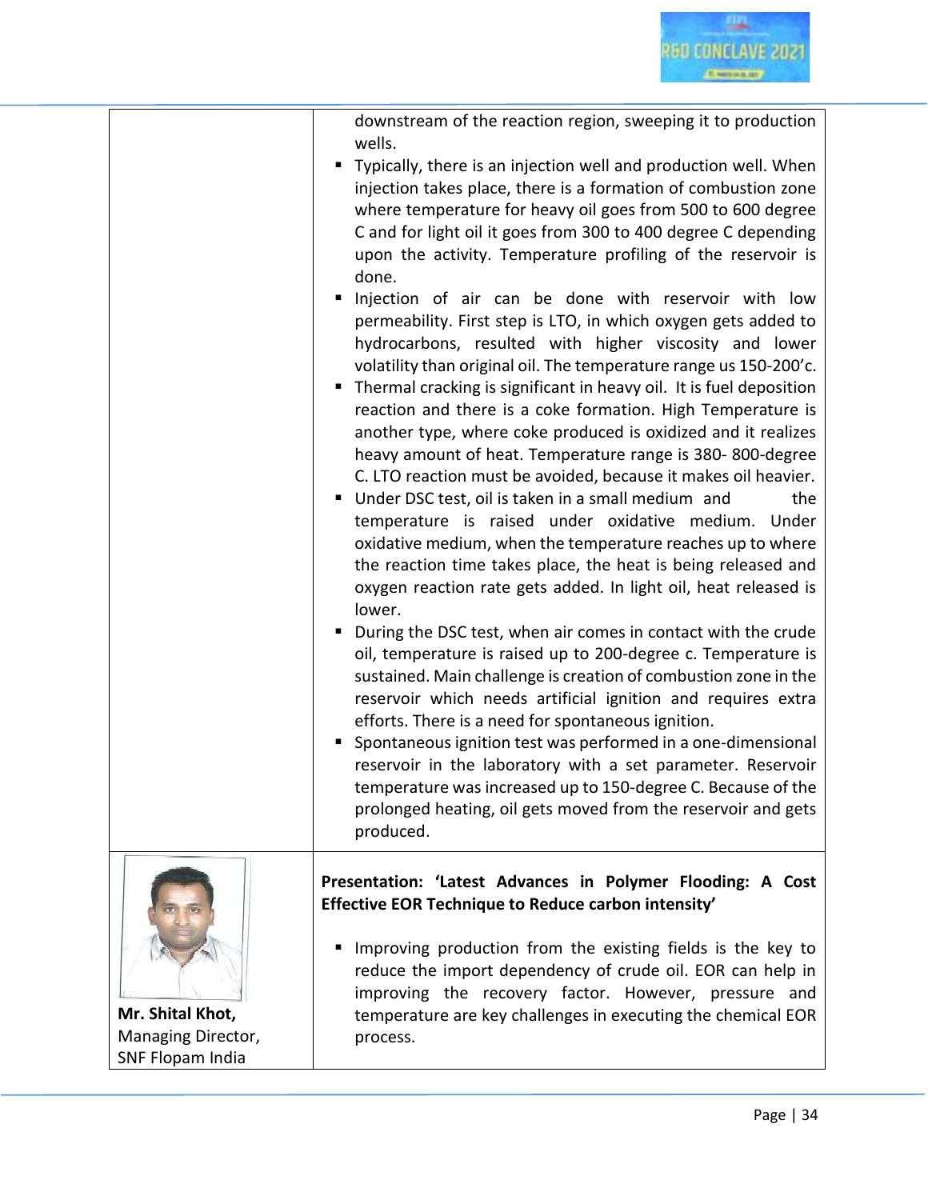| | |
|---|---|
| | downstream of the reaction region, sweeping it to production wells.<br>▪ Typically, there is an injection well and production well. When injection takes place, there is a formation of combustion zone where temperature for heavy oil goes from 500 to 600 degree C and for light oil it goes from 300 to 400 degree C depending upon the activity. Temperature profiling of the reservoir is done.<br>▪ Injection of air can be done with reservoir with low permeability. First step is LTO, in which oxygen gets added to hydrocarbons, resulted with higher viscosity and lower volatility than original oil. The temperature range us 150-200'c.<br>▪ Thermal cracking is significant in heavy oil. It is fuel deposition reaction and there is a coke formation. High Temperature is another type, where coke produced is oxidized and it realizes heavy amount of heat. Temperature range is 380- 800-degree C. LTO reaction must be avoided, because it makes oil heavier.<br>▪ Under DSC test, oil is taken in a small medium and the temperature is raised under oxidative medium. Under oxidative medium, when the temperature reaches up to where the reaction time takes place, the heat is being released and oxygen reaction rate gets added. In light oil, heat released is lower.<br>▪ During the DSC test, when air comes in contact with the crude oil, temperature is raised up to 200-degree c. Temperature is sustained. Main challenge is creation of combustion zone in the reservoir which needs artificial ignition and requires extra efforts. There is a need for spontaneous ignition.<br>▪ Spontaneous ignition test was performed in a one-dimensional reservoir in the laboratory with a set parameter. Reservoir temperature was increased up to 150-degree C. Because of the prolonged heating, oil gets moved from the reservoir and gets produced. |
| **Mr. Shital Khot,**<br>Managing Director,<br>SNF Flopam India | **Presentation: 'Latest Advances in Polymer Flooding: A Cost Effective EOR Technique to Reduce carbon intensity'**<br><br>▪ Improving production from the existing fields is the key to reduce the import dependency of crude oil. EOR can help in improving the recovery factor. However, pressure and temperature are key challenges in executing the chemical EOR process. |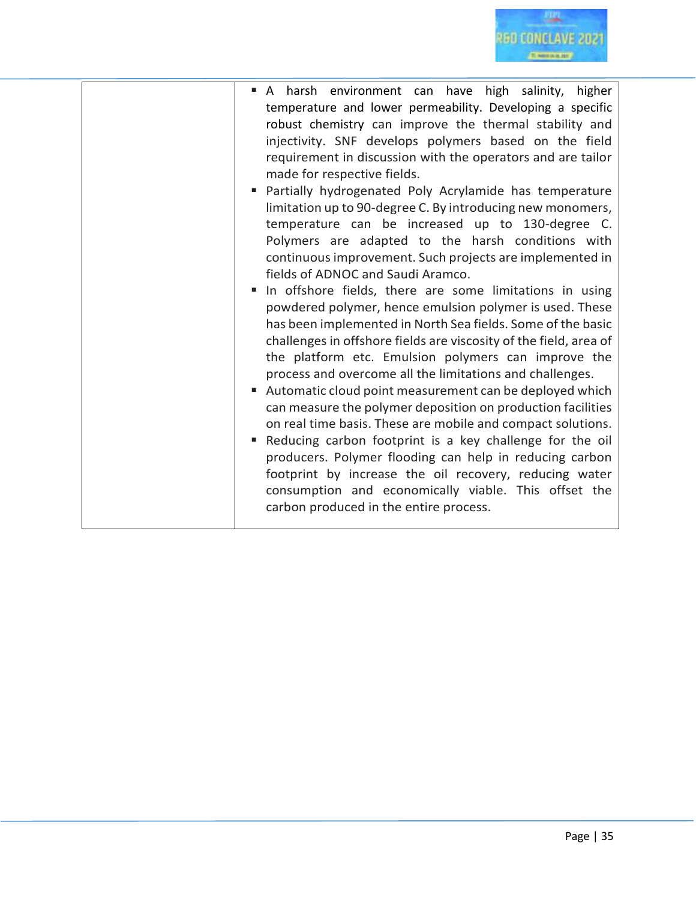| | |
|---|---|
| | ▪ A harsh environment can have high salinity, higher temperature and lower permeability. Developing a specific robust chemistry can improve the thermal stability and injectivity. SNF develops polymers based on the field requirement in discussion with the operators and are tailor made for respective fields.<br>▪ Partially hydrogenated Poly Acrylamide has temperature limitation up to 90-degree C. By introducing new monomers, temperature can be increased up to 130-degree C. Polymers are adapted to the harsh conditions with continuous improvement. Such projects are implemented in fields of ADNOC and Saudi Aramco.<br>▪ In offshore fields, there are some limitations in using powdered polymer, hence emulsion polymer is used. These has been implemented in North Sea fields. Some of the basic challenges in offshore fields are viscosity of the field, area of the platform etc. Emulsion polymers can improve the process and overcome all the limitations and challenges.<br>▪ Automatic cloud point measurement can be deployed which can measure the polymer deposition on production facilities on real time basis. These are mobile and compact solutions.<br>▪ Reducing carbon footprint is a key challenge for the oil producers. Polymer flooding can help in reducing carbon footprint by increase the oil recovery, reducing water consumption and economically viable. This offset the carbon produced in the entire process. |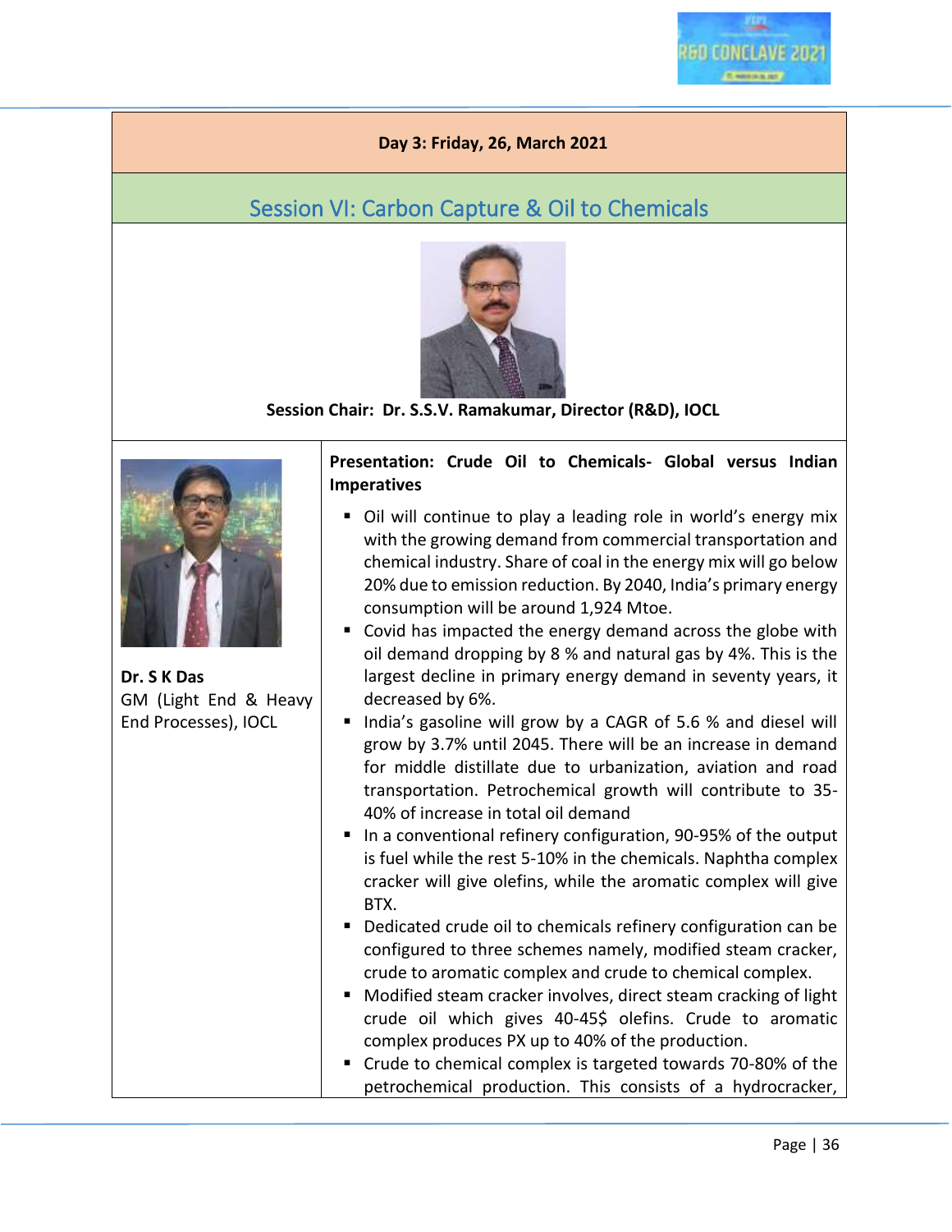**Day 3: Friday, 26, March 2021**

## Session VI: Carbon Capture & Oil to Chemicals

**Session Chair: Dr. S.S.V. Ramakumar, Director (R&D), IOCL**

**Dr. S K Das**
GM (Light End & Heavy End Processes), IOCL

**Presentation: Crude Oil to Chemicals- Global versus Indian Imperatives**

- Oil will continue to play a leading role in world's energy mix with the growing demand from commercial transportation and chemical industry. Share of coal in the energy mix will go below 20% due to emission reduction. By 2040, India's primary energy consumption will be around 1,924 Mtoe.
- Covid has impacted the energy demand across the globe with oil demand dropping by 8 % and natural gas by 4%. This is the largest decline in primary energy demand in seventy years, it decreased by 6%.
- India's gasoline will grow by a CAGR of 5.6 % and diesel will grow by 3.7% until 2045. There will be an increase in demand for middle distillate due to urbanization, aviation and road transportation. Petrochemical growth will contribute to 35-40% of increase in total oil demand
- In a conventional refinery configuration, 90-95% of the output is fuel while the rest 5-10% in the chemicals. Naphtha complex cracker will give olefins, while the aromatic complex will give BTX.
- Dedicated crude oil to chemicals refinery configuration can be configured to three schemes namely, modified steam cracker, crude to aromatic complex and crude to chemical complex.
- Modified steam cracker involves, direct steam cracking of light crude oil which gives 40-45$ olefins. Crude to aromatic complex produces PX up to 40% of the production.
- Crude to chemical complex is targeted towards 70-80% of the petrochemical production. This consists of a hydrocracker,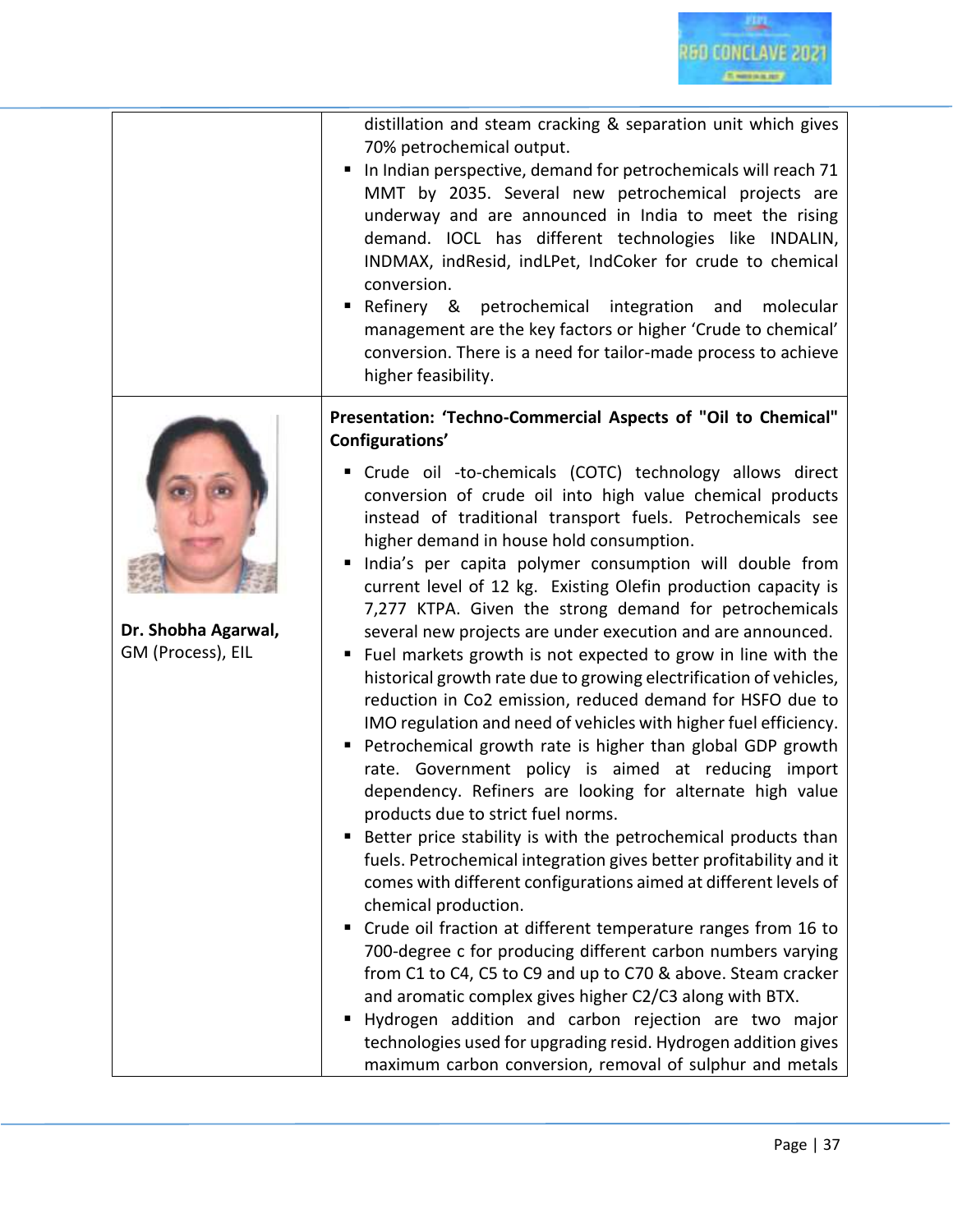| | |
|---|---|
| | distillation and steam cracking & separation unit which gives 70% petrochemical output.<br>▪ In Indian perspective, demand for petrochemicals will reach 71 MMT by 2035. Several new petrochemical projects are underway and are announced in India to meet the rising demand. IOCL has different technologies like INDALIN, INDMAX, indResid, indLPet, IndCoker for crude to chemical conversion.<br>▪ Refinery & petrochemical integration and molecular management are the key factors or higher 'Crude to chemical' conversion. There is a need for tailor-made process to achieve higher feasibility. |
| **Dr. Shobha Agarwal,**<br>GM (Process), EIL | **Presentation: 'Techno-Commercial Aspects of "Oil to Chemical" Configurations'**<br>▪ Crude oil -to-chemicals (COTC) technology allows direct conversion of crude oil into high value chemical products instead of traditional transport fuels. Petrochemicals see higher demand in house hold consumption.<br>▪ India's per capita polymer consumption will double from current level of 12 kg. Existing Olefin production capacity is 7,277 KTPA. Given the strong demand for petrochemicals several new projects are under execution and are announced.<br>▪ Fuel markets growth is not expected to grow in line with the historical growth rate due to growing electrification of vehicles, reduction in Co2 emission, reduced demand for HSFO due to IMO regulation and need of vehicles with higher fuel efficiency.<br>▪ Petrochemical growth rate is higher than global GDP growth rate. Government policy is aimed at reducing import dependency. Refiners are looking for alternate high value products due to strict fuel norms.<br>▪ Better price stability is with the petrochemical products than fuels. Petrochemical integration gives better profitability and it comes with different configurations aimed at different levels of chemical production.<br>▪ Crude oil fraction at different temperature ranges from 16 to 700-degree c for producing different carbon numbers varying from C1 to C4, C5 to C9 and up to C70 & above. Steam cracker and aromatic complex gives higher C2/C3 along with BTX.<br>▪ Hydrogen addition and carbon rejection are two major technologies used for upgrading resid. Hydrogen addition gives maximum carbon conversion, removal of sulphur and metals |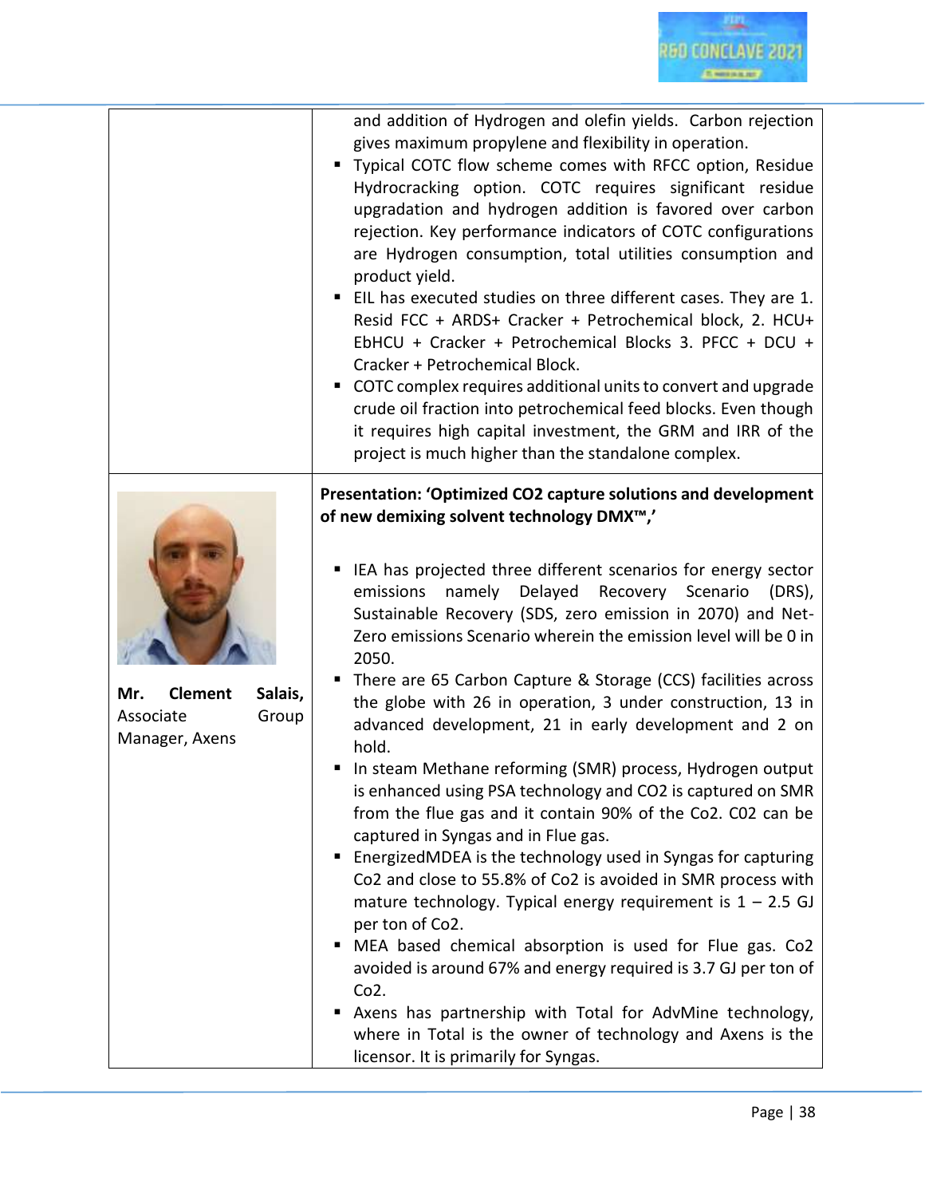| | |
|---|---|
| | and addition of Hydrogen and olefin yields. Carbon rejection gives maximum propylene and flexibility in operation.<br>▪ Typical COTC flow scheme comes with RFCC option, Residue Hydrocracking option. COTC requires significant residue upgradation and hydrogen addition is favored over carbon rejection. Key performance indicators of COTC configurations are Hydrogen consumption, total utilities consumption and product yield.<br>▪ EIL has executed studies on three different cases. They are 1. Resid FCC + ARDS+ Cracker + Petrochemical block, 2. HCU+ EbHCU + Cracker + Petrochemical Blocks 3. PFCC + DCU + Cracker + Petrochemical Block.<br>▪ COTC complex requires additional units to convert and upgrade crude oil fraction into petrochemical feed blocks. Even though it requires high capital investment, the GRM and IRR of the project is much higher than the standalone complex. |
| **Mr. Clement Salais,** Associate Group Manager, Axens | **Presentation: 'Optimized CO2 capture solutions and development of new demixing solvent technology DMX™,'**<br><br>▪ IEA has projected three different scenarios for energy sector emissions namely Delayed Recovery Scenario (DRS), Sustainable Recovery (SDS, zero emission in 2070) and Net-Zero emissions Scenario wherein the emission level will be 0 in 2050.<br>▪ There are 65 Carbon Capture & Storage (CCS) facilities across the globe with 26 in operation, 3 under construction, 13 in advanced development, 21 in early development and 2 on hold.<br>▪ In steam Methane reforming (SMR) process, Hydrogen output is enhanced using PSA technology and CO2 is captured on SMR from the flue gas and it contain 90% of the Co2. C02 can be captured in Syngas and in Flue gas.<br>▪ EnergizedMDEA is the technology used in Syngas for capturing Co2 and close to 55.8% of Co2 is avoided in SMR process with mature technology. Typical energy requirement is 1 – 2.5 GJ per ton of Co2.<br>▪ MEA based chemical absorption is used for Flue gas. Co2 avoided is around 67% and energy required is 3.7 GJ per ton of Co2.<br>▪ Axens has partnership with Total for AdvMine technology, where in Total is the owner of technology and Axens is the licensor. It is primarily for Syngas. |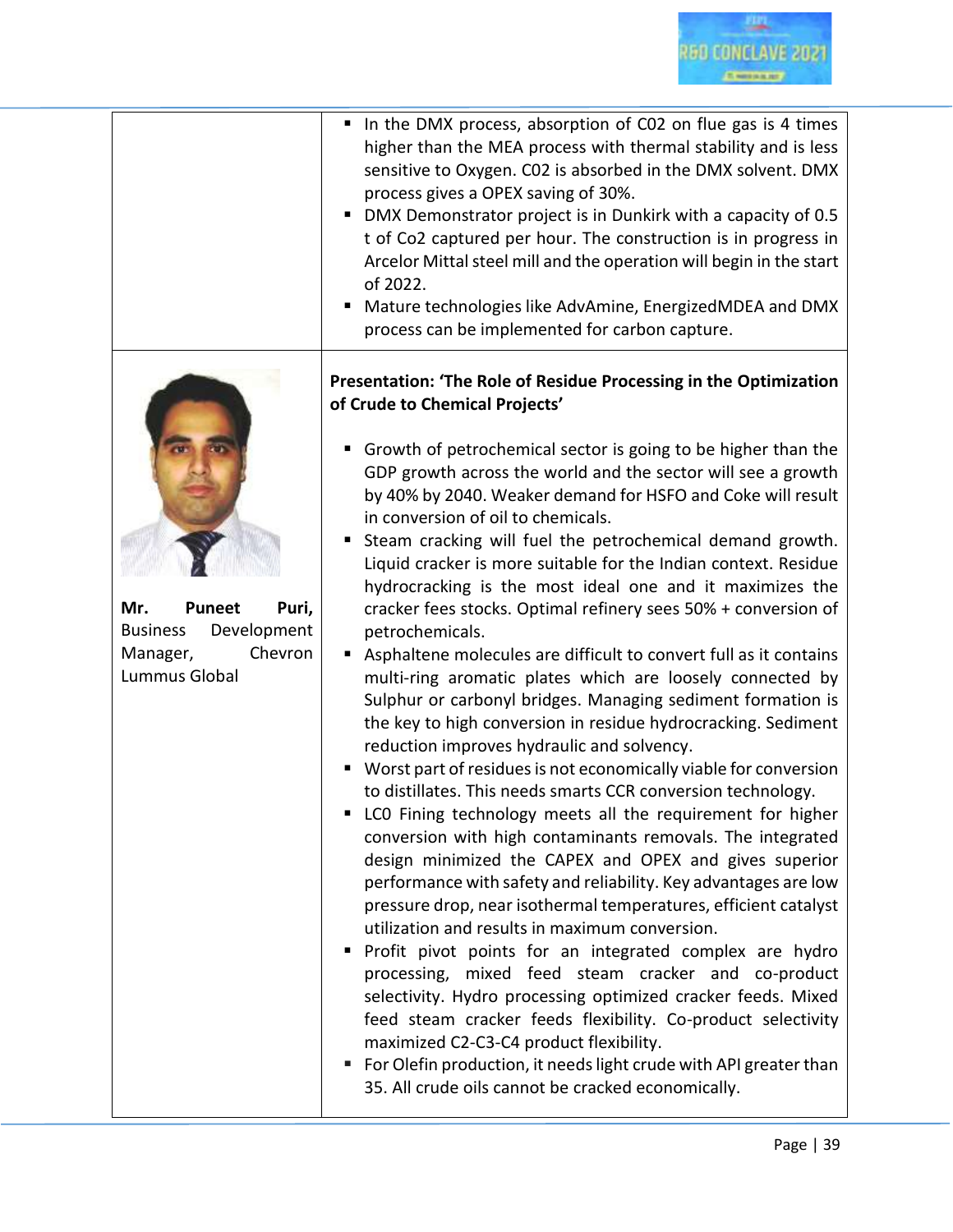| | |
|---|---|
| | ▪ In the DMX process, absorption of C02 on flue gas is 4 times higher than the MEA process with thermal stability and is less sensitive to Oxygen. C02 is absorbed in the DMX solvent. DMX process gives a OPEX saving of 30%.<br>▪ DMX Demonstrator project is in Dunkirk with a capacity of 0.5 t of Co2 captured per hour. The construction is in progress in Arcelor Mittal steel mill and the operation will begin in the start of 2022.<br>▪ Mature technologies like AdvAmine, EnergizedMDEA and DMX process can be implemented for carbon capture. |
| **Mr. Puneet Puri,** Business Development Manager, Chevron Lummus Global | **Presentation: 'The Role of Residue Processing in the Optimization of Crude to Chemical Projects'**<br><br>▪ Growth of petrochemical sector is going to be higher than the GDP growth across the world and the sector will see a growth by 40% by 2040. Weaker demand for HSFO and Coke will result in conversion of oil to chemicals.<br>▪ Steam cracking will fuel the petrochemical demand growth. Liquid cracker is more suitable for the Indian context. Residue hydrocracking is the most ideal one and it maximizes the cracker fees stocks. Optimal refinery sees 50% + conversion of petrochemicals.<br>▪ Asphaltene molecules are difficult to convert full as it contains multi-ring aromatic plates which are loosely connected by Sulphur or carbonyl bridges. Managing sediment formation is the key to high conversion in residue hydrocracking. Sediment reduction improves hydraulic and solvency.<br>▪ Worst part of residues is not economically viable for conversion to distillates. This needs smarts CCR conversion technology.<br>▪ LCO Fining technology meets all the requirement for higher conversion with high contaminants removals. The integrated design minimized the CAPEX and OPEX and gives superior performance with safety and reliability. Key advantages are low pressure drop, near isothermal temperatures, efficient catalyst utilization and results in maximum conversion.<br>▪ Profit pivot points for an integrated complex are hydro processing, mixed feed steam cracker and co-product selectivity. Hydro processing optimized cracker feeds. Mixed feed steam cracker feeds flexibility. Co-product selectivity maximized C2-C3-C4 product flexibility.<br>▪ For Olefin production, it needs light crude with API greater than 35. All crude oils cannot be cracked economically. |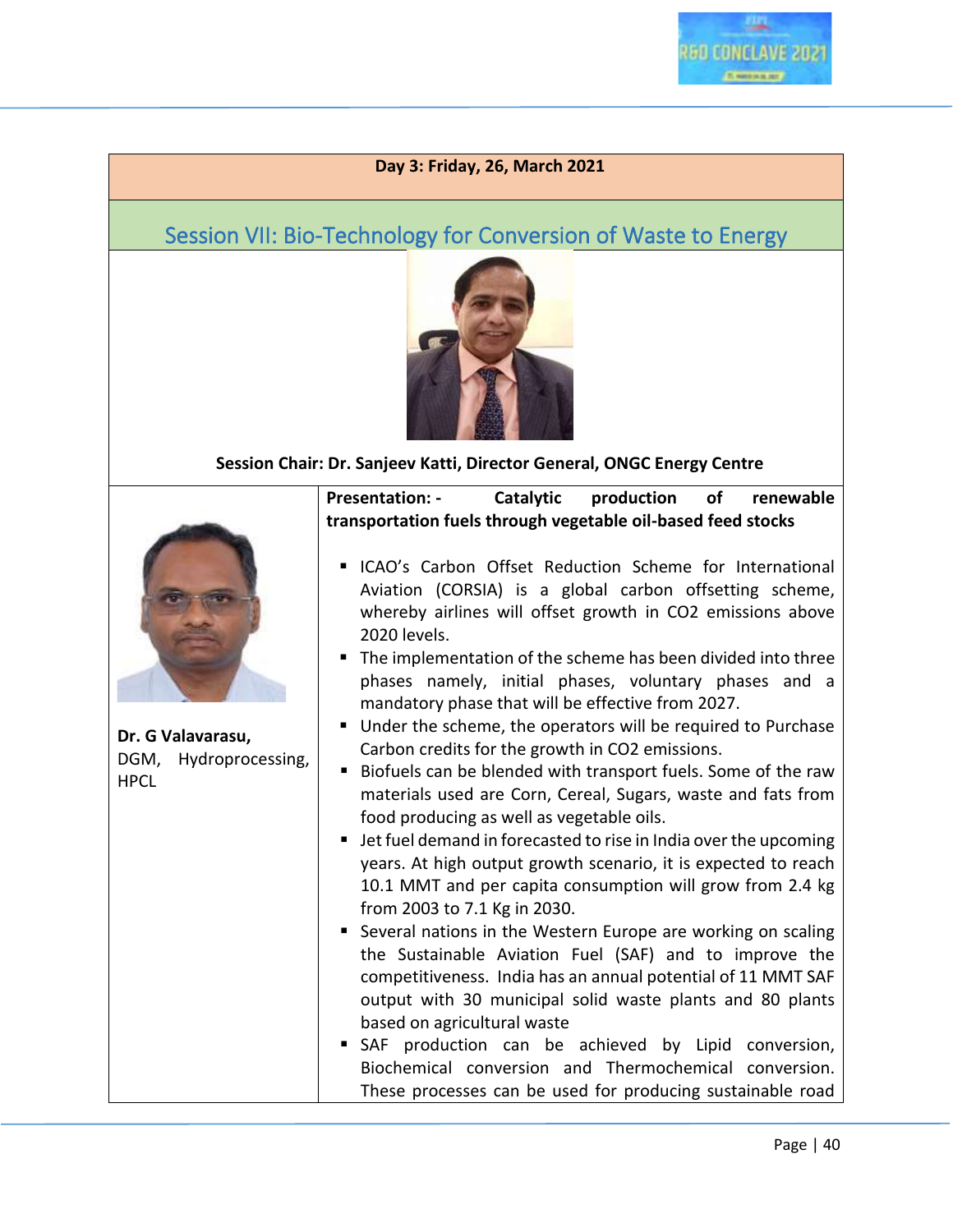**Day 3: Friday, 26, March 2021**

## Session VII: Bio-Technology for Conversion of Waste to Energy

**Session Chair: Dr. Sanjeev Katti, Director General, ONGC Energy Centre**

**Dr. G Valavarasu,**
DGM, Hydroprocessing, HPCL

**Presentation: - Catalytic production of renewable transportation fuels through vegetable oil-based feed stocks**

- ICAO's Carbon Offset Reduction Scheme for International Aviation (CORSIA) is a global carbon offsetting scheme, whereby airlines will offset growth in $CO_2$ emissions above 2020 levels.
- The implementation of the scheme has been divided into three phases namely, initial phases, voluntary phases and a mandatory phase that will be effective from 2027.
- Under the scheme, the operators will be required to Purchase Carbon credits for the growth in $CO_2$ emissions.
- Biofuels can be blended with transport fuels. Some of the raw materials used are Corn, Cereal, Sugars, waste and fats from food producing as well as vegetable oils.
- Jet fuel demand in forecasted to rise in India over the upcoming years. At high output growth scenario, it is expected to reach 10.1 MMT and per capita consumption will grow from 2.4 kg from 2003 to 7.1 Kg in 2030.
- Several nations in the Western Europe are working on scaling the Sustainable Aviation Fuel (SAF) and to improve the competitiveness. India has an annual potential of 11 MMT SAF output with 30 municipal solid waste plants and 80 plants based on agricultural waste
- SAF production can be achieved by Lipid conversion, Biochemical conversion and Thermochemical conversion. These processes can be used for producing sustainable road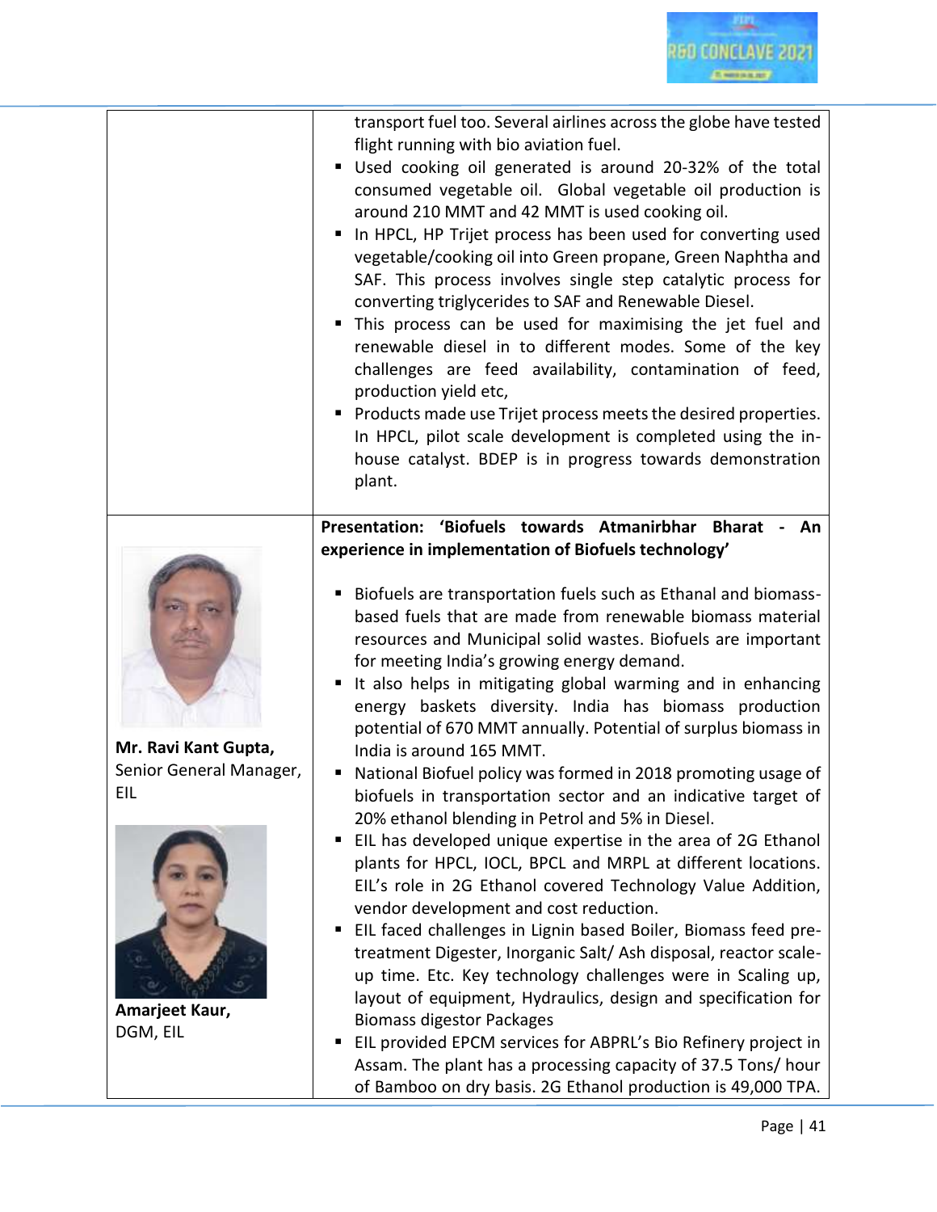| | |
|---|---|
| | transport fuel too. Several airlines across the globe have tested flight running with bio aviation fuel.<br>▪ Used cooking oil generated is around 20-32% of the total consumed vegetable oil. Global vegetable oil production is around 210 MMT and 42 MMT is used cooking oil.<br>▪ In HPCL, HP Trijet process has been used for converting used vegetable/cooking oil into Green propane, Green Naphtha and SAF. This process involves single step catalytic process for converting triglycerides to SAF and Renewable Diesel.<br>▪ This process can be used for maximising the jet fuel and renewable diesel in to different modes. Some of the key challenges are feed availability, contamination of feed, production yield etc,<br>▪ Products made use Trijet process meets the desired properties. In HPCL, pilot scale development is completed using the in-house catalyst. BDEP is in progress towards demonstration plant. |
| **Mr. Ravi Kant Gupta,** Senior General Manager, EIL<br><br>**Amarjeet Kaur,** DGM, EIL | **Presentation: 'Biofuels towards Atmanirbhar Bharat - An experience in implementation of Biofuels technology'**<br><br>▪ Biofuels are transportation fuels such as Ethanal and biomass-based fuels that are made from renewable biomass material resources and Municipal solid wastes. Biofuels are important for meeting India's growing energy demand.<br>▪ It also helps in mitigating global warming and in enhancing energy baskets diversity. India has biomass production potential of 670 MMT annually. Potential of surplus biomass in India is around 165 MMT.<br>▪ National Biofuel policy was formed in 2018 promoting usage of biofuels in transportation sector and an indicative target of 20% ethanol blending in Petrol and 5% in Diesel.<br>▪ EIL has developed unique expertise in the area of 2G Ethanol plants for HPCL, IOCL, BPCL and MRPL at different locations. EIL's role in 2G Ethanol covered Technology Value Addition, vendor development and cost reduction.<br>▪ EIL faced challenges in Lignin based Boiler, Biomass feed pre-treatment Digester, Inorganic Salt/ Ash disposal, reactor scale-up time. Etc. Key technology challenges were in Scaling up, layout of equipment, Hydraulics, design and specification for Biomass digestor Packages<br>▪ EIL provided EPCM services for ABPRL's Bio Refinery project in Assam. The plant has a processing capacity of 37.5 Tons/ hour of Bamboo on dry basis. 2G Ethanol production is 49,000 TPA. |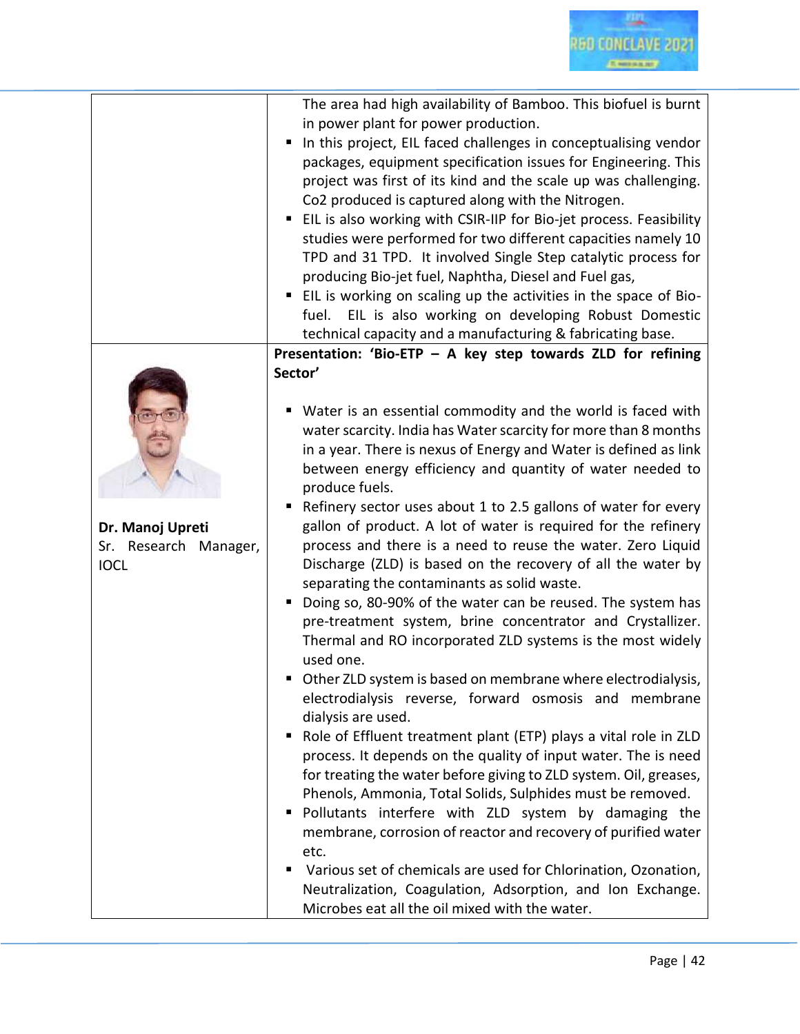| | |
|---|---|
| | The area had high availability of Bamboo. This biofuel is burnt in power plant for power production.<br>▪ In this project, EIL faced challenges in conceptualising vendor packages, equipment specification issues for Engineering. This project was first of its kind and the scale up was challenging. Co2 produced is captured along with the Nitrogen.<br>▪ EIL is also working with CSIR-IIP for Bio-jet process. Feasibility studies were performed for two different capacities namely 10 TPD and 31 TPD. It involved Single Step catalytic process for producing Bio-jet fuel, Naphtha, Diesel and Fuel gas,<br>▪ EIL is working on scaling up the activities in the space of Bio-fuel. EIL is also working on developing Robust Domestic technical capacity and a manufacturing & fabricating base. |
| **Dr. Manoj Upreti**<br>Sr. Research Manager, IOCL | **Presentation: 'Bio-ETP – A key step towards ZLD for refining Sector'**<br><br>▪ Water is an essential commodity and the world is faced with water scarcity. India has Water scarcity for more than 8 months in a year. There is nexus of Energy and Water is defined as link between energy efficiency and quantity of water needed to produce fuels.<br>▪ Refinery sector uses about 1 to 2.5 gallons of water for every gallon of product. A lot of water is required for the refinery process and there is a need to reuse the water. Zero Liquid Discharge (ZLD) is based on the recovery of all the water by separating the contaminants as solid waste.<br>▪ Doing so, 80-90% of the water can be reused. The system has pre-treatment system, brine concentrator and Crystallizer. Thermal and RO incorporated ZLD systems is the most widely used one.<br>▪ Other ZLD system is based on membrane where electrodialysis, electrodialysis reverse, forward osmosis and membrane dialysis are used.<br>▪ Role of Effluent treatment plant (ETP) plays a vital role in ZLD process. It depends on the quality of input water. The is need for treating the water before giving to ZLD system. Oil, greases, Phenols, Ammonia, Total Solids, Sulphides must be removed.<br>▪ Pollutants interfere with ZLD system by damaging the membrane, corrosion of reactor and recovery of purified water etc.<br>▪ Various set of chemicals are used for Chlorination, Ozonation, Neutralization, Coagulation, Adsorption, and Ion Exchange. Microbes eat all the oil mixed with the water. |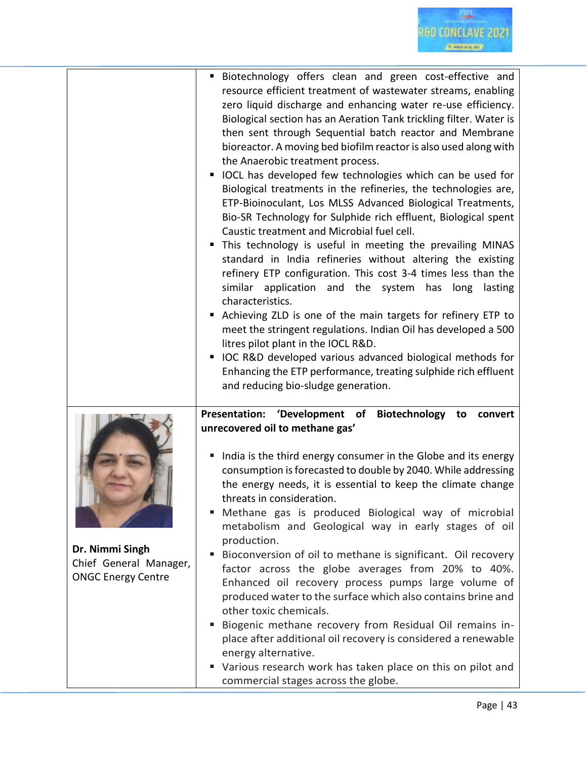| | |
|---|---|
| | ▪ Biotechnology offers clean and green cost-effective and resource efficient treatment of wastewater streams, enabling zero liquid discharge and enhancing water re-use efficiency. Biological section has an Aeration Tank trickling filter. Water is then sent through Sequential batch reactor and Membrane bioreactor. A moving bed biofilm reactor is also used along with the Anaerobic treatment process.<br>▪ IOCL has developed few technologies which can be used for Biological treatments in the refineries, the technologies are, ETP-Bioinoculant, Los MLSS Advanced Biological Treatments, Bio-SR Technology for Sulphide rich effluent, Biological spent Caustic treatment and Microbial fuel cell.<br>▪ This technology is useful in meeting the prevailing MINAS standard in India refineries without altering the existing refinery ETP configuration. This cost 3-4 times less than the similar application and the system has long lasting characteristics.<br>▪ Achieving ZLD is one of the main targets for refinery ETP to meet the stringent regulations. Indian Oil has developed a 500 litres pilot plant in the IOCL R&D.<br>▪ IOC R&D developed various advanced biological methods for Enhancing the ETP performance, treating sulphide rich effluent and reducing bio-sludge generation. |
| **Dr. Nimmi Singh**<br>Chief General Manager, ONGC Energy Centre | **Presentation: 'Development of Biotechnology to convert unrecovered oil to methane gas'**<br><br>▪ India is the third energy consumer in the Globe and its energy consumption is forecasted to double by 2040. While addressing the energy needs, it is essential to keep the climate change threats in consideration.<br>▪ Methane gas is produced Biological way of microbial metabolism and Geological way in early stages of oil production.<br>▪ Bioconversion of oil to methane is significant. Oil recovery factor across the globe averages from 20% to 40%. Enhanced oil recovery process pumps large volume of produced water to the surface which also contains brine and other toxic chemicals.<br>▪ Biogenic methane recovery from Residual Oil remains in-place after additional oil recovery is considered a renewable energy alternative.<br>▪ Various research work has taken place on this on pilot and commercial stages across the globe. |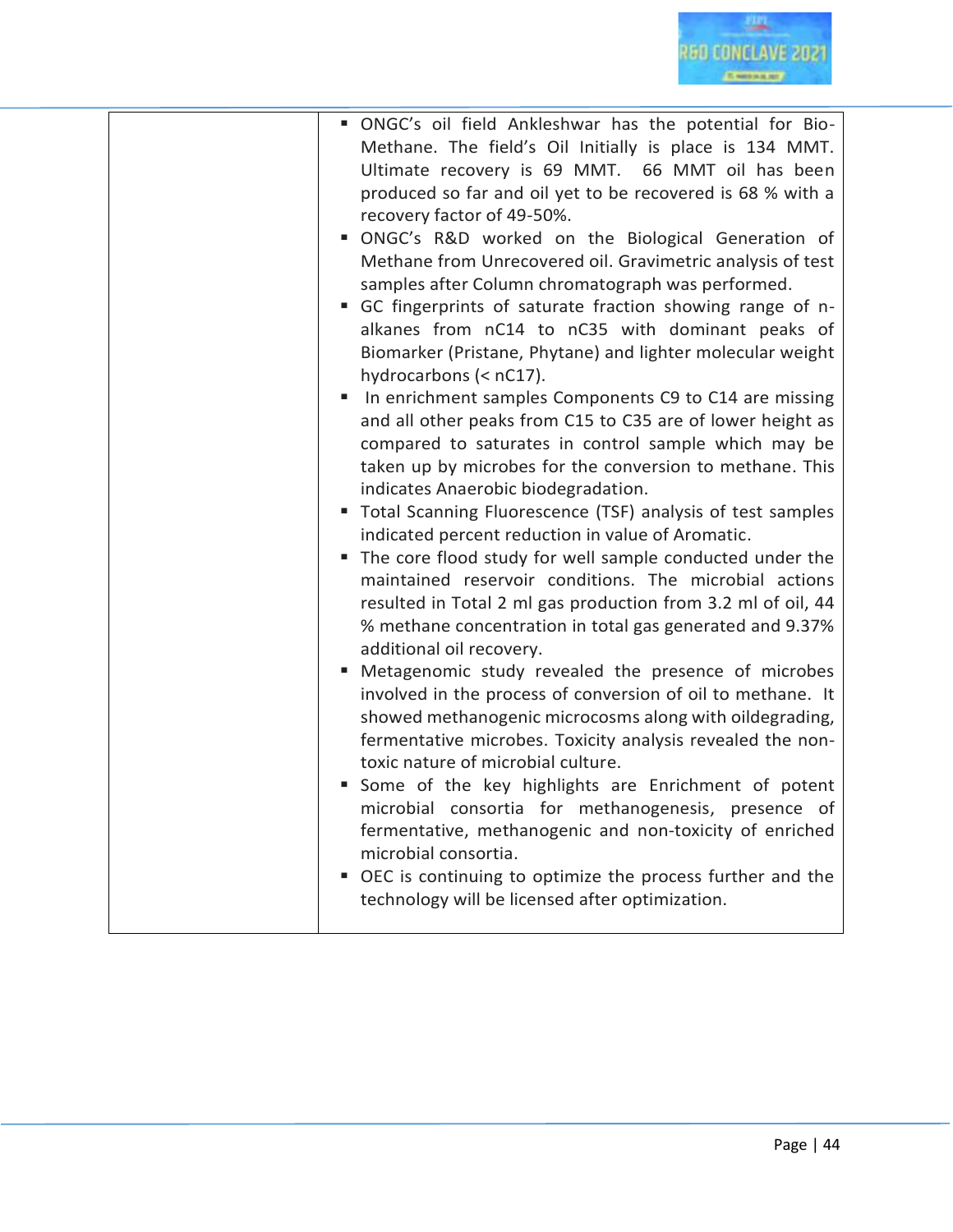| | |
|---|---|
| | ▪ ONGC's oil field Ankleshwar has the potential for Bio-Methane. The field's Oil Initially is place is 134 MMT. Ultimate recovery is 69 MMT. 66 MMT oil has been produced so far and oil yet to be recovered is 68 % with a recovery factor of 49-50%.<br>▪ ONGC's R&D worked on the Biological Generation of Methane from Unrecovered oil. Gravimetric analysis of test samples after Column chromatograph was performed.<br>▪ GC fingerprints of saturate fraction showing range of n-alkanes from nC14 to nC35 with dominant peaks of Biomarker (Pristane, Phytane) and lighter molecular weight hydrocarbons (< nC17).<br>▪ In enrichment samples Components C9 to C14 are missing and all other peaks from C15 to C35 are of lower height as compared to saturates in control sample which may be taken up by microbes for the conversion to methane. This indicates Anaerobic biodegradation.<br>▪ Total Scanning Fluorescence (TSF) analysis of test samples indicated percent reduction in value of Aromatic.<br>▪ The core flood study for well sample conducted under the maintained reservoir conditions. The microbial actions resulted in Total 2 ml gas production from 3.2 ml of oil, 44 % methane concentration in total gas generated and 9.37% additional oil recovery.<br>▪ Metagenomic study revealed the presence of microbes involved in the process of conversion of oil to methane. It showed methanogenic microcosms along with oildegrading, fermentative microbes. Toxicity analysis revealed the non-toxic nature of microbial culture.<br>▪ Some of the key highlights are Enrichment of potent microbial consortia for methanogenesis, presence of fermentative, methanogenic and non-toxicity of enriched microbial consortia.<br>▪ OEC is continuing to optimize the process further and the technology will be licensed after optimization. |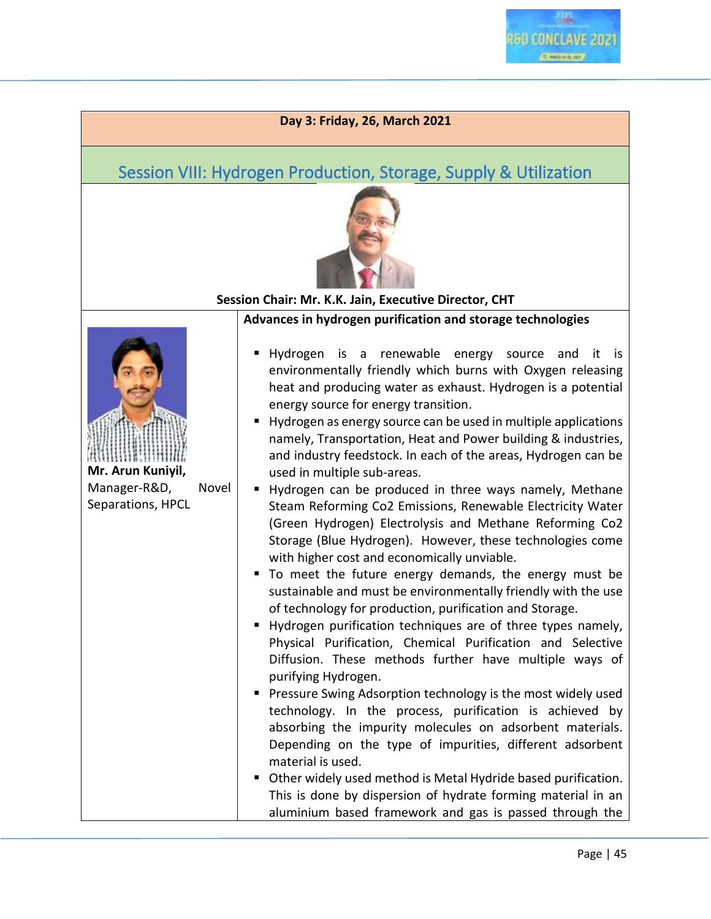**Day 3: Friday, 26, March 2021**

## Session VIII: Hydrogen Production, Storage, Supply & Utilization

**Session Chair: Mr. K.K. Jain, Executive Director, CHT**

**Mr. Arun Kuniyil,** Manager-R&D, Novel Separations, HPCL

**Advances in hydrogen purification and storage technologies**

- Hydrogen is a renewable energy source and it is environmentally friendly which burns with Oxygen releasing heat and producing water as exhaust. Hydrogen is a potential energy source for energy transition.
- Hydrogen as energy source can be used in multiple applications namely, Transportation, Heat and Power building & industries, and industry feedstock. In each of the areas, Hydrogen can be used in multiple sub-areas.
- Hydrogen can be produced in three ways namely, Methane Steam Reforming Co2 Emissions, Renewable Electricity Water (Green Hydrogen) Electrolysis and Methane Reforming Co2 Storage (Blue Hydrogen). However, these technologies come with higher cost and economically unviable.
- To meet the future energy demands, the energy must be sustainable and must be environmentally friendly with the use of technology for production, purification and Storage.
- Hydrogen purification techniques are of three types namely, Physical Purification, Chemical Purification and Selective Diffusion. These methods further have multiple ways of purifying Hydrogen.
- Pressure Swing Adsorption technology is the most widely used technology. In the process, purification is achieved by absorbing the impurity molecules on adsorbent materials. Depending on the type of impurities, different adsorbent material is used.
- Other widely used method is Metal Hydride based purification. This is done by dispersion of hydrate forming material in an aluminium based framework and gas is passed through the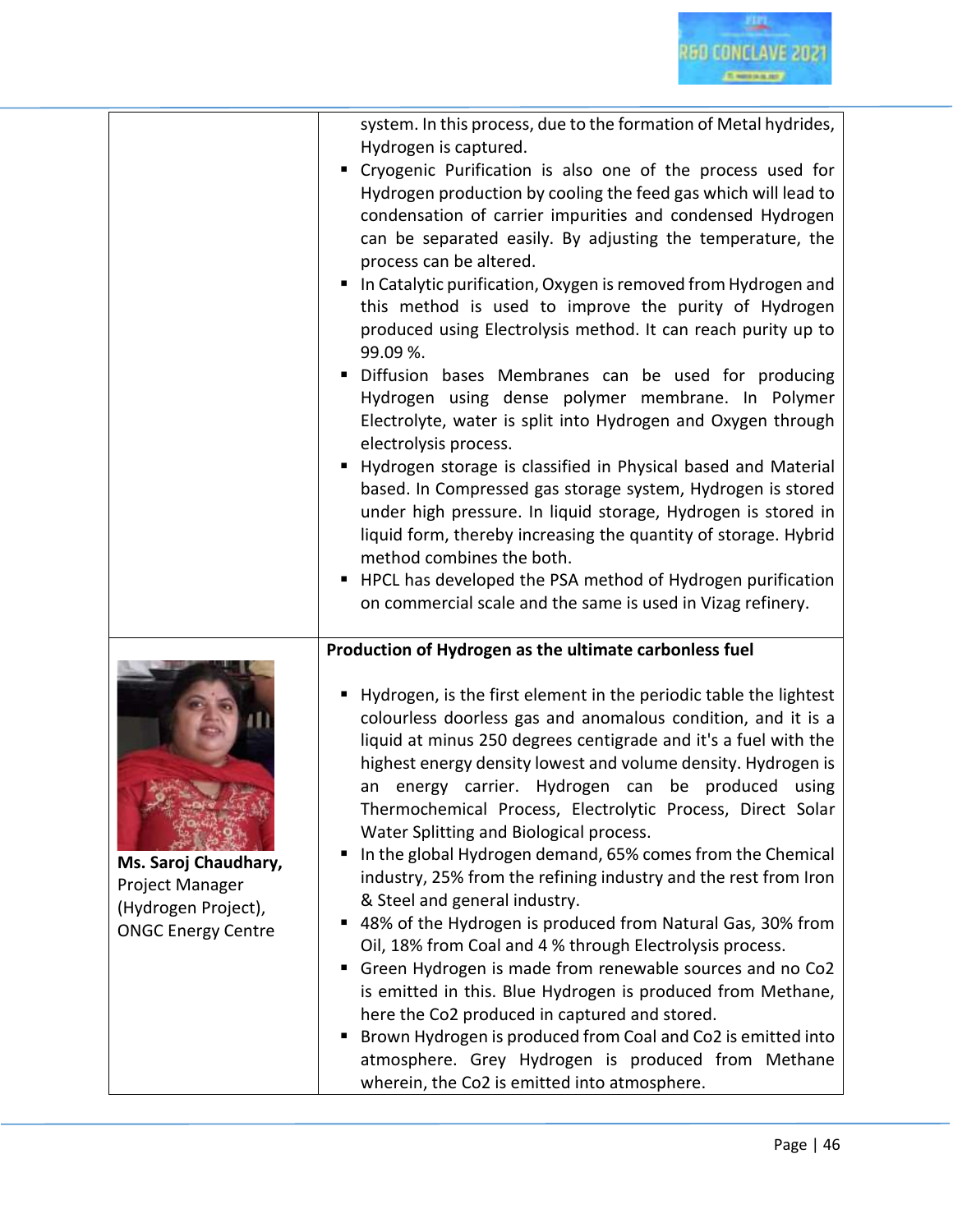| | |
|---|---|
| | system. In this process, due to the formation of Metal hydrides, Hydrogen is captured.<br>▪ Cryogenic Purification is also one of the process used for Hydrogen production by cooling the feed gas which will lead to condensation of carrier impurities and condensed Hydrogen can be separated easily. By adjusting the temperature, the process can be altered.<br>▪ In Catalytic purification, Oxygen is removed from Hydrogen and this method is used to improve the purity of Hydrogen produced using Electrolysis method. It can reach purity up to 99.09 %.<br>▪ Diffusion bases Membranes can be used for producing Hydrogen using dense polymer membrane. In Polymer Electrolyte, water is split into Hydrogen and Oxygen through electrolysis process.<br>▪ Hydrogen storage is classified in Physical based and Material based. In Compressed gas storage system, Hydrogen is stored under high pressure. In liquid storage, Hydrogen is stored in liquid form, thereby increasing the quantity of storage. Hybrid method combines the both.<br>▪ HPCL has developed the PSA method of Hydrogen purification on commercial scale and the same is used in Vizag refinery. |
| **Ms. Saroj Chaudhary,** Project Manager (Hydrogen Project), ONGC Energy Centre | **Production of Hydrogen as the ultimate carbonless fuel**<br>▪ Hydrogen, is the first element in the periodic table the lightest colourless doorless gas and anomalous condition, and it is a liquid at minus 250 degrees centigrade and it's a fuel with the highest energy density lowest and volume density. Hydrogen is an energy carrier. Hydrogen can be produced using Thermochemical Process, Electrolytic Process, Direct Solar Water Splitting and Biological process.<br>▪ In the global Hydrogen demand, 65% comes from the Chemical industry, 25% from the refining industry and the rest from Iron & Steel and general industry.<br>▪ 48% of the Hydrogen is produced from Natural Gas, 30% from Oil, 18% from Coal and 4 % through Electrolysis process.<br>▪ Green Hydrogen is made from renewable sources and no Co2 is emitted in this. Blue Hydrogen is produced from Methane, here the Co2 produced in captured and stored.<br>▪ Brown Hydrogen is produced from Coal and Co2 is emitted into atmosphere. Grey Hydrogen is produced from Methane wherein, the Co2 is emitted into atmosphere. |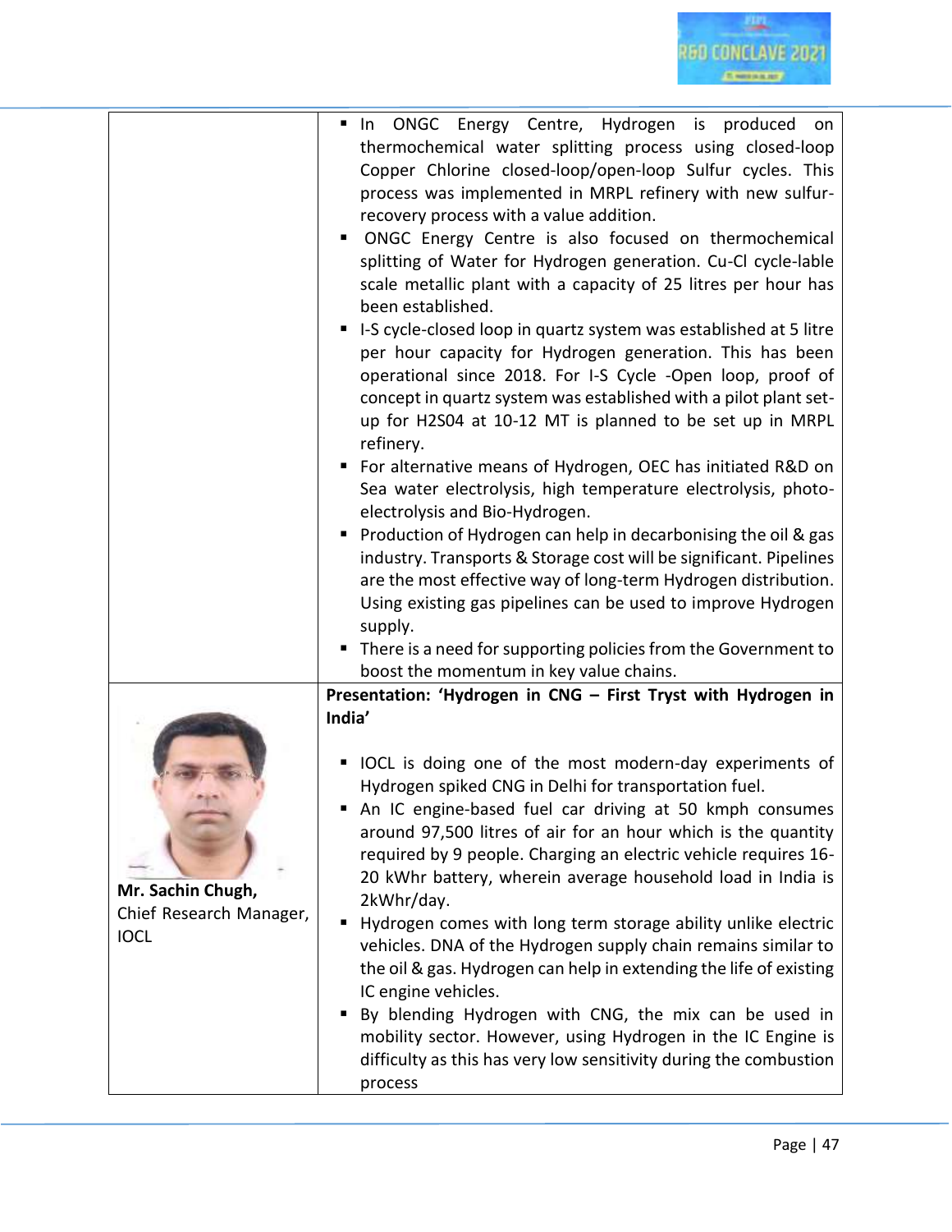| | |
|---|---|
| | ▪ In ONGC Energy Centre, Hydrogen is produced on thermochemical water splitting process using closed-loop Copper Chlorine closed-loop/open-loop Sulfur cycles. This process was implemented in MRPL refinery with new sulfur-recovery process with a value addition.<br>▪ ONGC Energy Centre is also focused on thermochemical splitting of Water for Hydrogen generation. Cu-Cl cycle-lable scale metallic plant with a capacity of 25 litres per hour has been established.<br>▪ I-S cycle-closed loop in quartz system was established at 5 litre per hour capacity for Hydrogen generation. This has been operational since 2018. For I-S Cycle -Open loop, proof of concept in quartz system was established with a pilot plant set-up for H2S04 at 10-12 MT is planned to be set up in MRPL refinery.<br>▪ For alternative means of Hydrogen, OEC has initiated R&D on Sea water electrolysis, high temperature electrolysis, photo-electrolysis and Bio-Hydrogen.<br>▪ Production of Hydrogen can help in decarbonising the oil & gas industry. Transports & Storage cost will be significant. Pipelines are the most effective way of long-term Hydrogen distribution. Using existing gas pipelines can be used to improve Hydrogen supply.<br>▪ There is a need for supporting policies from the Government to boost the momentum in key value chains. |
| **Mr. Sachin Chugh,** Chief Research Manager, IOCL | **Presentation: 'Hydrogen in CNG – First Tryst with Hydrogen in India'**<br>▪ IOCL is doing one of the most modern-day experiments of Hydrogen spiked CNG in Delhi for transportation fuel.<br>▪ An IC engine-based fuel car driving at 50 kmph consumes around 97,500 litres of air for an hour which is the quantity required by 9 people. Charging an electric vehicle requires 16-20 kWhr battery, wherein average household load in India is 2kWhr/day.<br>▪ Hydrogen comes with long term storage ability unlike electric vehicles. DNA of the Hydrogen supply chain remains similar to the oil & gas. Hydrogen can help in extending the life of existing IC engine vehicles.<br>▪ By blending Hydrogen with CNG, the mix can be used in mobility sector. However, using Hydrogen in the IC Engine is difficulty as this has very low sensitivity during the combustion process |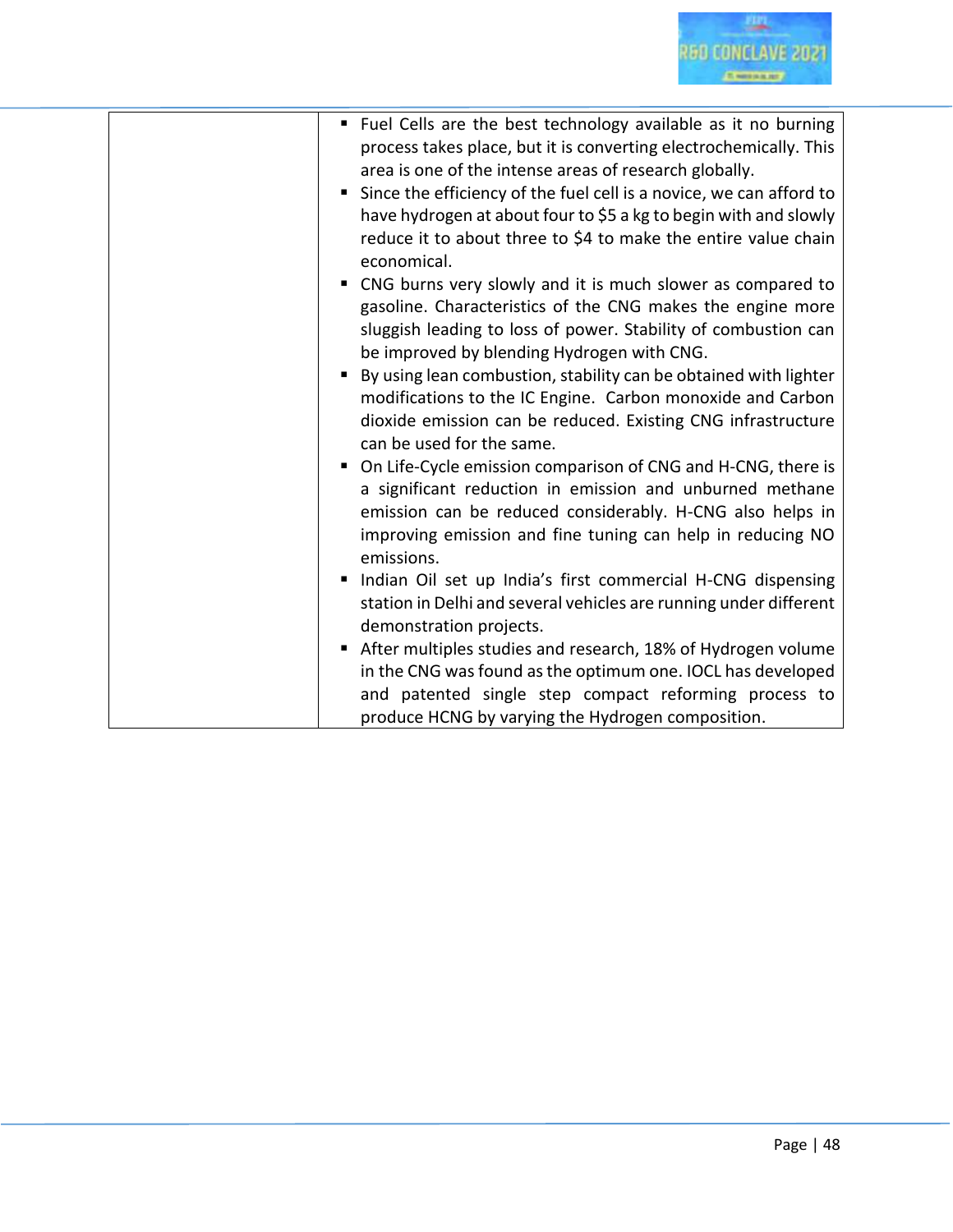| | |
|---|---|
| | ▪ Fuel Cells are the best technology available as it no burning process takes place, but it is converting electrochemically. This area is one of the intense areas of research globally.<br>▪ Since the efficiency of the fuel cell is a novice, we can afford to have hydrogen at about four to $5 a kg to begin with and slowly reduce it to about three to $4 to make the entire value chain economical.<br>▪ CNG burns very slowly and it is much slower as compared to gasoline. Characteristics of the CNG makes the engine more sluggish leading to loss of power. Stability of combustion can be improved by blending Hydrogen with CNG.<br>▪ By using lean combustion, stability can be obtained with lighter modifications to the IC Engine. Carbon monoxide and Carbon dioxide emission can be reduced. Existing CNG infrastructure can be used for the same.<br>▪ On Life-Cycle emission comparison of CNG and H-CNG, there is a significant reduction in emission and unburned methane emission can be reduced considerably. H-CNG also helps in improving emission and fine tuning can help in reducing NO emissions.<br>▪ Indian Oil set up India's first commercial H-CNG dispensing station in Delhi and several vehicles are running under different demonstration projects.<br>▪ After multiples studies and research, 18% of Hydrogen volume in the CNG was found as the optimum one. IOCL has developed and patented single step compact reforming process to produce HCNG by varying the Hydrogen composition. |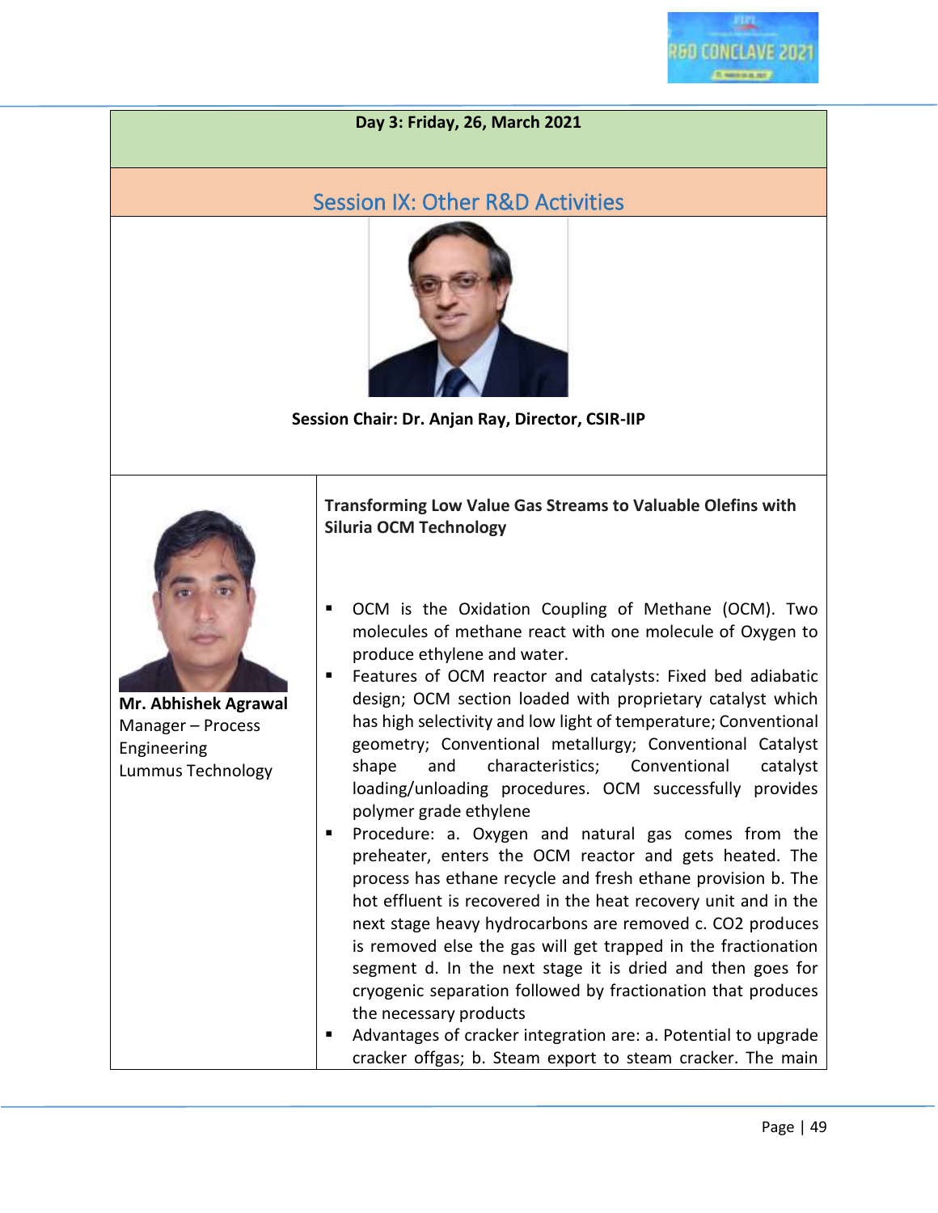**Day 3: Friday, 26, March 2021**

## Session IX: Other R&D Activities

**Session Chair: Dr. Anjan Ray, Director, CSIR-IIP**

**Mr. Abhishek Agrawal**
Manager – Process Engineering
Lummus Technology

**Transforming Low Value Gas Streams to Valuable Olefins with Siluria OCM Technology**

- OCM is the Oxidation Coupling of Methane (OCM). Two molecules of methane react with one molecule of Oxygen to produce ethylene and water.
- Features of OCM reactor and catalysts: Fixed bed adiabatic design; OCM section loaded with proprietary catalyst which has high selectivity and low light of temperature; Conventional geometry; Conventional metallurgy; Conventional Catalyst shape and characteristics; Conventional catalyst loading/unloading procedures. OCM successfully provides polymer grade ethylene
- Procedure: a. Oxygen and natural gas comes from the preheater, enters the OCM reactor and gets heated. The process has ethane recycle and fresh ethane provision b. The hot effluent is recovered in the heat recovery unit and in the next stage heavy hydrocarbons are removed c. $CO_2$ produces is removed else the gas will get trapped in the fractionation segment d. In the next stage it is dried and then goes for cryogenic separation followed by fractionation that produces the necessary products
- Advantages of cracker integration are: a. Potential to upgrade cracker offgas; b. Steam export to steam cracker. The main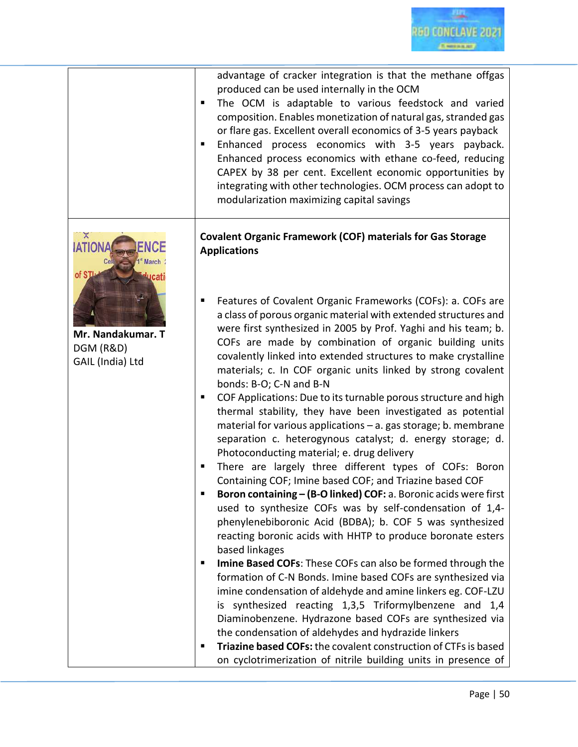| | |
|---|---|
| | advantage of cracker integration is that the methane offgas produced can be used internally in the OCM<br>▪ The OCM is adaptable to various feedstock and varied composition. Enables monetization of natural gas, stranded gas or flare gas. Excellent overall economics of 3-5 years payback<br>▪ Enhanced process economics with 3-5 years payback. Enhanced process economics with ethane co-feed, reducing CAPEX by 38 per cent. Excellent economic opportunities by integrating with other technologies. OCM process can adopt to modularization maximizing capital savings |
| **Mr. Nandakumar. T**<br>DGM (R&D)<br>GAIL (India) Ltd | **Covalent Organic Framework (COF) materials for Gas Storage Applications**<br><br>▪ Features of Covalent Organic Frameworks (COFs): a. COFs are a class of porous organic material with extended structures and were first synthesized in 2005 by Prof. Yaghi and his team; b. COFs are made by combination of organic building units covalently linked into extended structures to make crystalline materials; c. In COF organic units linked by strong covalent bonds: B-O; C-N and B-N<br>▪ COF Applications: Due to its turnable porous structure and high thermal stability, they have been investigated as potential material for various applications – a. gas storage; b. membrane separation c. heterogynous catalyst; d. energy storage; d. Photoconducting material; e. drug delivery<br>▪ There are largely three different types of COFs: Boron Containing COF; Imine based COF; and Triazine based COF<br>▪ **Boron containing – (B-O linked) COF:** a. Boronic acids were first used to synthesize COFs was by self-condensation of 1,4-phenylenebiboronic Acid (BDBA); b. COF 5 was synthesized reacting boronic acids with HHTP to produce boronate esters based linkages<br>▪ **Imine Based COFs**: These COFs can also be formed through the formation of C-N Bonds. Imine based COFs are synthesized via imine condensation of aldehyde and amine linkers eg. COF-LZU is synthesized reacting 1,3,5 Triformylbenzene and 1,4 Diaminobenzene. Hydrazone based COFs are synthesized via the condensation of aldehydes and hydrazide linkers<br>▪ **Triazine based COFs:** the covalent construction of CTFs is based on cyclotrimerization of nitrile building units in presence of |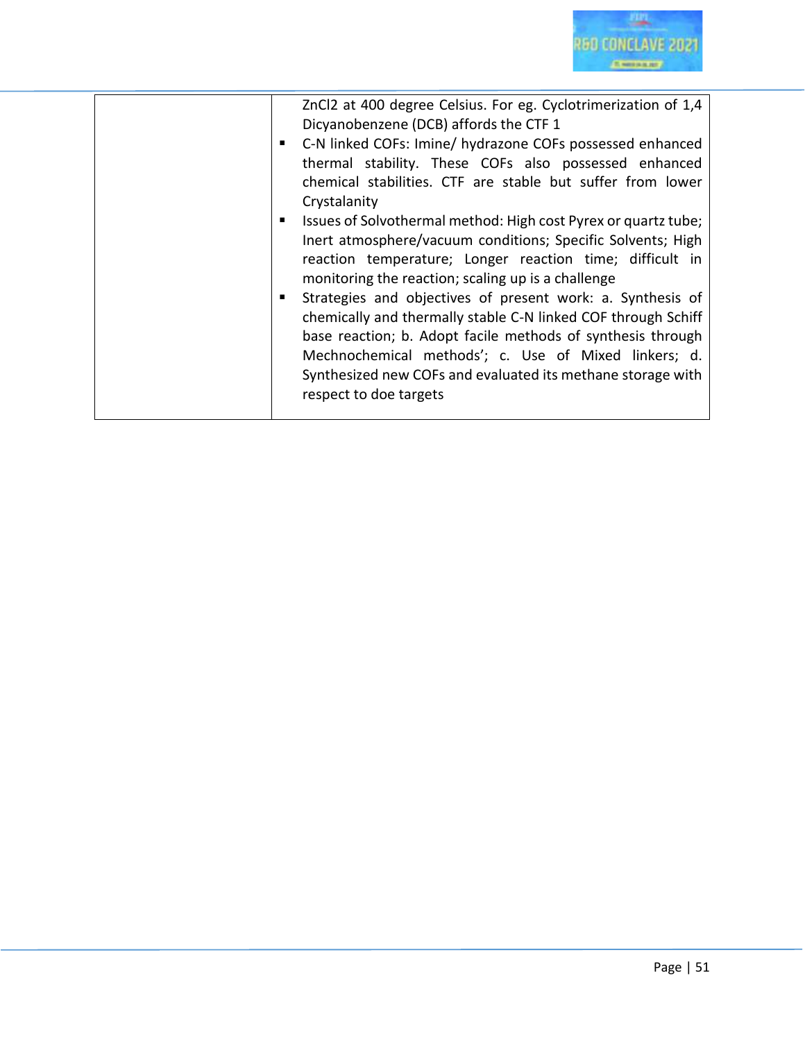| | |
|---|---|
| | ZnCl2 at 400 degree Celsius. For eg. Cyclotrimerization of 1,4 Dicyanobenzene (DCB) affords the CTF 1<br>▪ C-N linked COFs: Imine/ hydrazone COFs possessed enhanced thermal stability. These COFs also possessed enhanced chemical stabilities. CTF are stable but suffer from lower Crystalanity<br>▪ Issues of Solvothermal method: High cost Pyrex or quartz tube; Inert atmosphere/vacuum conditions; Specific Solvents; High reaction temperature; Longer reaction time; difficult in monitoring the reaction; scaling up is a challenge<br>▪ Strategies and objectives of present work: a. Synthesis of chemically and thermally stable C-N linked COF through Schiff base reaction; b. Adopt facile methods of synthesis through Mechnochemical methods'; c. Use of Mixed linkers; d. Synthesized new COFs and evaluated its methane storage with respect to doe targets |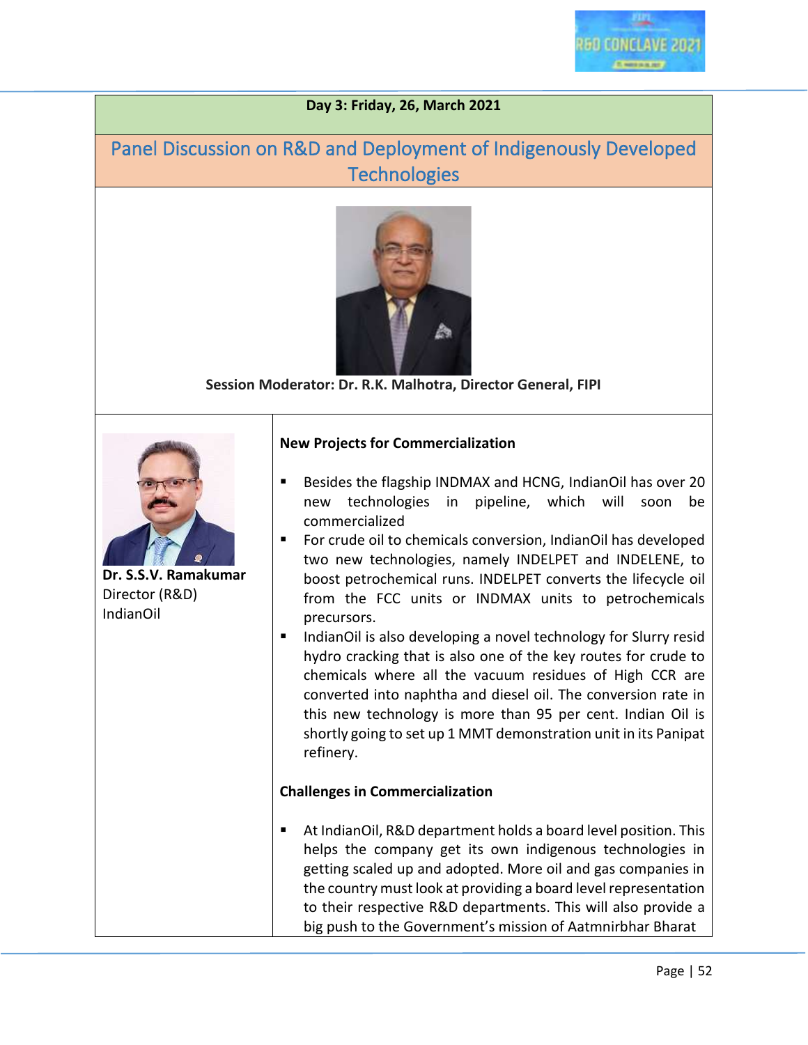**Day 3: Friday, 26, March 2021**

## Panel Discussion on R&D and Deployment of Indigenously Developed Technologies

**Session Moderator: Dr. R.K. Malhotra, Director General, FIPI**

**Dr. S.S.V. Ramakumar**
Director (R&D)
IndianOil

**New Projects for Commercialization**

- Besides the flagship INDMAX and HCNG, IndianOil has over 20 new technologies in pipeline, which will soon be commercialized
- For crude oil to chemicals conversion, IndianOil has developed two new technologies, namely INDELPET and INDELENE, to boost petrochemical runs. INDELPET converts the lifecycle oil from the FCC units or INDMAX units to petrochemicals precursors.
- IndianOil is also developing a novel technology for Slurry resid hydro cracking that is also one of the key routes for crude to chemicals where all the vacuum residues of High CCR are converted into naphtha and diesel oil. The conversion rate in this new technology is more than 95 per cent. Indian Oil is shortly going to set up 1 MMT demonstration unit in its Panipat refinery.

**Challenges in Commercialization**

- At IndianOil, R&D department holds a board level position. This helps the company get its own indigenous technologies in getting scaled up and adopted. More oil and gas companies in the country must look at providing a board level representation to their respective R&D departments. This will also provide a big push to the Government's mission of Aatmnirbhar Bharat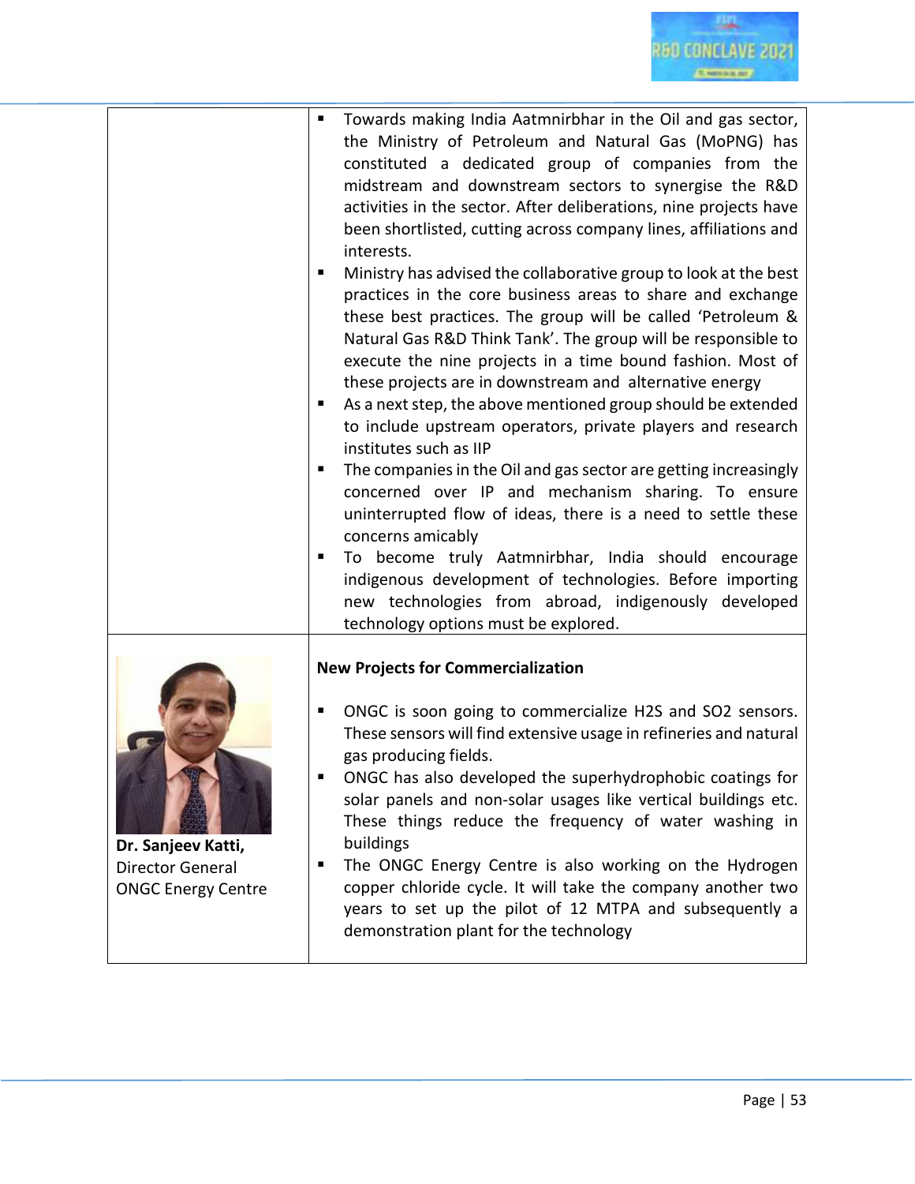| | |
|---|---|
| | ▪ Towards making India Aatmnirbhar in the Oil and gas sector, the Ministry of Petroleum and Natural Gas (MoPNG) has constituted a dedicated group of companies from the midstream and downstream sectors to synergise the R&D activities in the sector. After deliberations, nine projects have been shortlisted, cutting across company lines, affiliations and interests.<br>▪ Ministry has advised the collaborative group to look at the best practices in the core business areas to share and exchange these best practices. The group will be called 'Petroleum & Natural Gas R&D Think Tank'. The group will be responsible to execute the nine projects in a time bound fashion. Most of these projects are in downstream and alternative energy<br>▪ As a next step, the above mentioned group should be extended to include upstream operators, private players and research institutes such as IIP<br>▪ The companies in the Oil and gas sector are getting increasingly concerned over IP and mechanism sharing. To ensure uninterrupted flow of ideas, there is a need to settle these concerns amicably<br>▪ To become truly Aatmnirbhar, India should encourage indigenous development of technologies. Before importing new technologies from abroad, indigenously developed technology options must be explored. |
| **Dr. Sanjeev Katti,**<br>Director General<br>ONGC Energy Centre | **New Projects for Commercialization**<br>▪ ONGC is soon going to commercialize $H_2S$ and $SO_2$ sensors. These sensors will find extensive usage in refineries and natural gas producing fields.<br>▪ ONGC has also developed the superhydrophobic coatings for solar panels and non-solar usages like vertical buildings etc. These things reduce the frequency of water washing in buildings<br>▪ The ONGC Energy Centre is also working on the Hydrogen copper chloride cycle. It will take the company another two years to set up the pilot of 12 MTPA and subsequently a demonstration plant for the technology |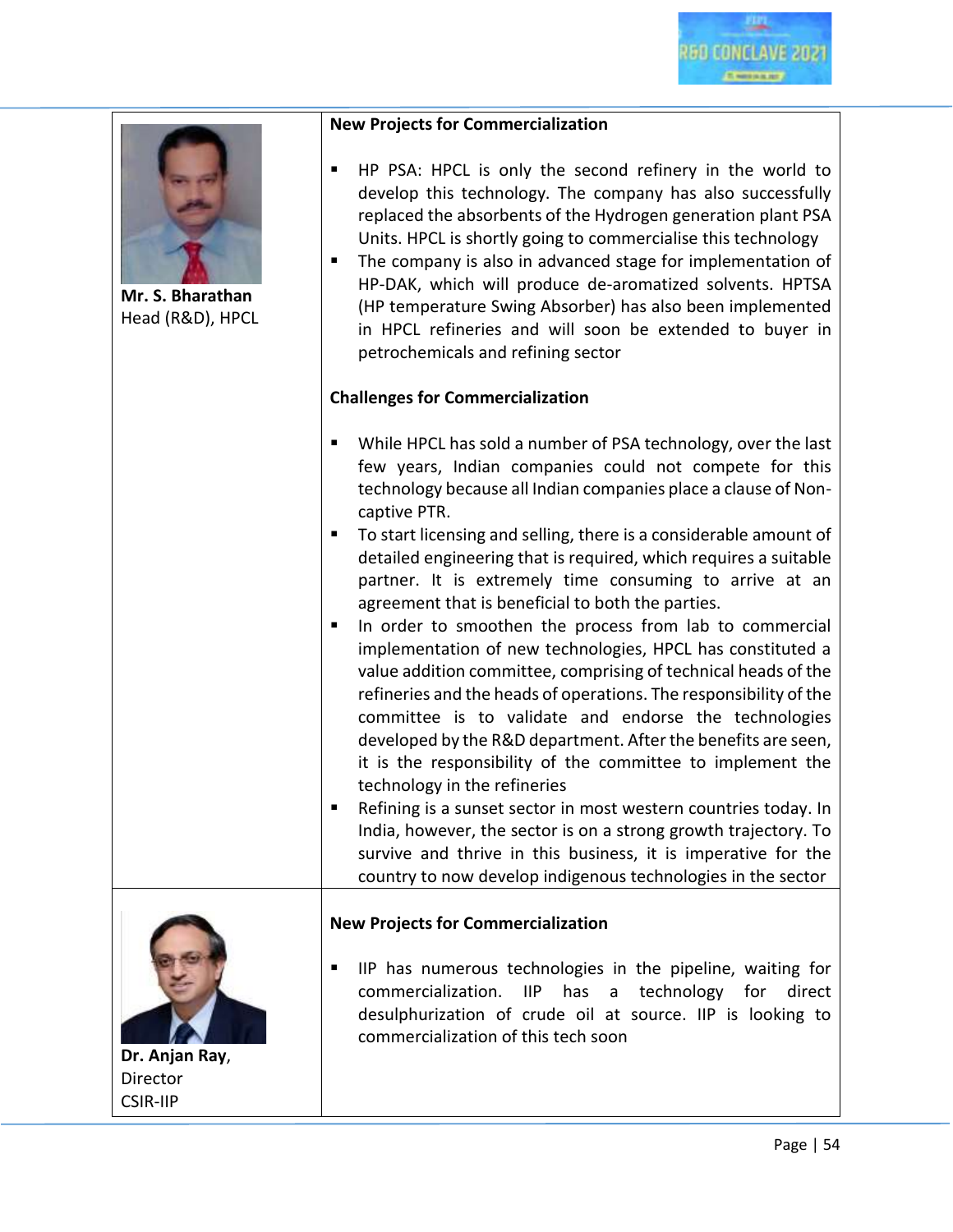| | |
|---|---|
| **Mr. S. Bharathan**<br>Head (R&D), HPCL | **New Projects for Commercialization**<br><br>▪ HP PSA: HPCL is only the second refinery in the world to develop this technology. The company has also successfully replaced the absorbents of the Hydrogen generation plant PSA Units. HPCL is shortly going to commercialise this technology<br>▪ The company is also in advanced stage for implementation of HP-DAK, which will produce de-aromatized solvents. HPTSA (HP temperature Swing Absorber) has also been implemented in HPCL refineries and will soon be extended to buyer in petrochemicals and refining sector<br><br>**Challenges for Commercialization**<br><br>▪ While HPCL has sold a number of PSA technology, over the last few years, Indian companies could not compete for this technology because all Indian companies place a clause of Non-captive PTR.<br>▪ To start licensing and selling, there is a considerable amount of detailed engineering that is required, which requires a suitable partner. It is extremely time consuming to arrive at an agreement that is beneficial to both the parties.<br>▪ In order to smoothen the process from lab to commercial implementation of new technologies, HPCL has constituted a value addition committee, comprising of technical heads of the refineries and the heads of operations. The responsibility of the committee is to validate and endorse the technologies developed by the R&D department. After the benefits are seen, it is the responsibility of the committee to implement the technology in the refineries<br>▪ Refining is a sunset sector in most western countries today. In India, however, the sector is on a strong growth trajectory. To survive and thrive in this business, it is imperative for the country to now develop indigenous technologies in the sector |
| **Dr. Anjan Ray**,<br>Director<br>CSIR-IIP | **New Projects for Commercialization**<br><br>▪ IIP has numerous technologies in the pipeline, waiting for commercialization. IIP has a technology for direct desulphurization of crude oil at source. IIP is looking to commercialization of this tech soon |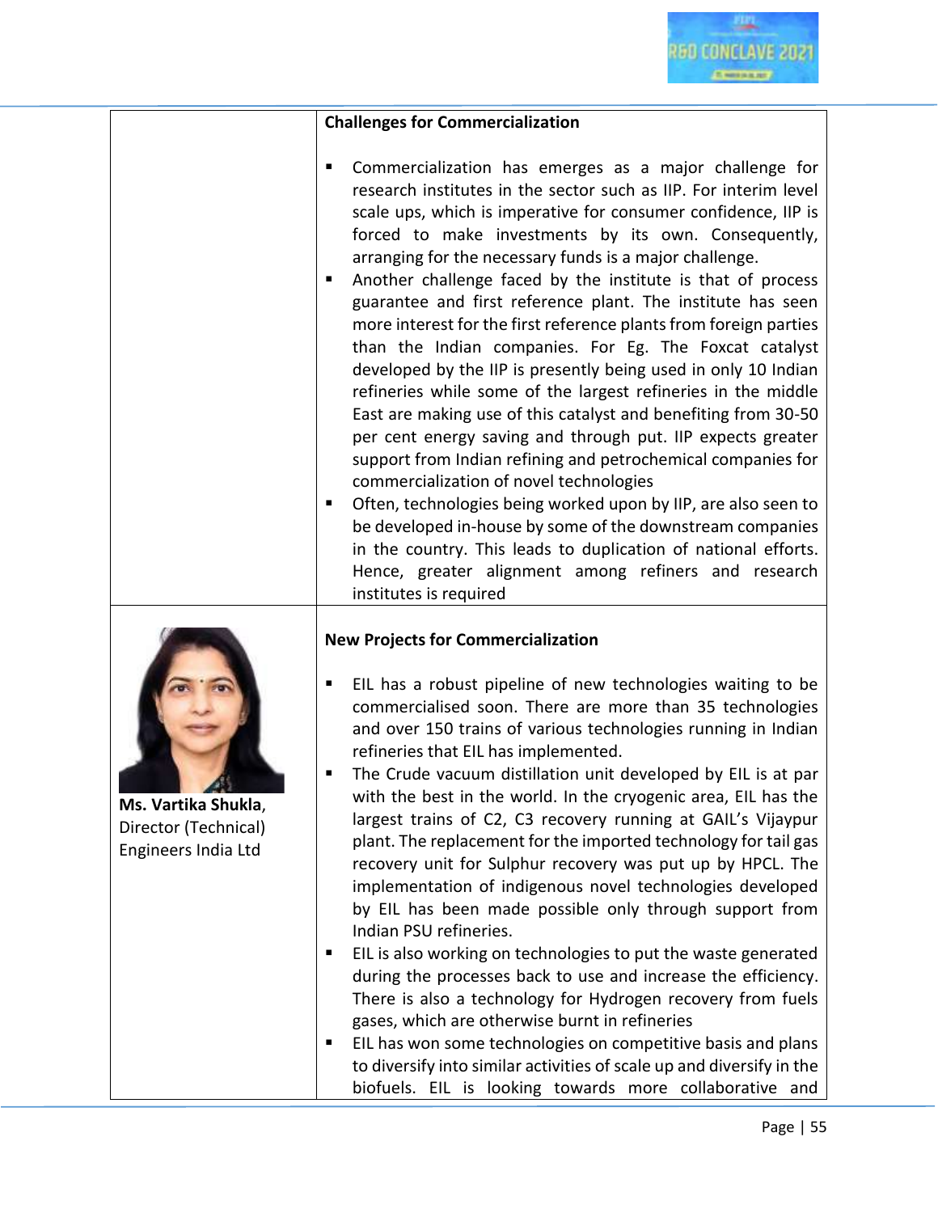| | |
|---|---|
| | **Challenges for Commercialization**<br><br>▪ Commercialization has emerges as a major challenge for research institutes in the sector such as IIP. For interim level scale ups, which is imperative for consumer confidence, IIP is forced to make investments by its own. Consequently, arranging for the necessary funds is a major challenge.<br>▪ Another challenge faced by the institute is that of process guarantee and first reference plant. The institute has seen more interest for the first reference plants from foreign parties than the Indian companies. For Eg. The Foxcat catalyst developed by the IIP is presently being used in only 10 Indian refineries while some of the largest refineries in the middle East are making use of this catalyst and benefiting from 30-50 per cent energy saving and through put. IIP expects greater support from Indian refining and petrochemical companies for commercialization of novel technologies<br>▪ Often, technologies being worked upon by IIP, are also seen to be developed in-house by some of the downstream companies in the country. This leads to duplication of national efforts. Hence, greater alignment among refiners and research institutes is required |
| **Ms. Vartika Shukla**, Director (Technical) Engineers India Ltd | **New Projects for Commercialization**<br><br>▪ EIL has a robust pipeline of new technologies waiting to be commercialised soon. There are more than 35 technologies and over 150 trains of various technologies running in Indian refineries that EIL has implemented.<br>▪ The Crude vacuum distillation unit developed by EIL is at par with the best in the world. In the cryogenic area, EIL has the largest trains of C2, C3 recovery running at GAIL's Vijaypur plant. The replacement for the imported technology for tail gas recovery unit for Sulphur recovery was put up by HPCL. The implementation of indigenous novel technologies developed by EIL has been made possible only through support from Indian PSU refineries.<br>▪ EIL is also working on technologies to put the waste generated during the processes back to use and increase the efficiency. There is also a technology for Hydrogen recovery from fuels gases, which are otherwise burnt in refineries<br>▪ EIL has won some technologies on competitive basis and plans to diversify into similar activities of scale up and diversify in the biofuels. EIL is looking towards more collaborative and |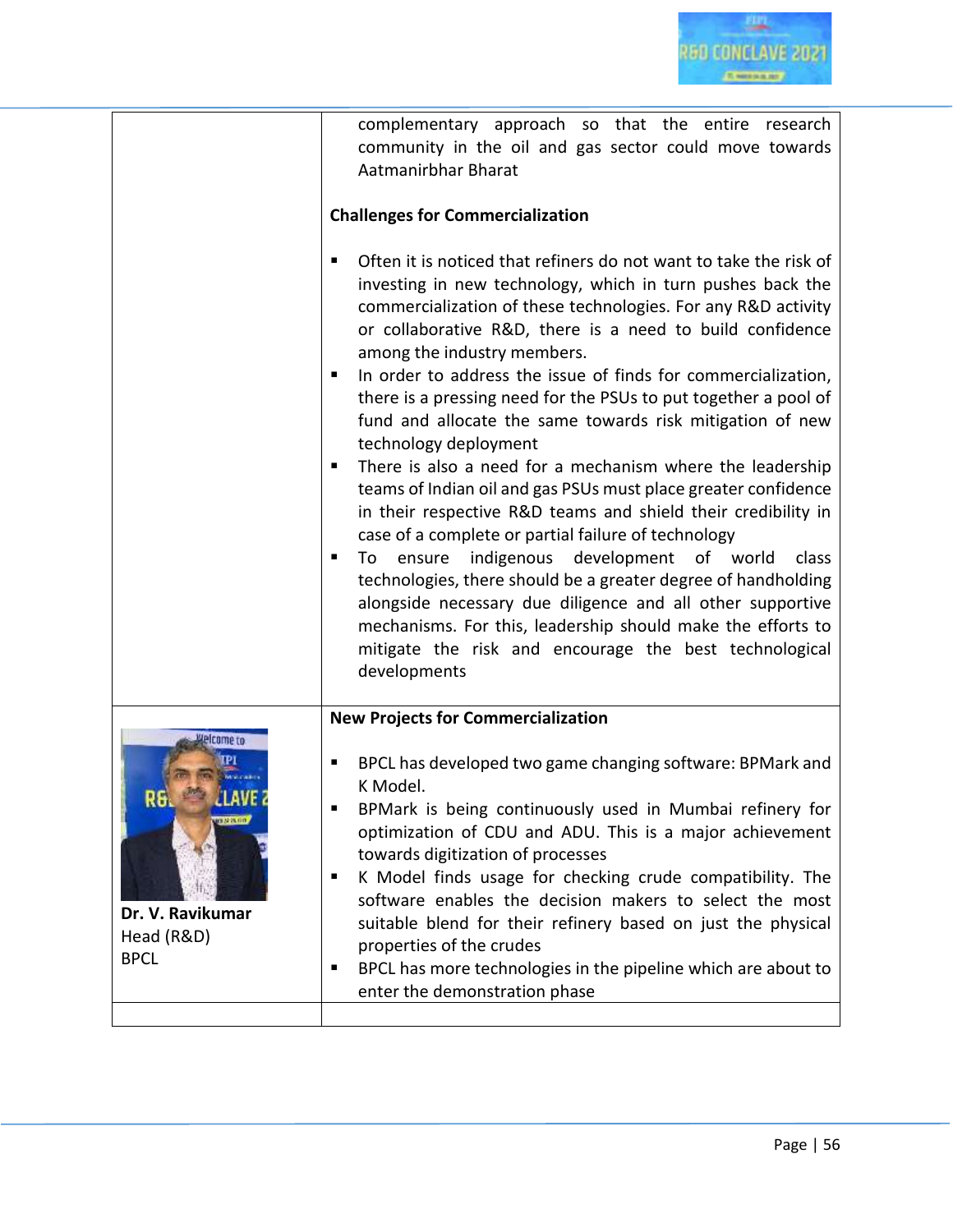| | |
|---|---|
| | complementary approach so that the entire research community in the oil and gas sector could move towards Aatmanirbhar Bharat<br><br>**Challenges for Commercialization**<br><br>▪ Often it is noticed that refiners do not want to take the risk of investing in new technology, which in turn pushes back the commercialization of these technologies. For any R&D activity or collaborative R&D, there is a need to build confidence among the industry members.<br>▪ In order to address the issue of finds for commercialization, there is a pressing need for the PSUs to put together a pool of fund and allocate the same towards risk mitigation of new technology deployment<br>▪ There is also a need for a mechanism where the leadership teams of Indian oil and gas PSUs must place greater confidence in their respective R&D teams and shield their credibility in case of a complete or partial failure of technology<br>▪ To ensure indigenous development of world class technologies, there should be a greater degree of handholding alongside necessary due diligence and all other supportive mechanisms. For this, leadership should make the efforts to mitigate the risk and encourage the best technological developments |
| **Dr. V. Ravikumar**<br>Head (R&D)<br>BPCL | **New Projects for Commercialization**<br><br>▪ BPCL has developed two game changing software: BPMark and K Model.<br>▪ BPMark is being continuously used in Mumbai refinery for optimization of CDU and ADU. This is a major achievement towards digitization of processes<br>▪ K Model finds usage for checking crude compatibility. The software enables the decision makers to select the most suitable blend for their refinery based on just the physical properties of the crudes<br>▪ BPCL has more technologies in the pipeline which are about to enter the demonstration phase |
| | |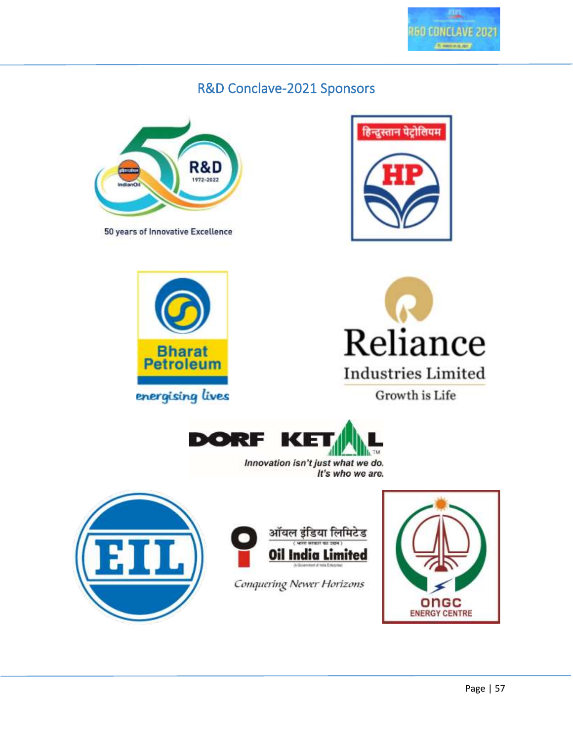## R&D Conclave-2021 Sponsors

R&D

1972-2022

IndianOil

50 years of Innovative Excellence

हिन्दुस्तान पेट्रोलियम

HP

Bharat Petroleum

energising lives

Reliance

Industries Limited

Growth is Life

DORF KETAL

Innovation isn't just what we do, It's who we are.

EIL

ऑयल इंडिया लिमिटेड

Oil India Limited

Conquering Newer Horizons

ONGC

ENERGY CENTRE